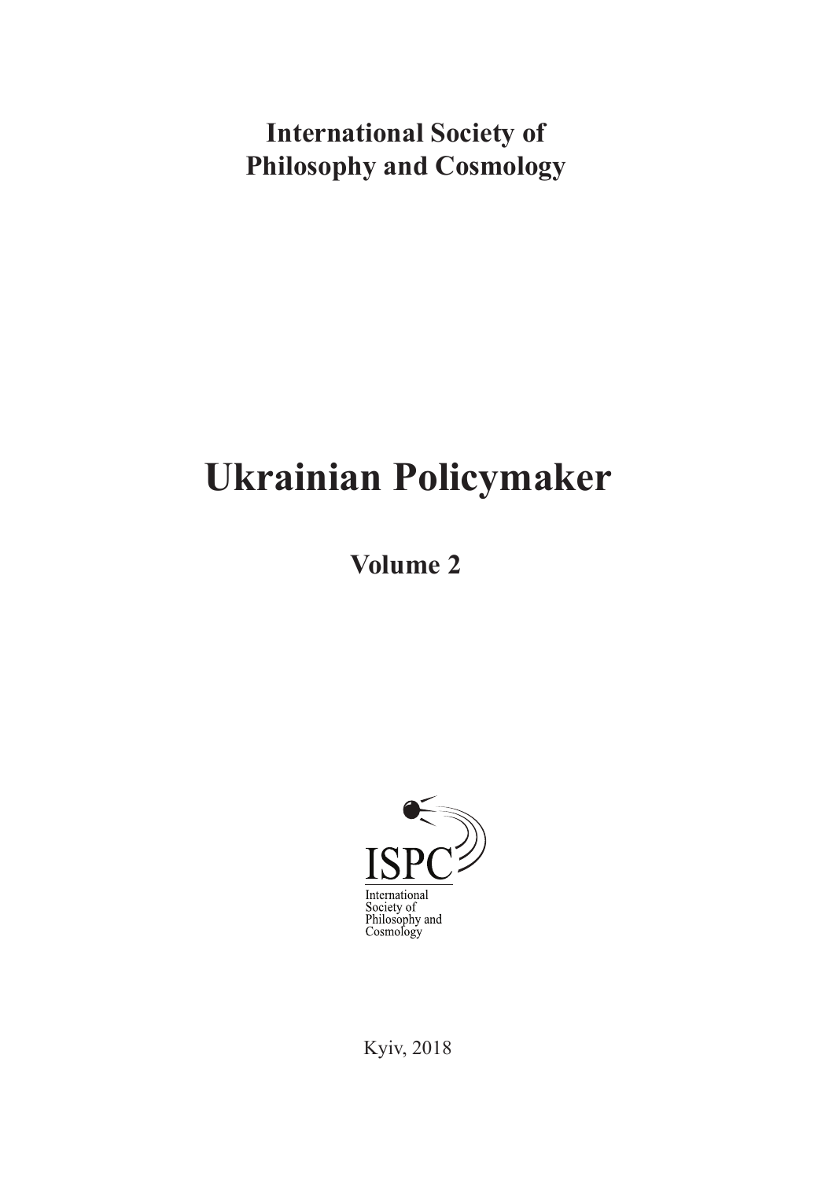**International Society of Philosophy and Cosmology**

# Ukrainian Policymaker

## Volume 2

ISPC

International Society of Philosophy and Cosmology

Kyiv, 2018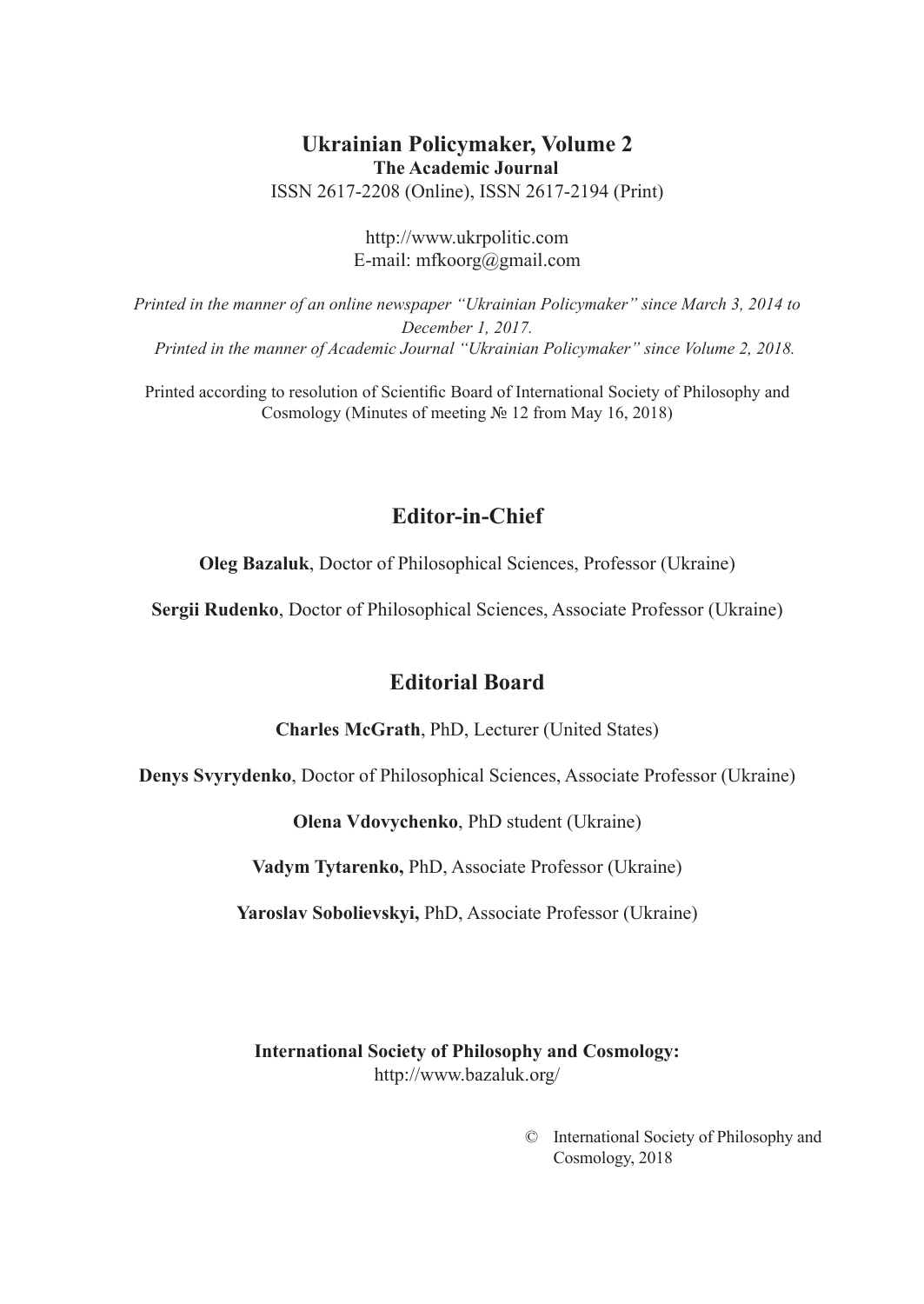**Ukrainian Policymaker, Volume 2**

**The Academic Journal**

ISSN 2617-2208 (Online), ISSN 2617-2194 (Print)

http://www.ukrpolitic.com

E-mail: mfkoorg@gmail.com

*Printed in the manner of an online newspaper "Ukrainian Policymaker" since March 3, 2014 to December 1, 2017.*

*Printed in the manner of Academic Journal "Ukrainian Policymaker" since Volume 2, 2018.*

Printed according to resolution of Scientific Board of International Society of Philosophy and Cosmology (Minutes of meeting № 12 from May 16, 2018)

## Editor-in-Chief

**Oleg Bazaluk**, Doctor of Philosophical Sciences, Professor (Ukraine)

**Sergii Rudenko**, Doctor of Philosophical Sciences, Associate Professor (Ukraine)

## Editorial Board

**Charles McGrath**, PhD, Lecturer (United States)

**Denys Svyrydenko**, Doctor of Philosophical Sciences, Associate Professor (Ukraine)

**Olena Vdovychenko**, PhD student (Ukraine)

**Vadym Tytarenko,** PhD, Associate Professor (Ukraine)

**Yaroslav Sobolievskyi,** PhD, Associate Professor (Ukraine)

**International Society of Philosophy and Cosmology:**

http://www.bazaluk.org/

© International Society of Philosophy and Cosmology, 2018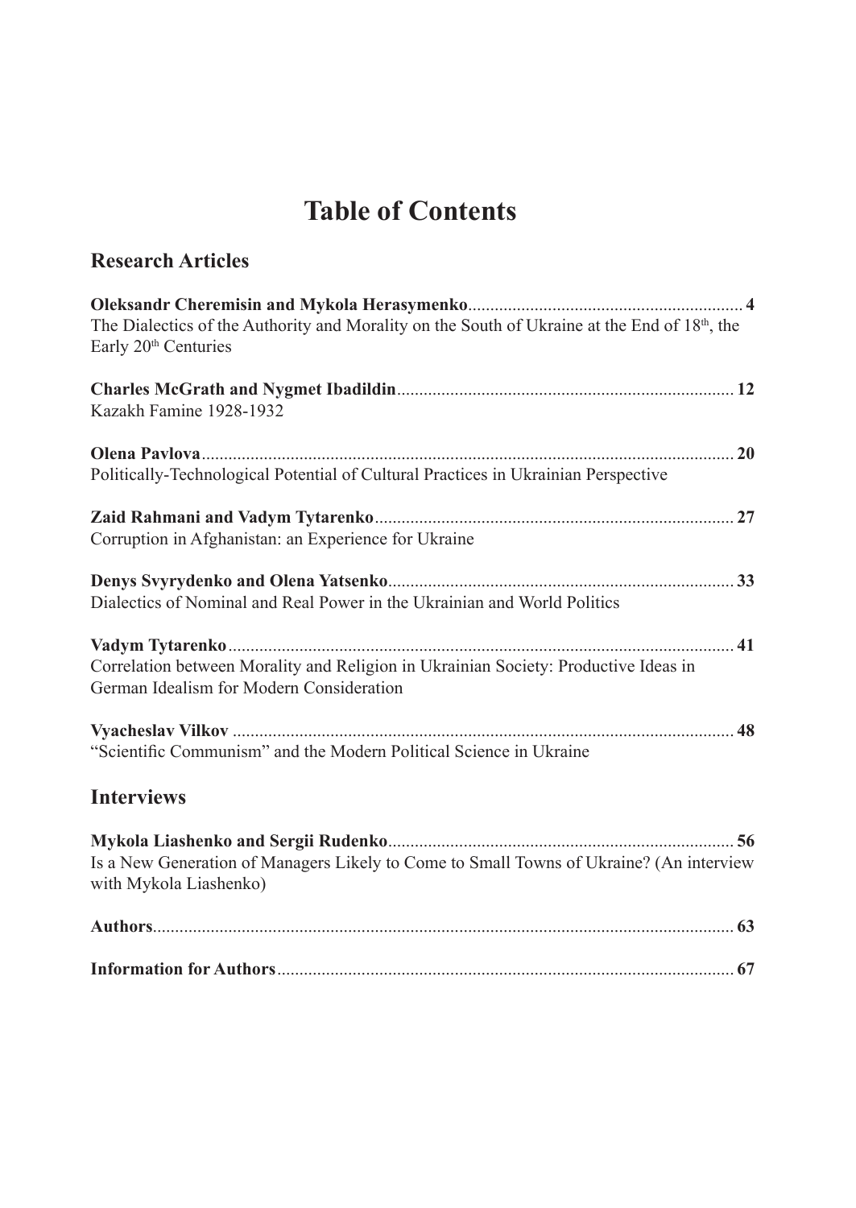# Table of Contents

## Research Articles

**Oleksandr Cheremisin and Mykola Herasymenko**............................................................ **4**
The Dialectics of the Authority and Morality on the South of Ukraine at the End of 18th, the Early 20th Centuries

**Charles McGrath and Nygmet Ibadildin**........................................................................... **12**
Kazakh Famine 1928-1932

**Olena Pavlova**....................................................................................................................... **20**
Politically-Technological Potential of Cultural Practices in Ukrainian Perspective

**Zaid Rahmani and Vadym Tytarenko**................................................................................ **27**
Corruption in Afghanistan: an Experience for Ukraine

**Denys Svyrydenko and Olena Yatsenko**............................................................................. **33**
Dialectics of Nominal and Real Power in the Ukrainian and World Politics

**Vadym Tytarenko**.................................................................................................................. **41**
Correlation between Morality and Religion in Ukrainian Society: Productive Ideas in German Idealism for Modern Consideration

**Vyacheslav Vilkov** ................................................................................................................ **48**
"Scientific Communism" and the Modern Political Science in Ukraine

## Interviews

**Mykola Liashenko and Sergii Rudenko**............................................................................. **56**
Is a New Generation of Managers Likely to Come to Small Towns of Ukraine? (An interview with Mykola Liashenko)

**Authors**................................................................................................................................. **63**

**Information for Authors**...................................................................................................... **67**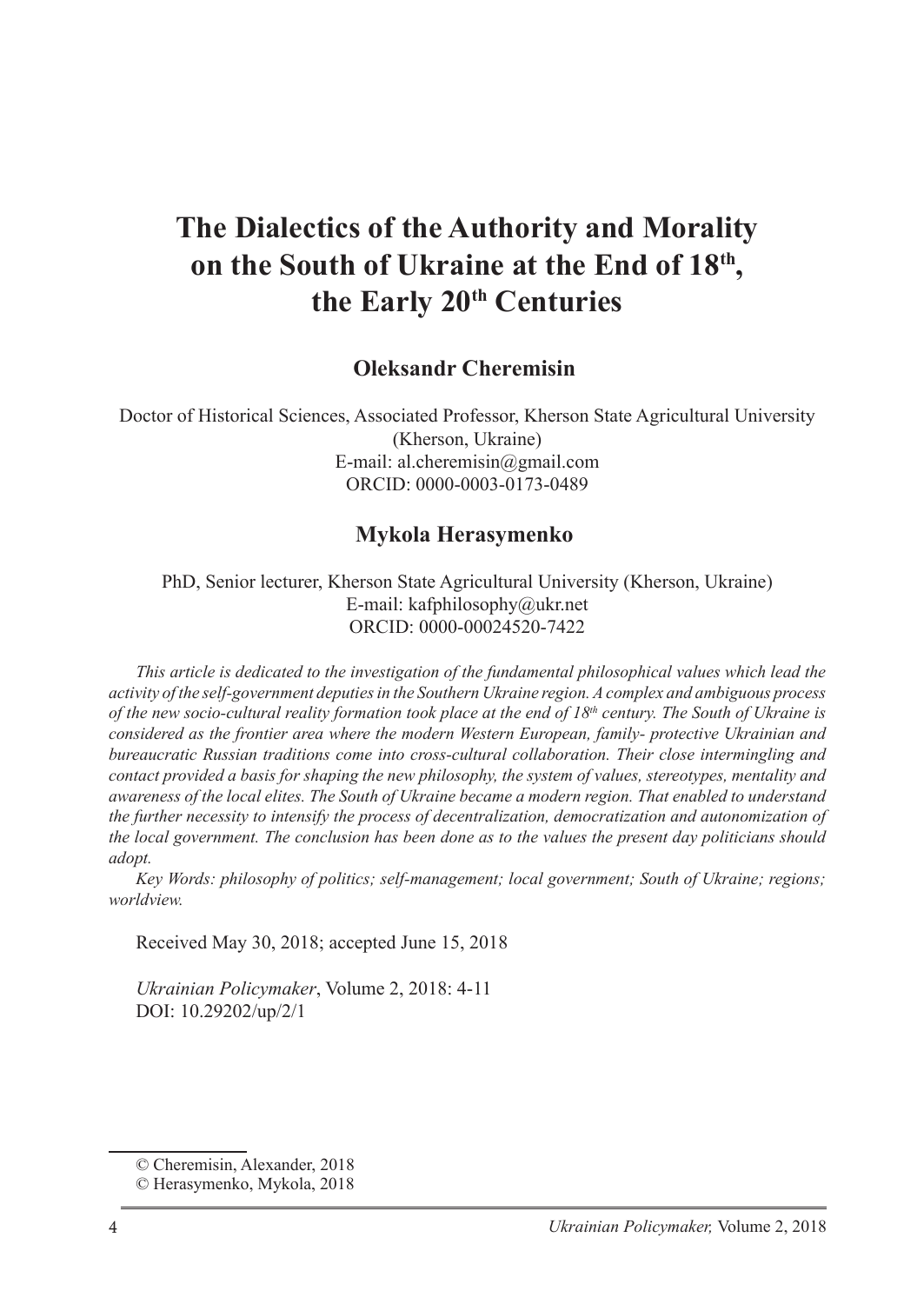# The Dialectics of the Authority and Morality on the South of Ukraine at the End of 18th, the Early 20th Centuries

**Oleksandr Cheremisin**

Doctor of Historical Sciences, Associated Professor, Kherson State Agricultural University (Kherson, Ukraine)
E-mail: al.cheremisin@gmail.com
ORCID: 0000-0003-0173-0489

**Mykola Herasymenko**

PhD, Senior lecturer, Kherson State Agricultural University (Kherson, Ukraine)
E-mail: kafphilosophy@ukr.net
ORCID: 0000-00024520-7422

*This article is dedicated to the investigation of the fundamental philosophical values which lead the activity of the self-government deputies in the Southern Ukraine region. A complex and ambiguous process of the new socio-cultural reality formation took place at the end of 18th century. The South of Ukraine is considered as the frontier area where the modern Western European, family- protective Ukrainian and bureaucratic Russian traditions come into cross-cultural collaboration. Their close intermingling and contact provided a basis for shaping the new philosophy, the system of values, stereotypes, mentality and awareness of the local elites. The South of Ukraine became a modern region. That enabled to understand the further necessity to intensify the process of decentralization, democratization and autonomization of the local government. The conclusion has been done as to the values the present day politicians should adopt.*

*Key Words: philosophy of politics; self-management; local government; South of Ukraine; regions; worldview.*

Received May 30, 2018; accepted June 15, 2018

*Ukrainian Policymaker*, Volume 2, 2018: 4-11
DOI: 10.29202/up/2/1

© Cheremisin, Alexander, 2018
© Herasymenko, Mykola, 2018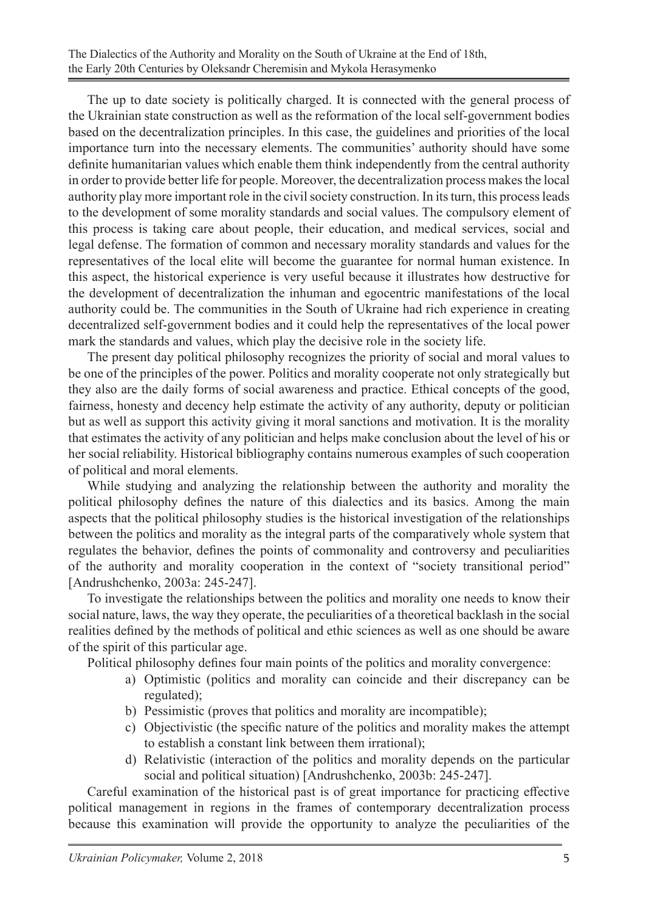The up to date society is politically charged. It is connected with the general process of the Ukrainian state construction as well as the reformation of the local self-government bodies based on the decentralization principles. In this case, the guidelines and priorities of the local importance turn into the necessary elements. The communities' authority should have some definite humanitarian values which enable them think independently from the central authority in order to provide better life for people. Moreover, the decentralization process makes the local authority play more important role in the civil society construction. In its turn, this process leads to the development of some morality standards and social values. The compulsory element of this process is taking care about people, their education, and medical services, social and legal defense. The formation of common and necessary morality standards and values for the representatives of the local elite will become the guarantee for normal human existence. In this aspect, the historical experience is very useful because it illustrates how destructive for the development of decentralization the inhuman and egocentric manifestations of the local authority could be. The communities in the South of Ukraine had rich experience in creating decentralized self-government bodies and it could help the representatives of the local power mark the standards and values, which play the decisive role in the society life.

The present day political philosophy recognizes the priority of social and moral values to be one of the principles of the power. Politics and morality cooperate not only strategically but they also are the daily forms of social awareness and practice. Ethical concepts of the good, fairness, honesty and decency help estimate the activity of any authority, deputy or politician but as well as support this activity giving it moral sanctions and motivation. It is the morality that estimates the activity of any politician and helps make conclusion about the level of his or her social reliability. Historical bibliography contains numerous examples of such cooperation of political and moral elements.

While studying and analyzing the relationship between the authority and morality the political philosophy defines the nature of this dialectics and its basics. Among the main aspects that the political philosophy studies is the historical investigation of the relationships between the politics and morality as the integral parts of the comparatively whole system that regulates the behavior, defines the points of commonality and controversy and peculiarities of the authority and morality cooperation in the context of "society transitional period" [Andrushchenko, 2003a: 245-247].

To investigate the relationships between the politics and morality one needs to know their social nature, laws, the way they operate, the peculiarities of a theoretical backlash in the social realities defined by the methods of political and ethic sciences as well as one should be aware of the spirit of this particular age.

Political philosophy defines four main points of the politics and morality convergence:

a) Optimistic (politics and morality can coincide and their discrepancy can be regulated);
b) Pessimistic (proves that politics and morality are incompatible);
c) Objectivistic (the specific nature of the politics and morality makes the attempt to establish a constant link between them irrational);
d) Relativistic (interaction of the politics and morality depends on the particular social and political situation) [Andrushchenko, 2003b: 245-247].

Careful examination of the historical past is of great importance for practicing effective political management in regions in the frames of contemporary decentralization process because this examination will provide the opportunity to analyze the peculiarities of the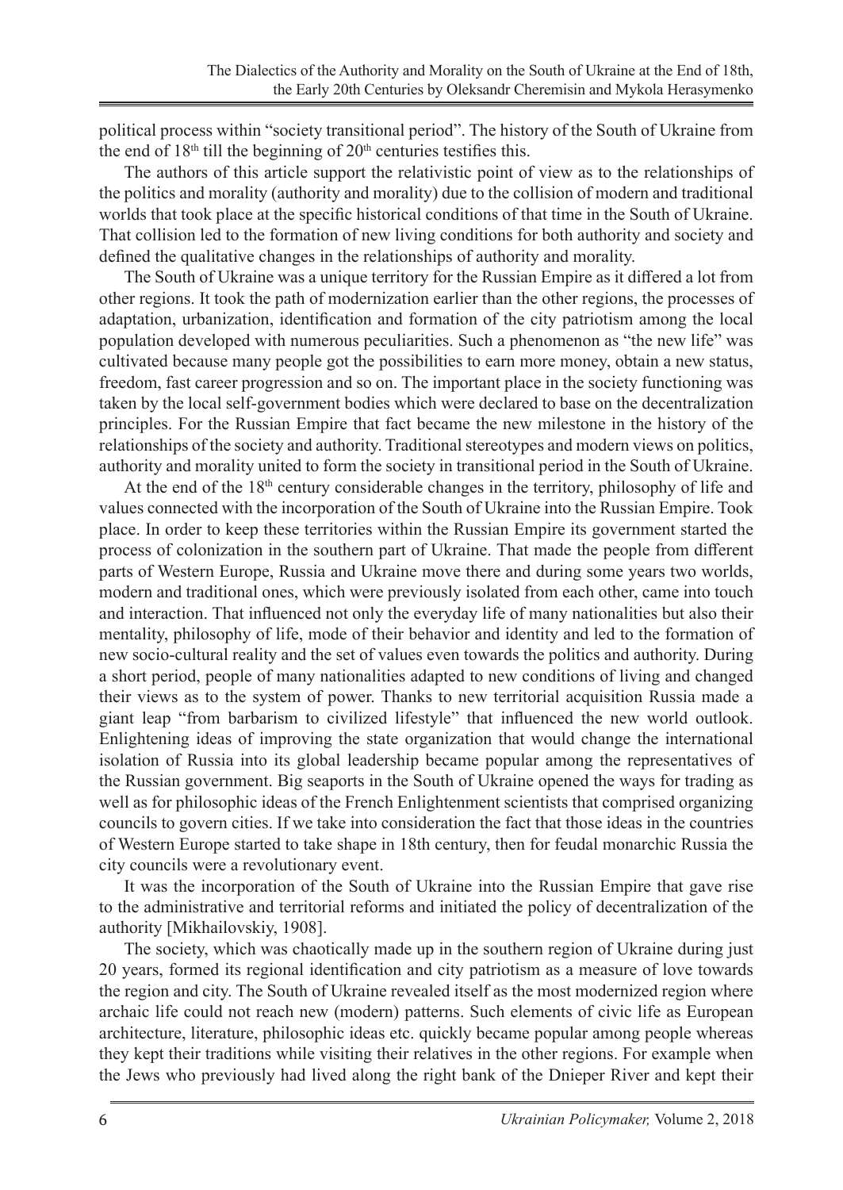political process within "society transitional period". The history of the South of Ukraine from the end of 18th till the beginning of 20th centuries testifies this.

The authors of this article support the relativistic point of view as to the relationships of the politics and morality (authority and morality) due to the collision of modern and traditional worlds that took place at the specific historical conditions of that time in the South of Ukraine. That collision led to the formation of new living conditions for both authority and society and defined the qualitative changes in the relationships of authority and morality.

The South of Ukraine was a unique territory for the Russian Empire as it differed a lot from other regions. It took the path of modernization earlier than the other regions, the processes of adaptation, urbanization, identification and formation of the city patriotism among the local population developed with numerous peculiarities. Such a phenomenon as "the new life" was cultivated because many people got the possibilities to earn more money, obtain a new status, freedom, fast career progression and so on. The important place in the society functioning was taken by the local self-government bodies which were declared to base on the decentralization principles. For the Russian Empire that fact became the new milestone in the history of the relationships of the society and authority. Traditional stereotypes and modern views on politics, authority and morality united to form the society in transitional period in the South of Ukraine.

At the end of the 18th century considerable changes in the territory, philosophy of life and values connected with the incorporation of the South of Ukraine into the Russian Empire. Took place. In order to keep these territories within the Russian Empire its government started the process of colonization in the southern part of Ukraine. That made the people from different parts of Western Europe, Russia and Ukraine move there and during some years two worlds, modern and traditional ones, which were previously isolated from each other, came into touch and interaction. That influenced not only the everyday life of many nationalities but also their mentality, philosophy of life, mode of their behavior and identity and led to the formation of new socio-cultural reality and the set of values even towards the politics and authority. During a short period, people of many nationalities adapted to new conditions of living and changed their views as to the system of power. Thanks to new territorial acquisition Russia made a giant leap "from barbarism to civilized lifestyle" that influenced the new world outlook. Enlightening ideas of improving the state organization that would change the international isolation of Russia into its global leadership became popular among the representatives of the Russian government. Big seaports in the South of Ukraine opened the ways for trading as well as for philosophic ideas of the French Enlightenment scientists that comprised organizing councils to govern cities. If we take into consideration the fact that those ideas in the countries of Western Europe started to take shape in 18th century, then for feudal monarchic Russia the city councils were a revolutionary event.

It was the incorporation of the South of Ukraine into the Russian Empire that gave rise to the administrative and territorial reforms and initiated the policy of decentralization of the authority [Mikhailovskiy, 1908].

The society, which was chaotically made up in the southern region of Ukraine during just 20 years, formed its regional identification and city patriotism as a measure of love towards the region and city. The South of Ukraine revealed itself as the most modernized region where archaic life could not reach new (modern) patterns. Such elements of civic life as European architecture, literature, philosophic ideas etc. quickly became popular among people whereas they kept their traditions while visiting their relatives in the other regions. For example when the Jews who previously had lived along the right bank of the Dnieper River and kept their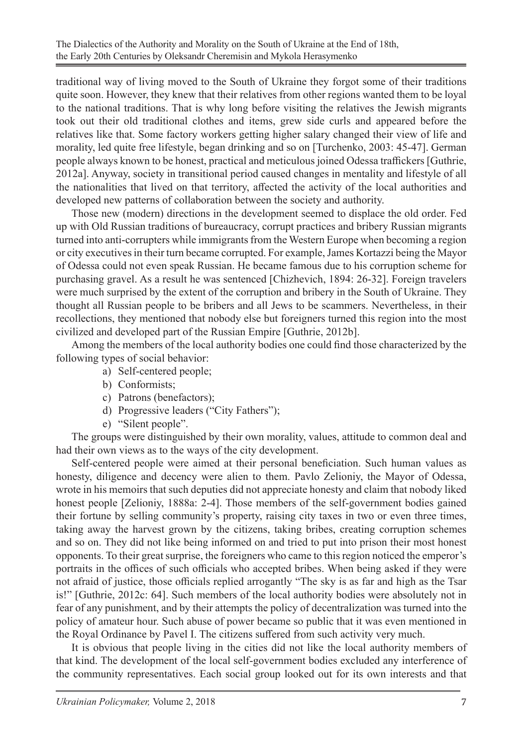traditional way of living moved to the South of Ukraine they forgot some of their traditions quite soon. However, they knew that their relatives from other regions wanted them to be loyal to the national traditions. That is why long before visiting the relatives the Jewish migrants took out their old traditional clothes and items, grew side curls and appeared before the relatives like that. Some factory workers getting higher salary changed their view of life and morality, led quite free lifestyle, began drinking and so on [Turchenko, 2003: 45-47]. German people always known to be honest, practical and meticulous joined Odessa traffickers [Guthrie, 2012a]. Anyway, society in transitional period caused changes in mentality and lifestyle of all the nationalities that lived on that territory, affected the activity of the local authorities and developed new patterns of collaboration between the society and authority.

Those new (modern) directions in the development seemed to displace the old order. Fed up with Old Russian traditions of bureaucracy, corrupt practices and bribery Russian migrants turned into anti-corrupters while immigrants from the Western Europe when becoming a region or city executives in their turn became corrupted. For example, James Kortazzi being the Mayor of Odessa could not even speak Russian. He became famous due to his corruption scheme for purchasing gravel. As a result he was sentenced [Chizhevich, 1894: 26-32]. Foreign travelers were much surprised by the extent of the corruption and bribery in the South of Ukraine. They thought all Russian people to be bribers and all Jews to be scammers. Nevertheless, in their recollections, they mentioned that nobody else but foreigners turned this region into the most civilized and developed part of the Russian Empire [Guthrie, 2012b].

Among the members of the local authority bodies one could find those characterized by the following types of social behavior:

a) Self-centered people;
b) Conformists;
c) Patrons (benefactors);
d) Progressive leaders ("City Fathers");
e) "Silent people".

The groups were distinguished by their own morality, values, attitude to common deal and had their own views as to the ways of the city development.

Self-centered people were aimed at their personal beneficiation. Such human values as honesty, diligence and decency were alien to them. Pavlo Zelioniy, the Mayor of Odessa, wrote in his memoirs that such deputies did not appreciate honesty and claim that nobody liked honest people [Zelioniy, 1888a: 2-4]. Those members of the self-government bodies gained their fortune by selling community's property, raising city taxes in two or even three times, taking away the harvest grown by the citizens, taking bribes, creating corruption schemes and so on. They did not like being informed on and tried to put into prison their most honest opponents. To their great surprise, the foreigners who came to this region noticed the emperor's portraits in the offices of such officials who accepted bribes. When being asked if they were not afraid of justice, those officials replied arrogantly "The sky is as far and high as the Tsar is!" [Guthrie, 2012c: 64]. Such members of the local authority bodies were absolutely not in fear of any punishment, and by their attempts the policy of decentralization was turned into the policy of amateur hour. Such abuse of power became so public that it was even mentioned in the Royal Ordinance by Pavel I. The citizens suffered from such activity very much.

It is obvious that people living in the cities did not like the local authority members of that kind. The development of the local self-government bodies excluded any interference of the community representatives. Each social group looked out for its own interests and that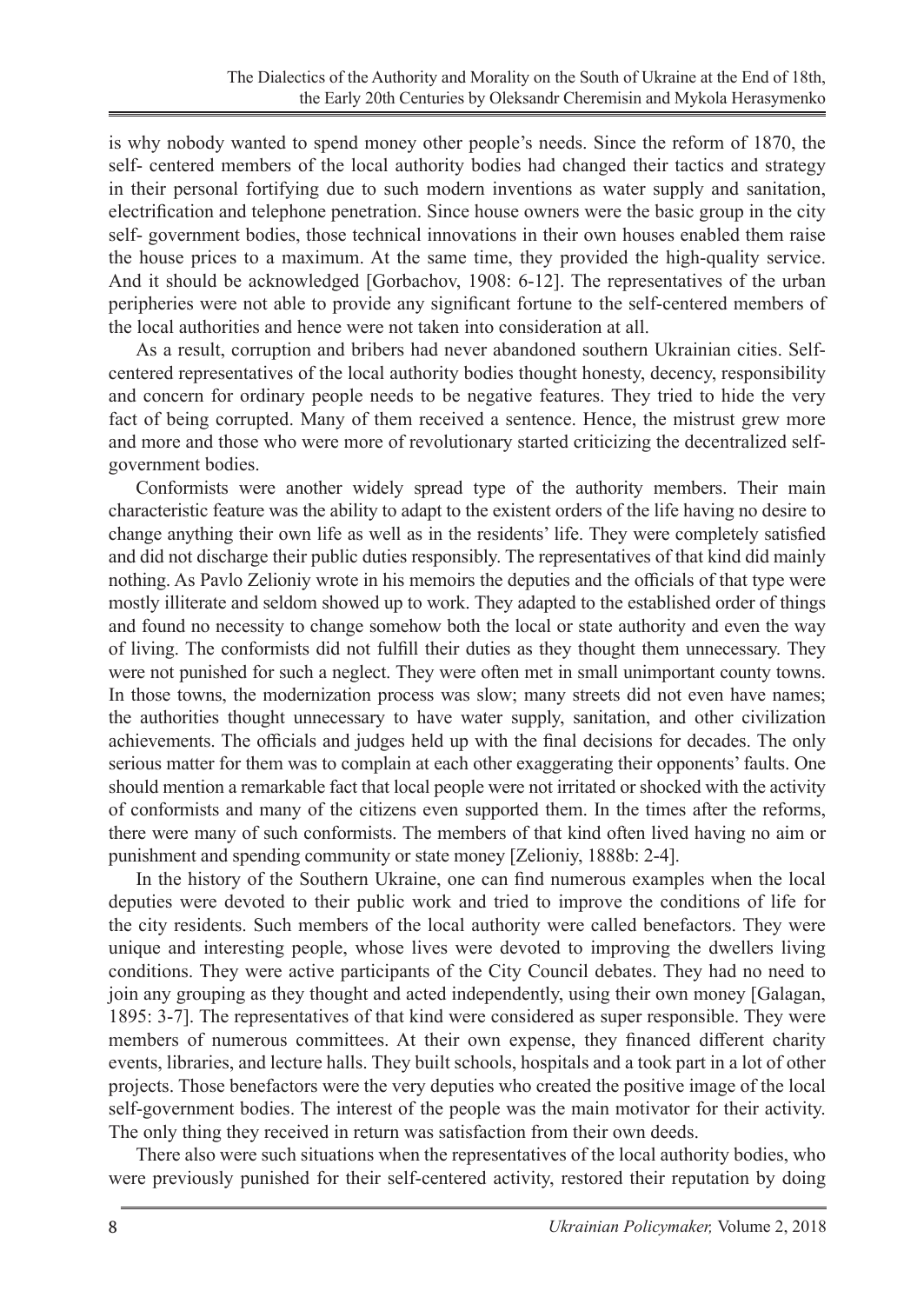is why nobody wanted to spend money other people's needs. Since the reform of 1870, the self- centered members of the local authority bodies had changed their tactics and strategy in their personal fortifying due to such modern inventions as water supply and sanitation, electrification and telephone penetration. Since house owners were the basic group in the city self- government bodies, those technical innovations in their own houses enabled them raise the house prices to a maximum. At the same time, they provided the high-quality service. And it should be acknowledged [Gorbachov, 1908: 6-12]. The representatives of the urban peripheries were not able to provide any significant fortune to the self-centered members of the local authorities and hence were not taken into consideration at all.

As a result, corruption and bribers had never abandoned southern Ukrainian cities. Self-centered representatives of the local authority bodies thought honesty, decency, responsibility and concern for ordinary people needs to be negative features. They tried to hide the very fact of being corrupted. Many of them received a sentence. Hence, the mistrust grew more and more and those who were more of revolutionary started criticizing the decentralized self-government bodies.

Conformists were another widely spread type of the authority members. Their main characteristic feature was the ability to adapt to the existent orders of the life having no desire to change anything their own life as well as in the residents' life. They were completely satisfied and did not discharge their public duties responsibly. The representatives of that kind did mainly nothing. As Pavlo Zelioniy wrote in his memoirs the deputies and the officials of that type were mostly illiterate and seldom showed up to work. They adapted to the established order of things and found no necessity to change somehow both the local or state authority and even the way of living. The conformists did not fulfill their duties as they thought them unnecessary. They were not punished for such a neglect. They were often met in small unimportant county towns. In those towns, the modernization process was slow; many streets did not even have names; the authorities thought unnecessary to have water supply, sanitation, and other civilization achievements. The officials and judges held up with the final decisions for decades. The only serious matter for them was to complain at each other exaggerating their opponents' faults. One should mention a remarkable fact that local people were not irritated or shocked with the activity of conformists and many of the citizens even supported them. In the times after the reforms, there were many of such conformists. The members of that kind often lived having no aim or punishment and spending community or state money [Zelioniy, 1888b: 2-4].

In the history of the Southern Ukraine, one can find numerous examples when the local deputies were devoted to their public work and tried to improve the conditions of life for the city residents. Such members of the local authority were called benefactors. They were unique and interesting people, whose lives were devoted to improving the dwellers living conditions. They were active participants of the City Council debates. They had no need to join any grouping as they thought and acted independently, using their own money [Galagan, 1895: 3-7]. The representatives of that kind were considered as super responsible. They were members of numerous committees. At their own expense, they financed different charity events, libraries, and lecture halls. They built schools, hospitals and a took part in a lot of other projects. Those benefactors were the very deputies who created the positive image of the local self-government bodies. The interest of the people was the main motivator for their activity. The only thing they received in return was satisfaction from their own deeds.

There also were such situations when the representatives of the local authority bodies, who were previously punished for their self-centered activity, restored their reputation by doing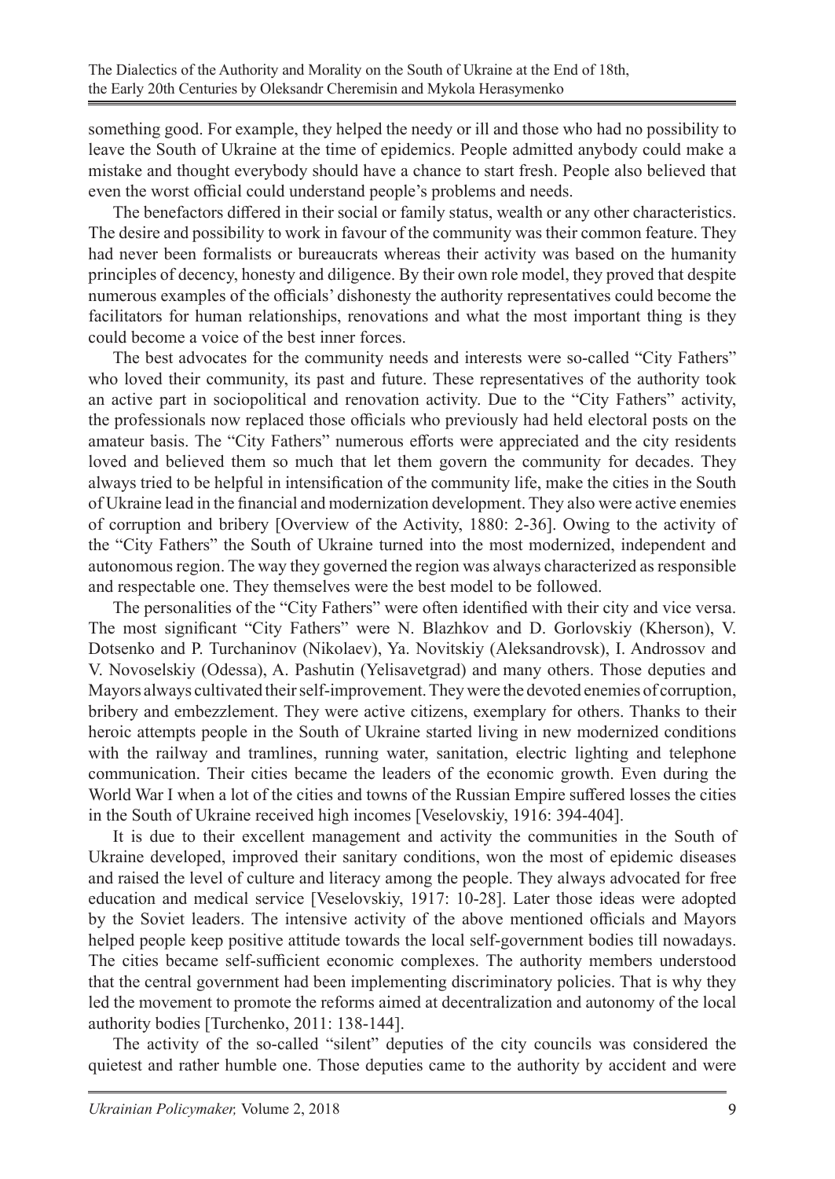something good. For example, they helped the needy or ill and those who had no possibility to leave the South of Ukraine at the time of epidemics. People admitted anybody could make a mistake and thought everybody should have a chance to start fresh. People also believed that even the worst official could understand people's problems and needs.

The benefactors differed in their social or family status, wealth or any other characteristics. The desire and possibility to work in favour of the community was their common feature. They had never been formalists or bureaucrats whereas their activity was based on the humanity principles of decency, honesty and diligence. By their own role model, they proved that despite numerous examples of the officials' dishonesty the authority representatives could become the facilitators for human relationships, renovations and what the most important thing is they could become a voice of the best inner forces.

The best advocates for the community needs and interests were so-called "City Fathers" who loved their community, its past and future. These representatives of the authority took an active part in sociopolitical and renovation activity. Due to the "City Fathers" activity, the professionals now replaced those officials who previously had held electoral posts on the amateur basis. The "City Fathers" numerous efforts were appreciated and the city residents loved and believed them so much that let them govern the community for decades. They always tried to be helpful in intensification of the community life, make the cities in the South of Ukraine lead in the financial and modernization development. They also were active enemies of corruption and bribery [Overview of the Activity, 1880: 2-36]. Owing to the activity of the "City Fathers" the South of Ukraine turned into the most modernized, independent and autonomous region. The way they governed the region was always characterized as responsible and respectable one. They themselves were the best model to be followed.

The personalities of the "City Fathers" were often identified with their city and vice versa. The most significant "City Fathers" were N. Blazhkov and D. Gorlovskiy (Kherson), V. Dotsenko and P. Turchaninov (Nikolaev), Ya. Novitskiy (Aleksandrovsk), I. Androssov and V. Novoselskiy (Odessa), A. Pashutin (Yelisavetgrad) and many others. Those deputies and Mayors always cultivated their self-improvement. They were the devoted enemies of corruption, bribery and embezzlement. They were active citizens, exemplary for others. Thanks to their heroic attempts people in the South of Ukraine started living in new modernized conditions with the railway and tramlines, running water, sanitation, electric lighting and telephone communication. Their cities became the leaders of the economic growth. Even during the World War I when a lot of the cities and towns of the Russian Empire suffered losses the cities in the South of Ukraine received high incomes [Veselovskiy, 1916: 394-404].

It is due to their excellent management and activity the communities in the South of Ukraine developed, improved their sanitary conditions, won the most of epidemic diseases and raised the level of culture and literacy among the people. They always advocated for free education and medical service [Veselovskiy, 1917: 10-28]. Later those ideas were adopted by the Soviet leaders. The intensive activity of the above mentioned officials and Mayors helped people keep positive attitude towards the local self-government bodies till nowadays. The cities became self-sufficient economic complexes. The authority members understood that the central government had been implementing discriminatory policies. That is why they led the movement to promote the reforms aimed at decentralization and autonomy of the local authority bodies [Turchenko, 2011: 138-144].

The activity of the so-called "silent" deputies of the city councils was considered the quietest and rather humble one. Those deputies came to the authority by accident and were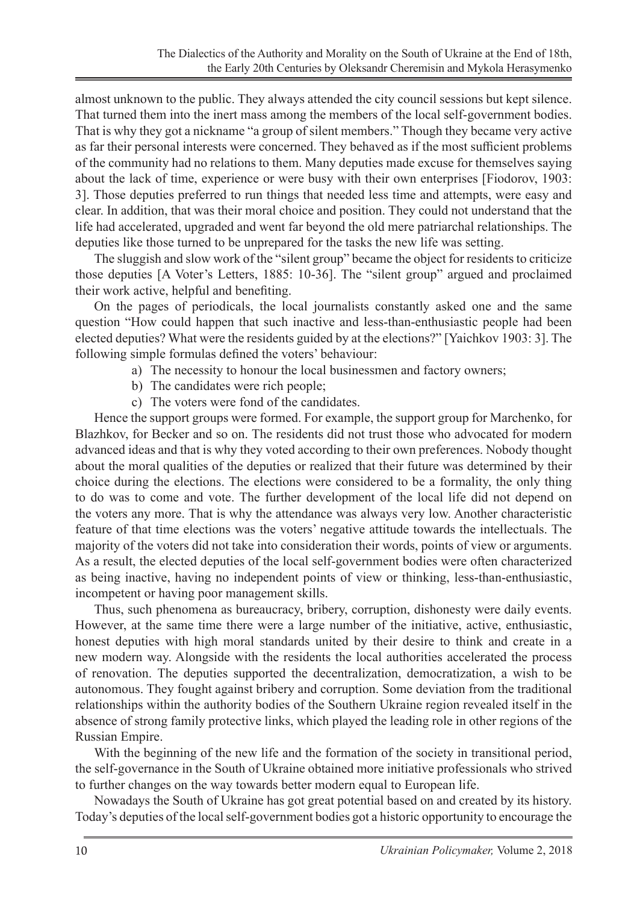almost unknown to the public. They always attended the city council sessions but kept silence. That turned them into the inert mass among the members of the local self-government bodies. That is why they got a nickname "a group of silent members." Though they became very active as far their personal interests were concerned. They behaved as if the most sufficient problems of the community had no relations to them. Many deputies made excuse for themselves saying about the lack of time, experience or were busy with their own enterprises [Fiodorov, 1903: 3]. Those deputies preferred to run things that needed less time and attempts, were easy and clear. In addition, that was their moral choice and position. They could not understand that the life had accelerated, upgraded and went far beyond the old mere patriarchal relationships. The deputies like those turned to be unprepared for the tasks the new life was setting.

The sluggish and slow work of the "silent group" became the object for residents to criticize those deputies [A Voter's Letters, 1885: 10-36]. The "silent group" argued and proclaimed their work active, helpful and benefiting.

On the pages of periodicals, the local journalists constantly asked one and the same question "How could happen that such inactive and less-than-enthusiastic people had been elected deputies? What were the residents guided by at the elections?" [Yaichkov 1903: 3]. The following simple formulas defined the voters' behaviour:

a) The necessity to honour the local businessmen and factory owners;
b) The candidates were rich people;
c) The voters were fond of the candidates.

Hence the support groups were formed. For example, the support group for Marchenko, for Blazhkov, for Becker and so on. The residents did not trust those who advocated for modern advanced ideas and that is why they voted according to their own preferences. Nobody thought about the moral qualities of the deputies or realized that their future was determined by their choice during the elections. The elections were considered to be a formality, the only thing to do was to come and vote. The further development of the local life did not depend on the voters any more. That is why the attendance was always very low. Another characteristic feature of that time elections was the voters' negative attitude towards the intellectuals. The majority of the voters did not take into consideration their words, points of view or arguments. As a result, the elected deputies of the local self-government bodies were often characterized as being inactive, having no independent points of view or thinking, less-than-enthusiastic, incompetent or having poor management skills.

Thus, such phenomena as bureaucracy, bribery, corruption, dishonesty were daily events. However, at the same time there were a large number of the initiative, active, enthusiastic, honest deputies with high moral standards united by their desire to think and create in a new modern way. Alongside with the residents the local authorities accelerated the process of renovation. The deputies supported the decentralization, democratization, a wish to be autonomous. They fought against bribery and corruption. Some deviation from the traditional relationships within the authority bodies of the Southern Ukraine region revealed itself in the absence of strong family protective links, which played the leading role in other regions of the Russian Empire.

With the beginning of the new life and the formation of the society in transitional period, the self-governance in the South of Ukraine obtained more initiative professionals who strived to further changes on the way towards better modern equal to European life.

Nowadays the South of Ukraine has got great potential based on and created by its history. Today's deputies of the local self-government bodies got a historic opportunity to encourage the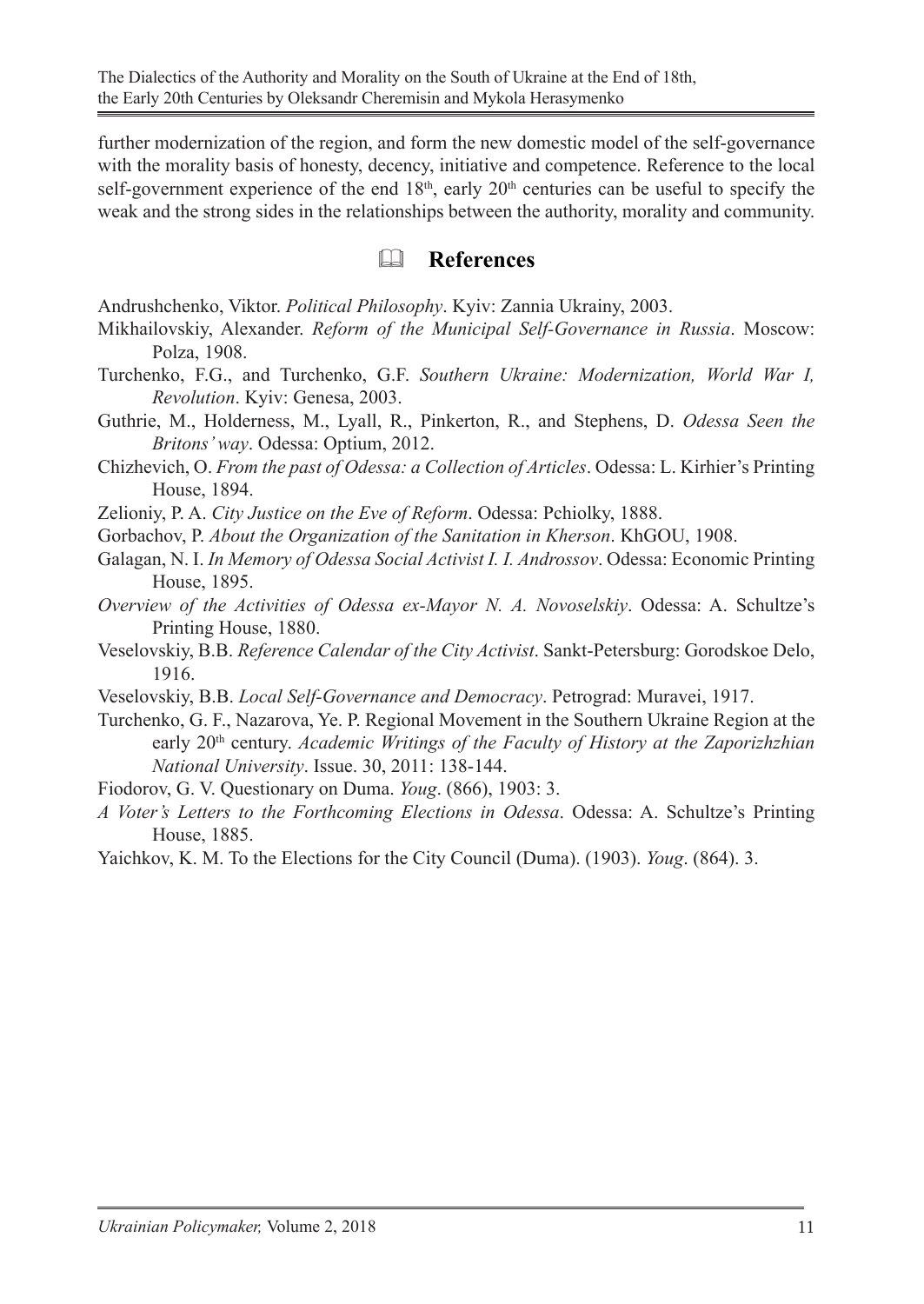further modernization of the region, and form the new domestic model of the self-governance with the morality basis of honesty, decency, initiative and competence. Reference to the local self-government experience of the end 18th, early 20th centuries can be useful to specify the weak and the strong sides in the relationships between the authority, morality and community.

## References

Andrushchenko, Viktor. *Political Philosophy*. Kyiv: Zannia Ukrainy, 2003.

Mikhailovskiy, Alexander. *Reform of the Municipal Self-Governance in Russia*. Moscow: Polza, 1908.

Turchenko, F.G., and Turchenko, G.F. *Southern Ukraine: Modernization, World War I, Revolution*. Kyiv: Genesa, 2003.

Guthrie, M., Holderness, M., Lyall, R., Pinkerton, R., and Stephens, D. *Odessa Seen the Britons' way*. Odessa: Optium, 2012.

Chizhevich, O. *From the past of Odessa: a Collection of Articles*. Odessa: L. Kirhier's Printing House, 1894.

Zelioniy, P. A. *City Justice on the Eve of Reform*. Odessa: Pchiolky, 1888.

Gorbachov, P. *About the Organization of the Sanitation in Kherson*. KhGOU, 1908.

Galagan, N. I. *In Memory of Odessa Social Activist I. I. Androssov*. Odessa: Economic Printing House, 1895.

*Overview of the Activities of Odessa ex-Mayor N. A. Novoselskiy*. Odessa: A. Schultze's Printing House, 1880.

Veselovskiy, B.B. *Reference Calendar of the City Activist*. Sankt-Petersburg: Gorodskoe Delo, 1916.

Veselovskiy, B.B. *Local Self-Governance and Democracy*. Petrograd: Muravei, 1917.

Turchenko, G. F., Nazarova, Ye. P. Regional Movement in the Southern Ukraine Region at the early 20th century. *Academic Writings of the Faculty of History at the Zaporizhzhian National University*. Issue. 30, 2011: 138-144.

Fiodorov, G. V. Questionary on Duma. *Youg*. (866), 1903: 3.

*A Voter's Letters to the Forthcoming Elections in Odessa*. Odessa: A. Schultze's Printing House, 1885.

Yaichkov, K. M. To the Elections for the City Council (Duma). (1903). *Youg*. (864). 3.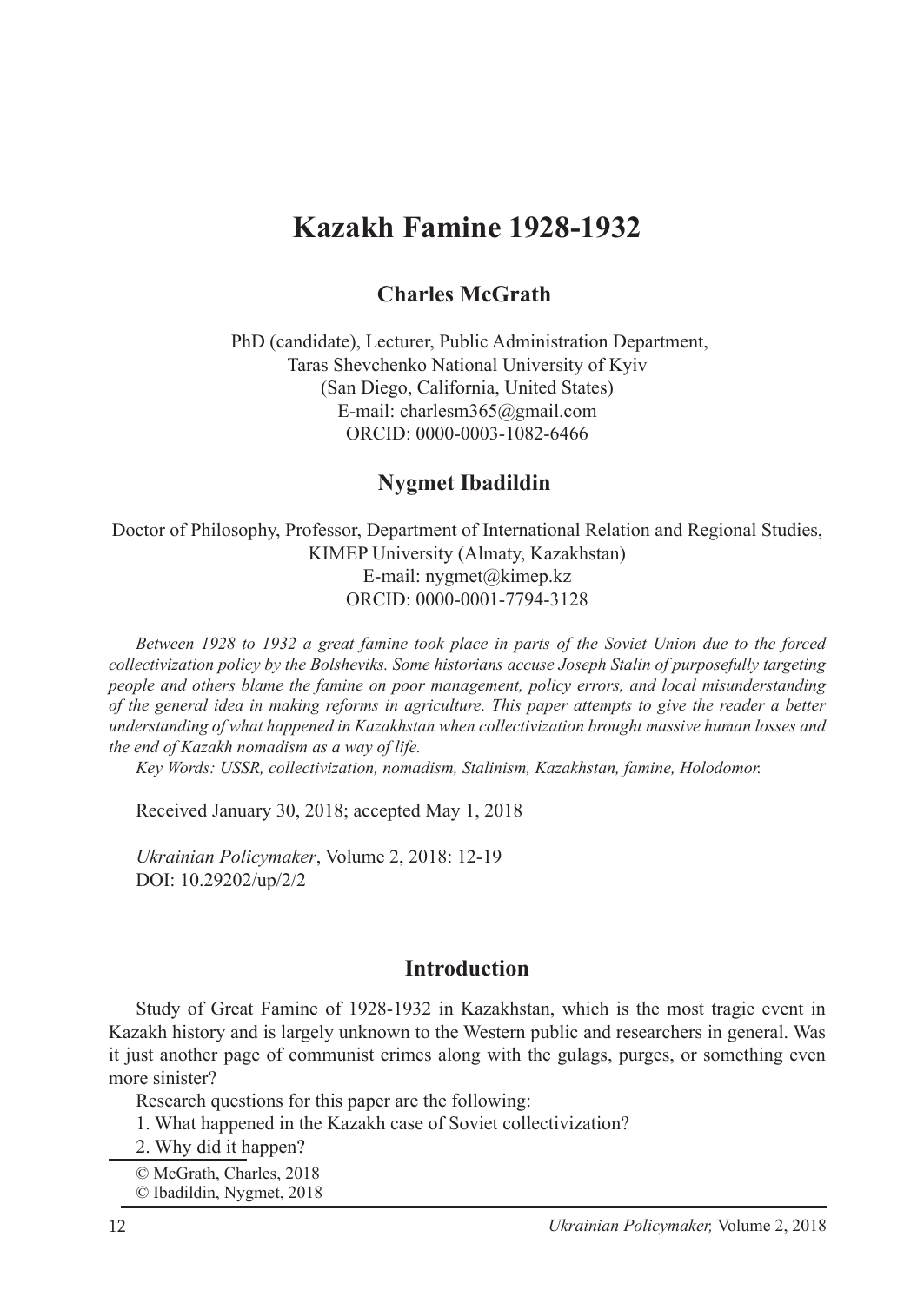# Kazakh Famine 1928-1932

## Charles McGrath

PhD (candidate), Lecturer, Public Administration Department,
Taras Shevchenko National University of Kyiv
(San Diego, California, United States)
E-mail: charlesm365@gmail.com
ORCID: 0000-0003-1082-6466

## Nygmet Ibadildin

Doctor of Philosophy, Professor, Department of International Relation and Regional Studies,
KIMEP University (Almaty, Kazakhstan)
E-mail: nygmet@kimep.kz
ORCID: 0000-0001-7794-3128

*Between 1928 to 1932 a great famine took place in parts of the Soviet Union due to the forced collectivization policy by the Bolsheviks. Some historians accuse Joseph Stalin of purposefully targeting people and others blame the famine on poor management, policy errors, and local misunderstanding of the general idea in making reforms in agriculture. This paper attempts to give the reader a better understanding of what happened in Kazakhstan when collectivization brought massive human losses and the end of Kazakh nomadism as a way of life.*

*Key Words: USSR, collectivization, nomadism, Stalinism, Kazakhstan, famine, Holodomor.*

Received January 30, 2018; accepted May 1, 2018

*Ukrainian Policymaker*, Volume 2, 2018: 12-19
DOI: 10.29202/up/2/2

## Introduction

Study of Great Famine of 1928-1932 in Kazakhstan, which is the most tragic event in Kazakh history and is largely unknown to the Western public and researchers in general. Was it just another page of communist crimes along with the gulags, purges, or something even more sinister?

Research questions for this paper are the following:

1. What happened in the Kazakh case of Soviet collectivization?
2. Why did it happen?

© McGrath, Charles, 2018
© Ibadildin, Nygmet, 2018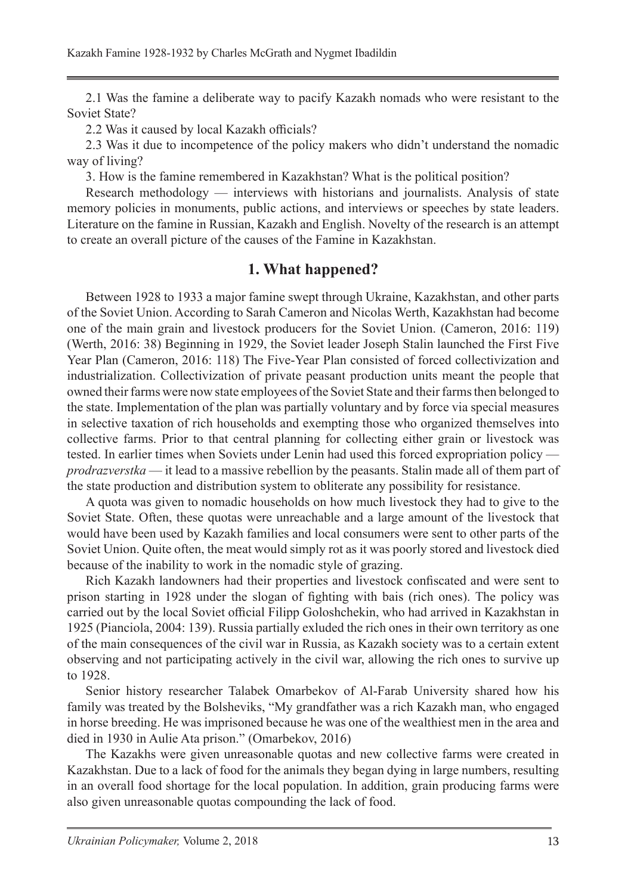2.1 Was the famine a deliberate way to pacify Kazakh nomads who were resistant to the Soviet State?

2.2 Was it caused by local Kazakh officials?

2.3 Was it due to incompetence of the policy makers who didn't understand the nomadic way of living?

3. How is the famine remembered in Kazakhstan? What is the political position?

Research methodology — interviews with historians and journalists. Analysis of state memory policies in monuments, public actions, and interviews or speeches by state leaders. Literature on the famine in Russian, Kazakh and English. Novelty of the research is an attempt to create an overall picture of the causes of the Famine in Kazakhstan.

## 1. What happened?

Between 1928 to 1933 a major famine swept through Ukraine, Kazakhstan, and other parts of the Soviet Union. According to Sarah Cameron and Nicolas Werth, Kazakhstan had become one of the main grain and livestock producers for the Soviet Union. (Cameron, 2016: 119) (Werth, 2016: 38) Beginning in 1929, the Soviet leader Joseph Stalin launched the First Five Year Plan (Cameron, 2016: 118) The Five-Year Plan consisted of forced collectivization and industrialization. Collectivization of private peasant production units meant the people that owned their farms were now state employees of the Soviet State and their farms then belonged to the state. Implementation of the plan was partially voluntary and by force via special measures in selective taxation of rich households and exempting those who organized themselves into collective farms. Prior to that central planning for collecting either grain or livestock was tested. In earlier times when Soviets under Lenin had used this forced expropriation policy — *prodrazverstka* — it lead to a massive rebellion by the peasants. Stalin made all of them part of the state production and distribution system to obliterate any possibility for resistance.

A quota was given to nomadic households on how much livestock they had to give to the Soviet State. Often, these quotas were unreachable and a large amount of the livestock that would have been used by Kazakh families and local consumers were sent to other parts of the Soviet Union. Quite often, the meat would simply rot as it was poorly stored and livestock died because of the inability to work in the nomadic style of grazing.

Rich Kazakh landowners had their properties and livestock confiscated and were sent to prison starting in 1928 under the slogan of fighting with bais (rich ones). The policy was carried out by the local Soviet official Filipp Goloshchekin, who had arrived in Kazakhstan in 1925 (Pianciola, 2004: 139). Russia partially exluded the rich ones in their own territory as one of the main consequences of the civil war in Russia, as Kazakh society was to a certain extent observing and not participating actively in the civil war, allowing the rich ones to survive up to 1928.

Senior history researcher Talabek Omarbekov of Al-Farab University shared how his family was treated by the Bolsheviks, "My grandfather was a rich Kazakh man, who engaged in horse breeding. He was imprisoned because he was one of the wealthiest men in the area and died in 1930 in Aulie Ata prison." (Omarbekov, 2016)

The Kazakhs were given unreasonable quotas and new collective farms were created in Kazakhstan. Due to a lack of food for the animals they began dying in large numbers, resulting in an overall food shortage for the local population. In addition, grain producing farms were also given unreasonable quotas compounding the lack of food.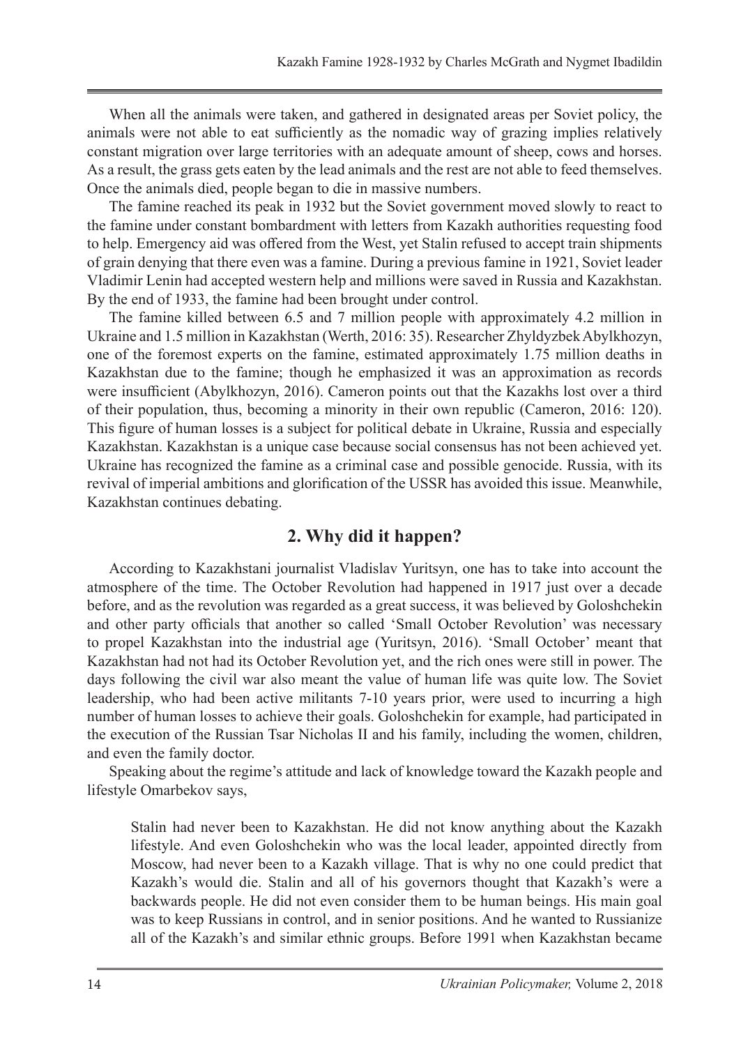When all the animals were taken, and gathered in designated areas per Soviet policy, the animals were not able to eat sufficiently as the nomadic way of grazing implies relatively constant migration over large territories with an adequate amount of sheep, cows and horses. As a result, the grass gets eaten by the lead animals and the rest are not able to feed themselves. Once the animals died, people began to die in massive numbers.

The famine reached its peak in 1932 but the Soviet government moved slowly to react to the famine under constant bombardment with letters from Kazakh authorities requesting food to help. Emergency aid was offered from the West, yet Stalin refused to accept train shipments of grain denying that there even was a famine. During a previous famine in 1921, Soviet leader Vladimir Lenin had accepted western help and millions were saved in Russia and Kazakhstan. By the end of 1933, the famine had been brought under control.

The famine killed between 6.5 and 7 million people with approximately 4.2 million in Ukraine and 1.5 million in Kazakhstan (Werth, 2016: 35). Researcher Zhyldyzbek Abylkhozyn, one of the foremost experts on the famine, estimated approximately 1.75 million deaths in Kazakhstan due to the famine; though he emphasized it was an approximation as records were insufficient (Abylkhozyn, 2016). Cameron points out that the Kazakhs lost over a third of their population, thus, becoming a minority in their own republic (Cameron, 2016: 120). This figure of human losses is a subject for political debate in Ukraine, Russia and especially Kazakhstan. Kazakhstan is a unique case because social consensus has not been achieved yet. Ukraine has recognized the famine as a criminal case and possible genocide. Russia, with its revival of imperial ambitions and glorification of the USSR has avoided this issue. Meanwhile, Kazakhstan continues debating.

## 2. Why did it happen?

According to Kazakhstani journalist Vladislav Yuritsyn, one has to take into account the atmosphere of the time. The October Revolution had happened in 1917 just over a decade before, and as the revolution was regarded as a great success, it was believed by Goloshchekin and other party officials that another so called 'Small October Revolution' was necessary to propel Kazakhstan into the industrial age (Yuritsyn, 2016). 'Small October' meant that Kazakhstan had not had its October Revolution yet, and the rich ones were still in power. The days following the civil war also meant the value of human life was quite low. The Soviet leadership, who had been active militants 7-10 years prior, were used to incurring a high number of human losses to achieve their goals. Goloshchekin for example, had participated in the execution of the Russian Tsar Nicholas II and his family, including the women, children, and even the family doctor.

Speaking about the regime's attitude and lack of knowledge toward the Kazakh people and lifestyle Omarbekov says,

> Stalin had never been to Kazakhstan. He did not know anything about the Kazakh lifestyle. And even Goloshchekin who was the local leader, appointed directly from Moscow, had never been to a Kazakh village. That is why no one could predict that Kazakh's would die. Stalin and all of his governors thought that Kazakh's were a backwards people. He did not even consider them to be human beings. His main goal was to keep Russians in control, and in senior positions. And he wanted to Russianize all of the Kazakh's and similar ethnic groups. Before 1991 when Kazakhstan became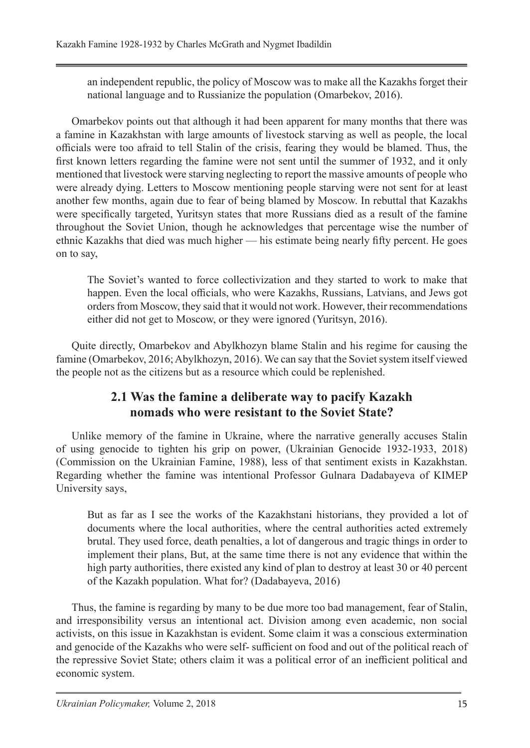> an independent republic, the policy of Moscow was to make all the Kazakhs forget their national language and to Russianize the population (Omarbekov, 2016).

Omarbekov points out that although it had been apparent for many months that there was a famine in Kazakhstan with large amounts of livestock starving as well as people, the local officials were too afraid to tell Stalin of the crisis, fearing they would be blamed. Thus, the first known letters regarding the famine were not sent until the summer of 1932, and it only mentioned that livestock were starving neglecting to report the massive amounts of people who were already dying. Letters to Moscow mentioning people starving were not sent for at least another few months, again due to fear of being blamed by Moscow. In rebuttal that Kazakhs were specifically targeted, Yuritsyn states that more Russians died as a result of the famine throughout the Soviet Union, though he acknowledges that percentage wise the number of ethnic Kazakhs that died was much higher — his estimate being nearly fifty percent. He goes on to say,

> The Soviet's wanted to force collectivization and they started to work to make that happen. Even the local officials, who were Kazakhs, Russians, Latvians, and Jews got orders from Moscow, they said that it would not work. However, their recommendations either did not get to Moscow, or they were ignored (Yuritsyn, 2016).

Quite directly, Omarbekov and Abylkhozyn blame Stalin and his regime for causing the famine (Omarbekov, 2016; Abylkhozyn, 2016). We can say that the Soviet system itself viewed the people not as the citizens but as a resource which could be replenished.

## 2.1 Was the famine a deliberate way to pacify Kazakh nomads who were resistant to the Soviet State?

Unlike memory of the famine in Ukraine, where the narrative generally accuses Stalin of using genocide to tighten his grip on power, (Ukrainian Genocide 1932-1933, 2018) (Commission on the Ukrainian Famine, 1988), less of that sentiment exists in Kazakhstan. Regarding whether the famine was intentional Professor Gulnara Dadabayeva of KIMEP University says,

> But as far as I see the works of the Kazakhstani historians, they provided a lot of documents where the local authorities, where the central authorities acted extremely brutal. They used force, death penalties, a lot of dangerous and tragic things in order to implement their plans, But, at the same time there is not any evidence that within the high party authorities, there existed any kind of plan to destroy at least 30 or 40 percent of the Kazakh population. What for? (Dadabayeva, 2016)

Thus, the famine is regarding by many to be due more too bad management, fear of Stalin, and irresponsibility versus an intentional act. Division among even academic, non social activists, on this issue in Kazakhstan is evident. Some claim it was a conscious extermination and genocide of the Kazakhs who were self- sufficient on food and out of the political reach of the repressive Soviet State; others claim it was a political error of an inefficient political and economic system.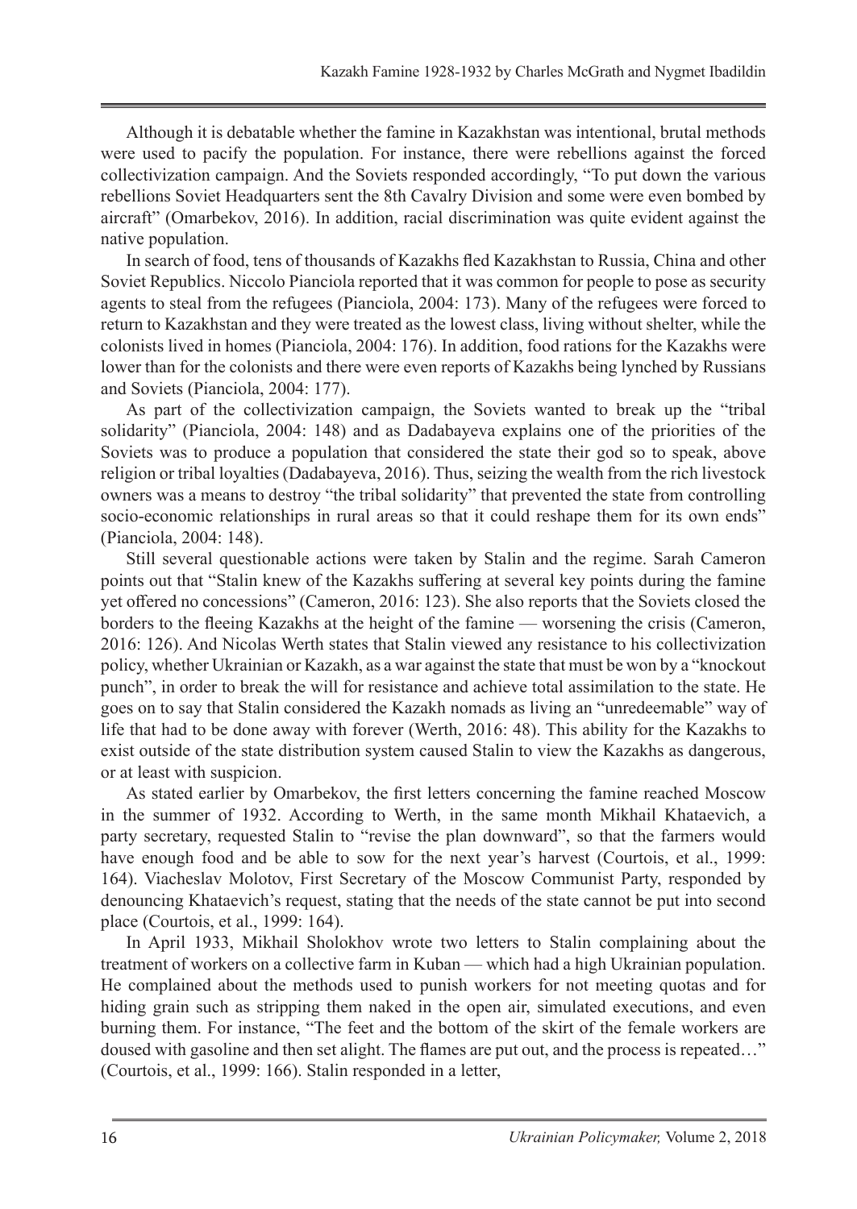Although it is debatable whether the famine in Kazakhstan was intentional, brutal methods were used to pacify the population. For instance, there were rebellions against the forced collectivization campaign. And the Soviets responded accordingly, "To put down the various rebellions Soviet Headquarters sent the 8th Cavalry Division and some were even bombed by aircraft" (Omarbekov, 2016). In addition, racial discrimination was quite evident against the native population.

In search of food, tens of thousands of Kazakhs fled Kazakhstan to Russia, China and other Soviet Republics. Niccolo Pianciola reported that it was common for people to pose as security agents to steal from the refugees (Pianciola, 2004: 173). Many of the refugees were forced to return to Kazakhstan and they were treated as the lowest class, living without shelter, while the colonists lived in homes (Pianciola, 2004: 176). In addition, food rations for the Kazakhs were lower than for the colonists and there were even reports of Kazakhs being lynched by Russians and Soviets (Pianciola, 2004: 177).

As part of the collectivization campaign, the Soviets wanted to break up the "tribal solidarity" (Pianciola, 2004: 148) and as Dadabayeva explains one of the priorities of the Soviets was to produce a population that considered the state their god so to speak, above religion or tribal loyalties (Dadabayeva, 2016). Thus, seizing the wealth from the rich livestock owners was a means to destroy "the tribal solidarity" that prevented the state from controlling socio-economic relationships in rural areas so that it could reshape them for its own ends" (Pianciola, 2004: 148).

Still several questionable actions were taken by Stalin and the regime. Sarah Cameron points out that "Stalin knew of the Kazakhs suffering at several key points during the famine yet offered no concessions" (Cameron, 2016: 123). She also reports that the Soviets closed the borders to the fleeing Kazakhs at the height of the famine — worsening the crisis (Cameron, 2016: 126). And Nicolas Werth states that Stalin viewed any resistance to his collectivization policy, whether Ukrainian or Kazakh, as a war against the state that must be won by a "knockout punch", in order to break the will for resistance and achieve total assimilation to the state. He goes on to say that Stalin considered the Kazakh nomads as living an "unredeemable" way of life that had to be done away with forever (Werth, 2016: 48). This ability for the Kazakhs to exist outside of the state distribution system caused Stalin to view the Kazakhs as dangerous, or at least with suspicion.

As stated earlier by Omarbekov, the first letters concerning the famine reached Moscow in the summer of 1932. According to Werth, in the same month Mikhail Khataevich, a party secretary, requested Stalin to "revise the plan downward", so that the farmers would have enough food and be able to sow for the next year's harvest (Courtois, et al., 1999: 164). Viacheslav Molotov, First Secretary of the Moscow Communist Party, responded by denouncing Khataevich's request, stating that the needs of the state cannot be put into second place (Courtois, et al., 1999: 164).

In April 1933, Mikhail Sholokhov wrote two letters to Stalin complaining about the treatment of workers on a collective farm in Kuban — which had a high Ukrainian population. He complained about the methods used to punish workers for not meeting quotas and for hiding grain such as stripping them naked in the open air, simulated executions, and even burning them. For instance, "The feet and the bottom of the skirt of the female workers are doused with gasoline and then set alight. The flames are put out, and the process is repeated…" (Courtois, et al., 1999: 166). Stalin responded in a letter,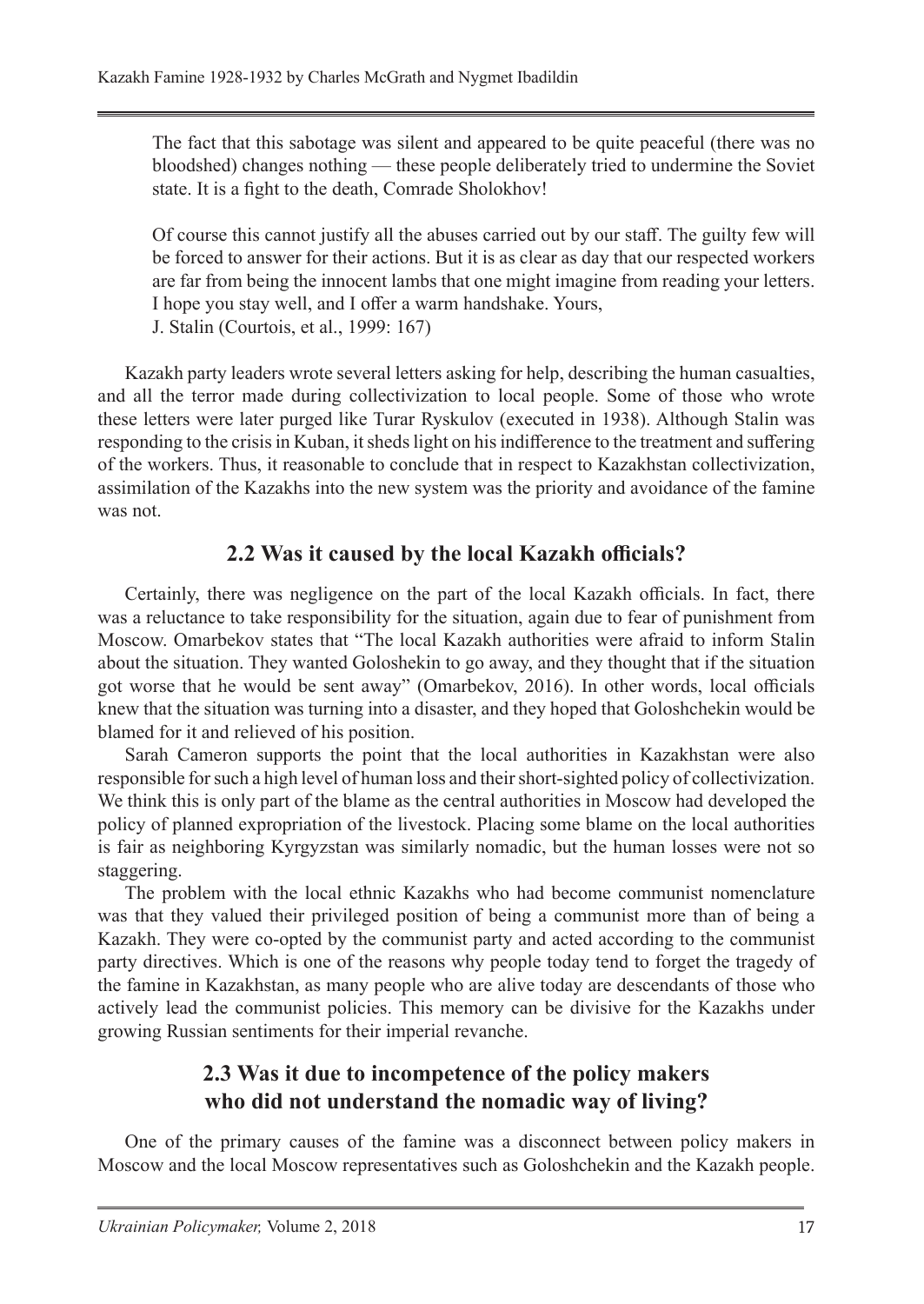> The fact that this sabotage was silent and appeared to be quite peaceful (there was no bloodshed) changes nothing — these people deliberately tried to undermine the Soviet state. It is a fight to the death, Comrade Sholokhov!
>
> Of course this cannot justify all the abuses carried out by our staff. The guilty few will be forced to answer for their actions. But it is as clear as day that our respected workers are far from being the innocent lambs that one might imagine from reading your letters. I hope you stay well, and I offer a warm handshake. Yours,
> J. Stalin (Courtois, et al., 1999: 167)

Kazakh party leaders wrote several letters asking for help, describing the human casualties, and all the terror made during collectivization to local people. Some of those who wrote these letters were later purged like Turar Ryskulov (executed in 1938). Although Stalin was responding to the crisis in Kuban, it sheds light on his indifference to the treatment and suffering of the workers. Thus, it reasonable to conclude that in respect to Kazakhstan collectivization, assimilation of the Kazakhs into the new system was the priority and avoidance of the famine was not.

## 2.2 Was it caused by the local Kazakh officials?

Certainly, there was negligence on the part of the local Kazakh officials. In fact, there was a reluctance to take responsibility for the situation, again due to fear of punishment from Moscow. Omarbekov states that "The local Kazakh authorities were afraid to inform Stalin about the situation. They wanted Goloshekin to go away, and they thought that if the situation got worse that he would be sent away" (Omarbekov, 2016). In other words, local officials knew that the situation was turning into a disaster, and they hoped that Goloshchekin would be blamed for it and relieved of his position.

Sarah Cameron supports the point that the local authorities in Kazakhstan were also responsible for such a high level of human loss and their short-sighted policy of collectivization. We think this is only part of the blame as the central authorities in Moscow had developed the policy of planned expropriation of the livestock. Placing some blame on the local authorities is fair as neighboring Kyrgyzstan was similarly nomadic, but the human losses were not so staggering.

The problem with the local ethnic Kazakhs who had become communist nomenclature was that they valued their privileged position of being a communist more than of being a Kazakh. They were co-opted by the communist party and acted according to the communist party directives. Which is one of the reasons why people today tend to forget the tragedy of the famine in Kazakhstan, as many people who are alive today are descendants of those who actively lead the communist policies. This memory can be divisive for the Kazakhs under growing Russian sentiments for their imperial revanche.

## 2.3 Was it due to incompetence of the policy makers who did not understand the nomadic way of living?

One of the primary causes of the famine was a disconnect between policy makers in Moscow and the local Moscow representatives such as Goloshchekin and the Kazakh people.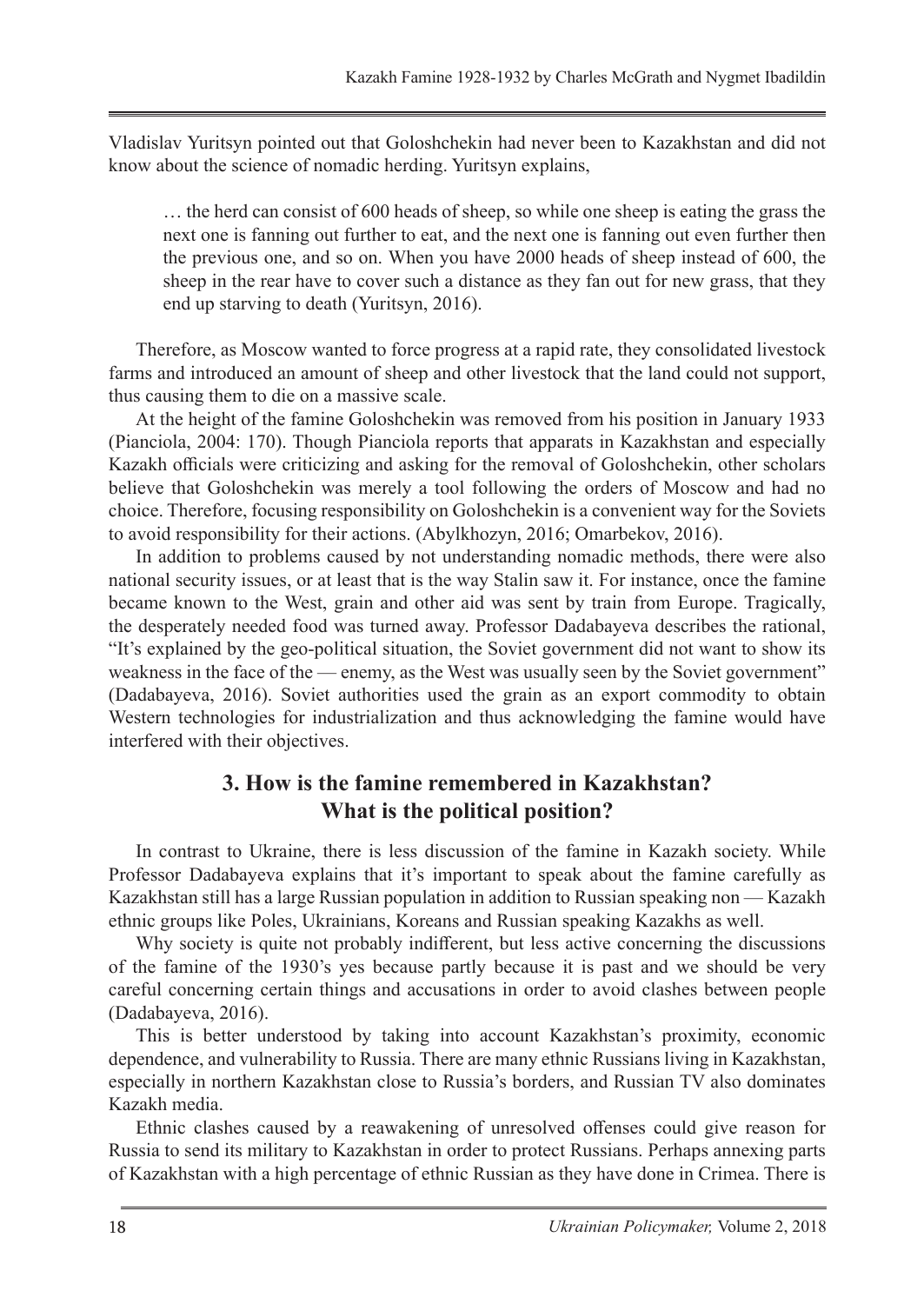Vladislav Yuritsyn pointed out that Goloshchekin had never been to Kazakhstan and did not know about the science of nomadic herding. Yuritsyn explains,

> … the herd can consist of 600 heads of sheep, so while one sheep is eating the grass the next one is fanning out further to eat, and the next one is fanning out even further then the previous one, and so on. When you have 2000 heads of sheep instead of 600, the sheep in the rear have to cover such a distance as they fan out for new grass, that they end up starving to death (Yuritsyn, 2016).

Therefore, as Moscow wanted to force progress at a rapid rate, they consolidated livestock farms and introduced an amount of sheep and other livestock that the land could not support, thus causing them to die on a massive scale.

At the height of the famine Goloshchekin was removed from his position in January 1933 (Pianciola, 2004: 170). Though Pianciola reports that apparats in Kazakhstan and especially Kazakh officials were criticizing and asking for the removal of Goloshchekin, other scholars believe that Goloshchekin was merely a tool following the orders of Moscow and had no choice. Therefore, focusing responsibility on Goloshchekin is a convenient way for the Soviets to avoid responsibility for their actions. (Abylkhozyn, 2016; Omarbekov, 2016).

In addition to problems caused by not understanding nomadic methods, there were also national security issues, or at least that is the way Stalin saw it. For instance, once the famine became known to the West, grain and other aid was sent by train from Europe. Tragically, the desperately needed food was turned away. Professor Dadabayeva describes the rational, "It's explained by the geo-political situation, the Soviet government did not want to show its weakness in the face of the — enemy, as the West was usually seen by the Soviet government" (Dadabayeva, 2016). Soviet authorities used the grain as an export commodity to obtain Western technologies for industrialization and thus acknowledging the famine would have interfered with their objectives.

## 3. How is the famine remembered in Kazakhstan? What is the political position?

In contrast to Ukraine, there is less discussion of the famine in Kazakh society. While Professor Dadabayeva explains that it's important to speak about the famine carefully as Kazakhstan still has a large Russian population in addition to Russian speaking non — Kazakh ethnic groups like Poles, Ukrainians, Koreans and Russian speaking Kazakhs as well.

Why society is quite not probably indifferent, but less active concerning the discussions of the famine of the 1930's yes because partly because it is past and we should be very careful concerning certain things and accusations in order to avoid clashes between people (Dadabayeva, 2016).

This is better understood by taking into account Kazakhstan's proximity, economic dependence, and vulnerability to Russia. There are many ethnic Russians living in Kazakhstan, especially in northern Kazakhstan close to Russia's borders, and Russian TV also dominates Kazakh media.

Ethnic clashes caused by a reawakening of unresolved offenses could give reason for Russia to send its military to Kazakhstan in order to protect Russians. Perhaps annexing parts of Kazakhstan with a high percentage of ethnic Russian as they have done in Crimea. There is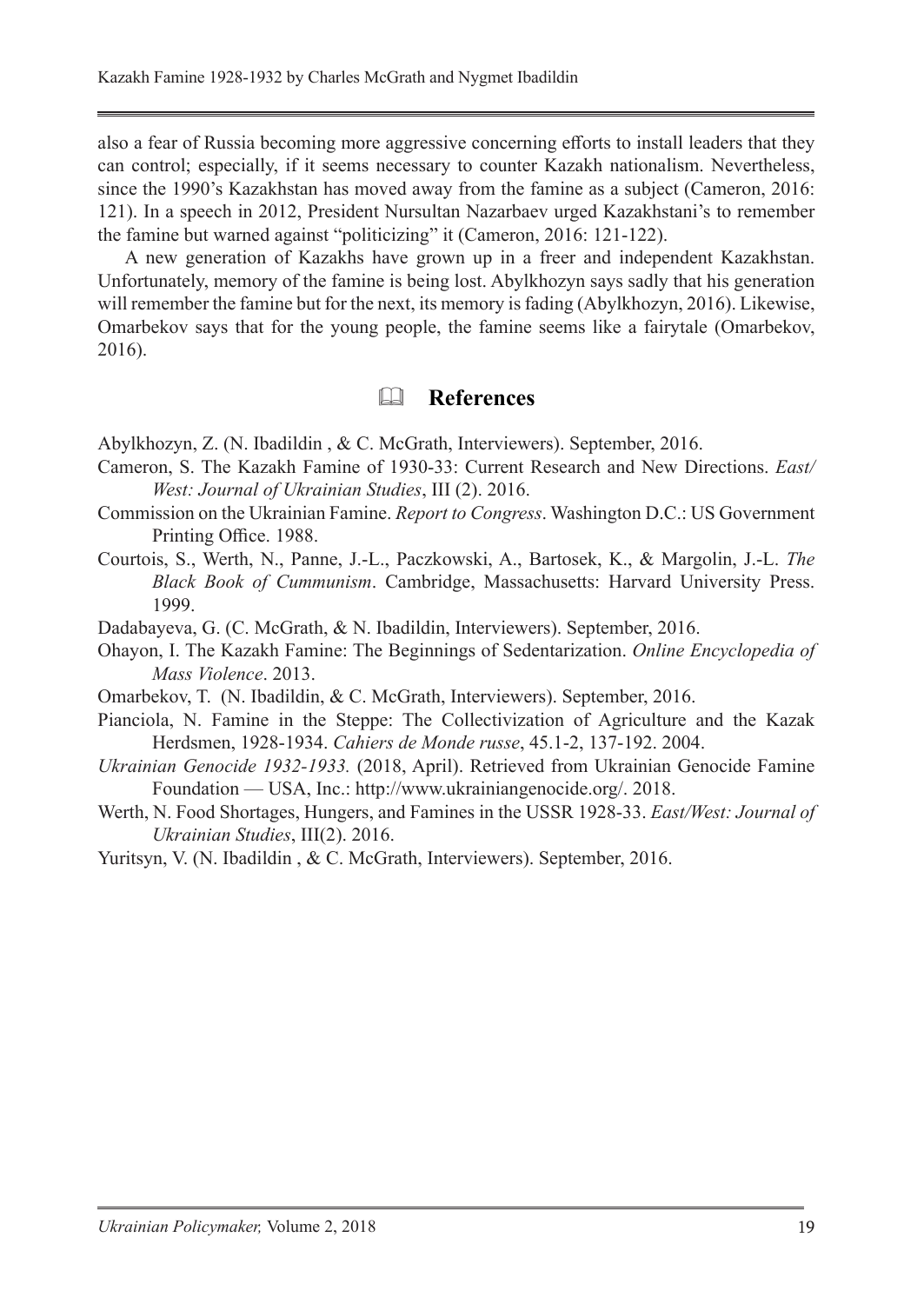also a fear of Russia becoming more aggressive concerning efforts to install leaders that they can control; especially, if it seems necessary to counter Kazakh nationalism. Nevertheless, since the 1990's Kazakhstan has moved away from the famine as a subject (Cameron, 2016: 121). In a speech in 2012, President Nursultan Nazarbaev urged Kazakhstani's to remember the famine but warned against "politicizing" it (Cameron, 2016: 121-122).

A new generation of Kazakhs have grown up in a freer and independent Kazakhstan. Unfortunately, memory of the famine is being lost. Abylkhozyn says sadly that his generation will remember the famine but for the next, its memory is fading (Abylkhozyn, 2016). Likewise, Omarbekov says that for the young people, the famine seems like a fairytale (Omarbekov, 2016).

## References

Abylkhozyn, Z. (N. Ibadildin , & C. McGrath, Interviewers). September, 2016.

Cameron, S. The Kazakh Famine of 1930-33: Current Research and New Directions. *East/West: Journal of Ukrainian Studies*, III (2). 2016.

Commission on the Ukrainian Famine. *Report to Congress*. Washington D.C.: US Government Printing Office. 1988.

Courtois, S., Werth, N., Panne, J.-L., Paczkowski, A., Bartosek, K., & Margolin, J.-L. *The Black Book of Cummunism*. Cambridge, Massachusetts: Harvard University Press. 1999.

Dadabayeva, G. (C. McGrath, & N. Ibadildin, Interviewers). September, 2016.

Ohayon, I. The Kazakh Famine: The Beginnings of Sedentarization. *Online Encyclopedia of Mass Violence*. 2013.

Omarbekov, T. (N. Ibadildin, & C. McGrath, Interviewers). September, 2016.

Pianciola, N. Famine in the Steppe: The Collectivization of Agriculture and the Kazak Herdsmen, 1928-1934. *Cahiers de Monde russe*, 45.1-2, 137-192. 2004.

*Ukrainian Genocide 1932-1933.* (2018, April). Retrieved from Ukrainian Genocide Famine Foundation — USA, Inc.: http://www.ukrainiangenocide.org/. 2018.

Werth, N. Food Shortages, Hungers, and Famines in the USSR 1928-33. *East/West: Journal of Ukrainian Studies*, III(2). 2016.

Yuritsyn, V. (N. Ibadildin , & C. McGrath, Interviewers). September, 2016.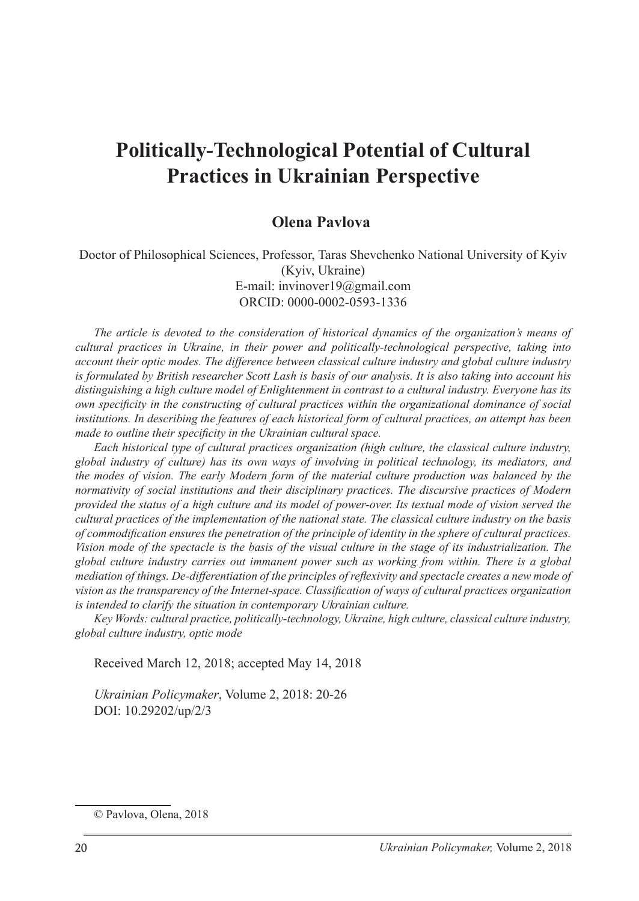# Politically-Technological Potential of Cultural Practices in Ukrainian Perspective

## Olena Pavlova

Doctor of Philosophical Sciences, Professor, Taras Shevchenko National University of Kyiv (Kyiv, Ukraine)
E-mail: invinover19@gmail.com
ORCID: 0000-0002-0593-1336

*The article is devoted to the consideration of historical dynamics of the organization's means of cultural practices in Ukraine, in their power and politically-technological perspective, taking into account their optic modes. The difference between classical culture industry and global culture industry is formulated by British researcher Scott Lash is basis of our analysis. It is also taking into account his distinguishing a high culture model of Enlightenment in contrast to a cultural industry. Everyone has its own specificity in the constructing of cultural practices within the organizational dominance of social institutions. In describing the features of each historical form of cultural practices, an attempt has been made to outline their specificity in the Ukrainian cultural space.*

*Each historical type of cultural practices organization (high culture, the classical culture industry, global industry of culture) has its own ways of involving in political technology, its mediators, and the modes of vision. The early Modern form of the material culture production was balanced by the normativity of social institutions and their disciplinary practices. The discursive practices of Modern provided the status of a high culture and its model of power-over. Its textual mode of vision served the cultural practices of the implementation of the national state. The classical culture industry on the basis of commodification ensures the penetration of the principle of identity in the sphere of cultural practices. Vision mode of the spectacle is the basis of the visual culture in the stage of its industrialization. The global culture industry carries out immanent power such as working from within. There is a global mediation of things. De-differentiation of the principles of reflexivity and spectacle creates a new mode of vision as the transparency of the Internet-space. Classification of ways of cultural practices organization is intended to clarify the situation in contemporary Ukrainian culture.*

*Key Words: cultural practice, politically-technology, Ukraine, high culture, classical culture industry, global culture industry, optic mode*

Received March 12, 2018; accepted May 14, 2018

*Ukrainian Policymaker*, Volume 2, 2018: 20-26
DOI: 10.29202/up/2/3

---

© Pavlova, Olena, 2018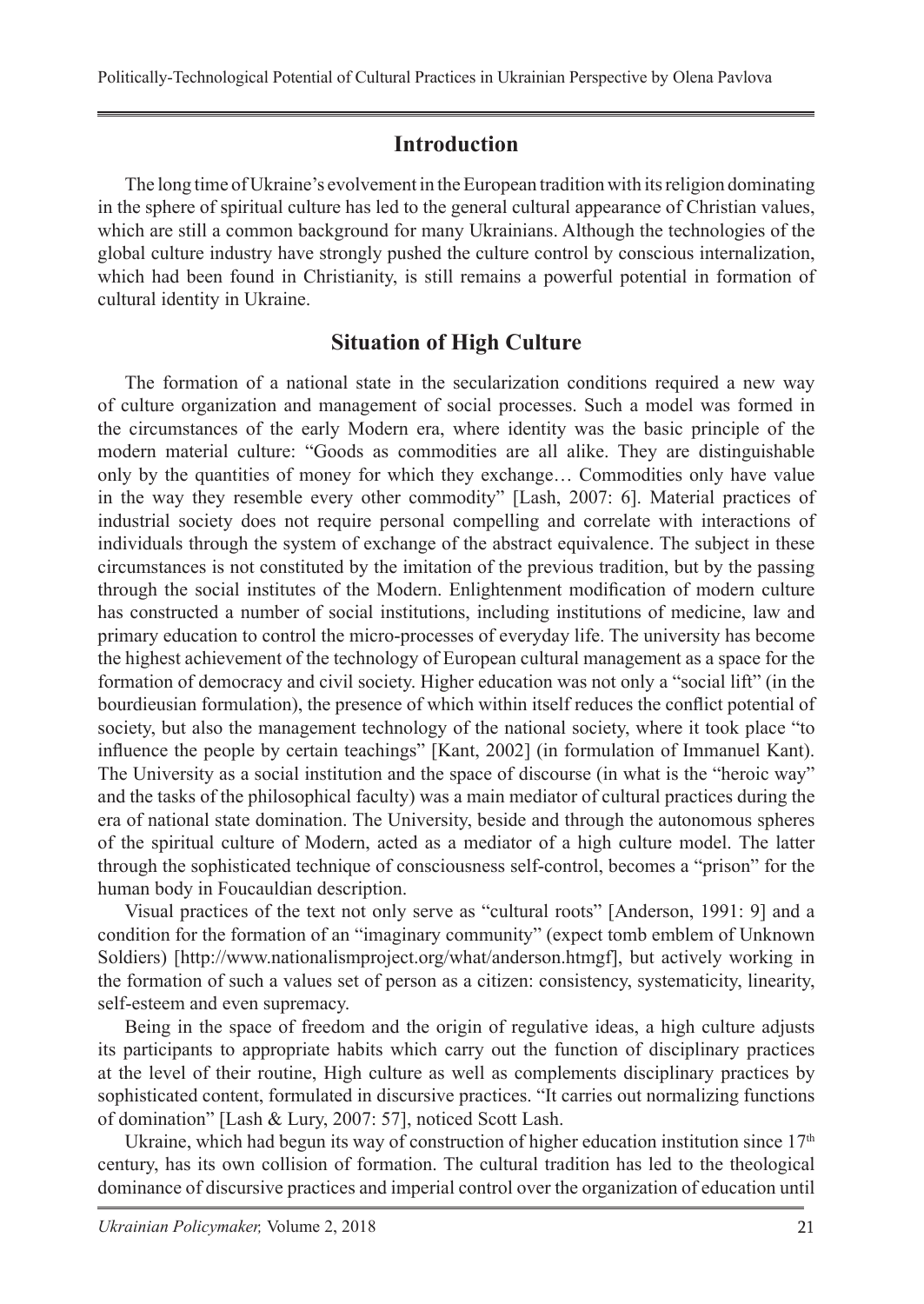## Introduction

The long time of Ukraine's evolvement in the European tradition with its religion dominating in the sphere of spiritual culture has led to the general cultural appearance of Christian values, which are still a common background for many Ukrainians. Although the technologies of the global culture industry have strongly pushed the culture control by conscious internalization, which had been found in Christianity, is still remains a powerful potential in formation of cultural identity in Ukraine.

## Situation of High Culture

The formation of a national state in the secularization conditions required a new way of culture organization and management of social processes. Such a model was formed in the circumstances of the early Modern era, where identity was the basic principle of the modern material culture: "Goods as commodities are all alike. They are distinguishable only by the quantities of money for which they exchange… Commodities only have value in the way they resemble every other commodity" [Lash, 2007: 6]. Material practices of industrial society does not require personal compelling and correlate with interactions of individuals through the system of exchange of the abstract equivalence. The subject in these circumstances is not constituted by the imitation of the previous tradition, but by the passing through the social institutes of the Modern. Enlightenment modification of modern culture has constructed a number of social institutions, including institutions of medicine, law and primary education to control the micro-processes of everyday life. The university has become the highest achievement of the technology of European cultural management as a space for the formation of democracy and civil society. Higher education was not only a "social lift" (in the bourdieusian formulation), the presence of which within itself reduces the conflict potential of society, but also the management technology of the national society, where it took place "to influence the people by certain teachings" [Kant, 2002] (in formulation of Immanuel Kant). The University as a social institution and the space of discourse (in what is the "heroic way" and the tasks of the philosophical faculty) was a main mediator of cultural practices during the era of national state domination. The University, beside and through the autonomous spheres of the spiritual culture of Modern, acted as a mediator of a high culture model. The latter through the sophisticated technique of consciousness self-control, becomes a "prison" for the human body in Foucauldian description.

Visual practices of the text not only serve as "cultural roots" [Anderson, 1991: 9] and a condition for the formation of an "imaginary community" (expect tomb emblem of Unknown Soldiers) [http://www.nationalismproject.org/what/anderson.htmgf], but actively working in the formation of such a values set of person as a citizen: consistency, systematicity, linearity, self-esteem and even supremacy.

Being in the space of freedom and the origin of regulative ideas, a high culture adjusts its participants to appropriate habits which carry out the function of disciplinary practices at the level of their routine, High culture as well as complements disciplinary practices by sophisticated content, formulated in discursive practices. "It carries out normalizing functions of domination" [Lash & Lury, 2007: 57], noticed Scott Lash.

Ukraine, which had begun its way of construction of higher education institution since 17th century, has its own collision of formation. The cultural tradition has led to the theological dominance of discursive practices and imperial control over the organization of education until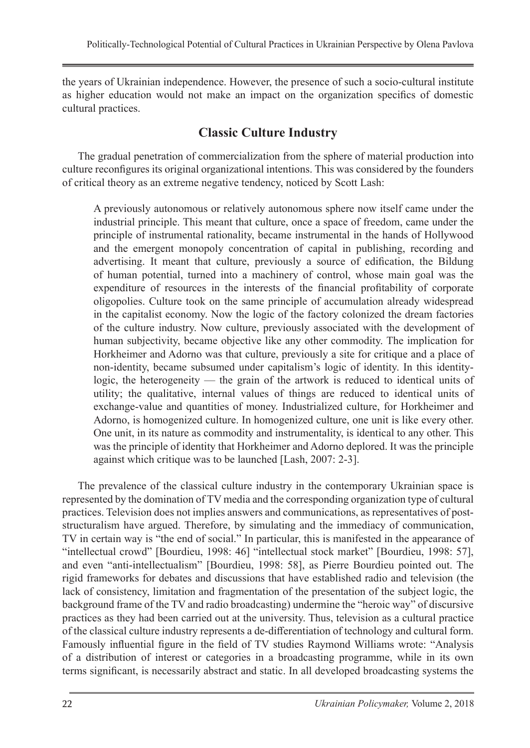the years of Ukrainian independence. However, the presence of such a socio-cultural institute as higher education would not make an impact on the organization specifics of domestic cultural practices.

## Classic Culture Industry

The gradual penetration of commercialization from the sphere of material production into culture reconfigures its original organizational intentions. This was considered by the founders of critical theory as an extreme negative tendency, noticed by Scott Lash:

> A previously autonomous or relatively autonomous sphere now itself came under the industrial principle. This meant that culture, once a space of freedom, came under the principle of instrumental rationality, became instrumental in the hands of Hollywood and the emergent monopoly concentration of capital in publishing, recording and advertising. It meant that culture, previously a source of edification, the Bildung of human potential, turned into a machinery of control, whose main goal was the expenditure of resources in the interests of the financial profitability of corporate oligopolies. Culture took on the same principle of accumulation already widespread in the capitalist economy. Now the logic of the factory colonized the dream factories of the culture industry. Now culture, previously associated with the development of human subjectivity, became objective like any other commodity. The implication for Horkheimer and Adorno was that culture, previously a site for critique and a place of non-identity, became subsumed under capitalism's logic of identity. In this identity-logic, the heterogeneity — the grain of the artwork is reduced to identical units of utility; the qualitative, internal values of things are reduced to identical units of exchange-value and quantities of money. Industrialized culture, for Horkheimer and Adorno, is homogenized culture. In homogenized culture, one unit is like every other. One unit, in its nature as commodity and instrumentality, is identical to any other. This was the principle of identity that Horkheimer and Adorno deplored. It was the principle against which critique was to be launched [Lash, 2007: 2-3].

The prevalence of the classical culture industry in the contemporary Ukrainian space is represented by the domination of TV media and the corresponding organization type of cultural practices. Television does not implies answers and communications, as representatives of post-structuralism have argued. Therefore, by simulating and the immediacy of communication, TV in certain way is "the end of social." In particular, this is manifested in the appearance of "intellectual crowd" [Bourdieu, 1998: 46] "intellectual stock market" [Bourdieu, 1998: 57], and even "anti-intellectualism" [Bourdieu, 1998: 58], as Pierre Bourdieu pointed out. The rigid frameworks for debates and discussions that have established radio and television (the lack of consistency, limitation and fragmentation of the presentation of the subject logic, the background frame of the TV and radio broadcasting) undermine the "heroic way" of discursive practices as they had been carried out at the university. Thus, television as a cultural practice of the classical culture industry represents a de-differentiation of technology and cultural form. Famously influential figure in the field of TV studies Raymond Williams wrote: "Analysis of a distribution of interest or categories in a broadcasting programme, while in its own terms significant, is necessarily abstract and static. In all developed broadcasting systems the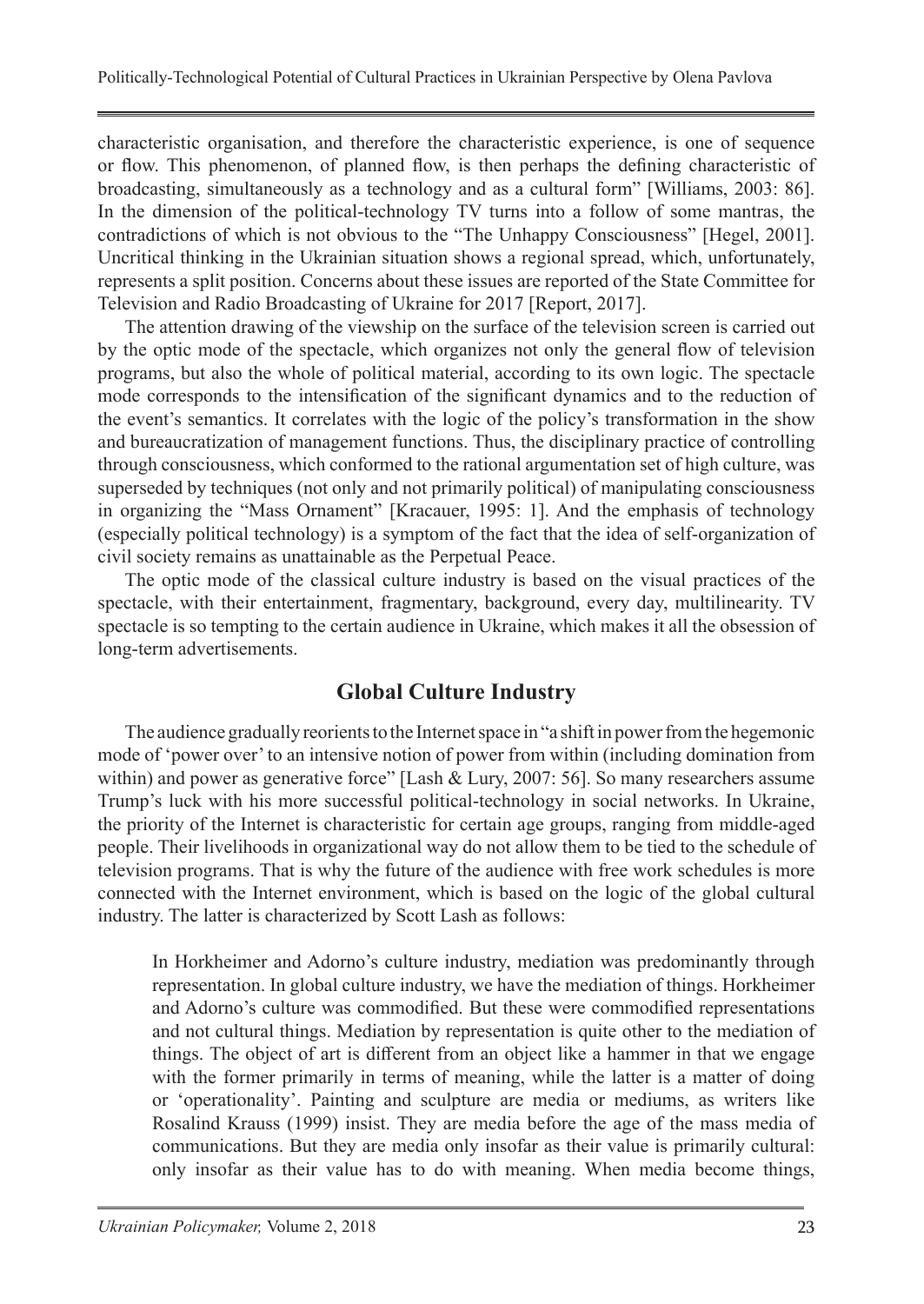characteristic organisation, and therefore the characteristic experience, is one of sequence or flow. This phenomenon, of planned flow, is then perhaps the defining characteristic of broadcasting, simultaneously as a technology and as a cultural form" [Williams, 2003: 86]. In the dimension of the political-technology TV turns into a follow of some mantras, the contradictions of which is not obvious to the "The Unhappy Consciousness" [Hegel, 2001]. Uncritical thinking in the Ukrainian situation shows a regional spread, which, unfortunately, represents a split position. Concerns about these issues are reported of the State Committee for Television and Radio Broadcasting of Ukraine for 2017 [Report, 2017].

The attention drawing of the viewship on the surface of the television screen is carried out by the optic mode of the spectacle, which organizes not only the general flow of television programs, but also the whole of political material, according to its own logic. The spectacle mode corresponds to the intensification of the significant dynamics and to the reduction of the event's semantics. It correlates with the logic of the policy's transformation in the show and bureaucratization of management functions. Thus, the disciplinary practice of controlling through consciousness, which conformed to the rational argumentation set of high culture, was superseded by techniques (not only and not primarily political) of manipulating consciousness in organizing the "Mass Ornament" [Kracauer, 1995: 1]. And the emphasis of technology (especially political technology) is a symptom of the fact that the idea of self-organization of civil society remains as unattainable as the Perpetual Peace.

The optic mode of the classical culture industry is based on the visual practices of the spectacle, with their entertainment, fragmentary, background, every day, multilinearity. TV spectacle is so tempting to the certain audience in Ukraine, which makes it all the obsession of long-term advertisements.

## Global Culture Industry

The audience gradually reorients to the Internet space in "a shift in power from the hegemonic mode of 'power over' to an intensive notion of power from within (including domination from within) and power as generative force" [Lash & Lury, 2007: 56]. So many researchers assume Trump's luck with his more successful political-technology in social networks. In Ukraine, the priority of the Internet is characteristic for certain age groups, ranging from middle-aged people. Their livelihoods in organizational way do not allow them to be tied to the schedule of television programs. That is why the future of the audience with free work schedules is more connected with the Internet environment, which is based on the logic of the global cultural industry. The latter is characterized by Scott Lash as follows:

> In Horkheimer and Adorno's culture industry, mediation was predominantly through representation. In global culture industry, we have the mediation of things. Horkheimer and Adorno's culture was commodified. But these were commodified representations and not cultural things. Mediation by representation is quite other to the mediation of things. The object of art is different from an object like a hammer in that we engage with the former primarily in terms of meaning, while the latter is a matter of doing or 'operationality'. Painting and sculpture are media or mediums, as writers like Rosalind Krauss (1999) insist. They are media before the age of the mass media of communications. But they are media only insofar as their value is primarily cultural: only insofar as their value has to do with meaning. When media become things,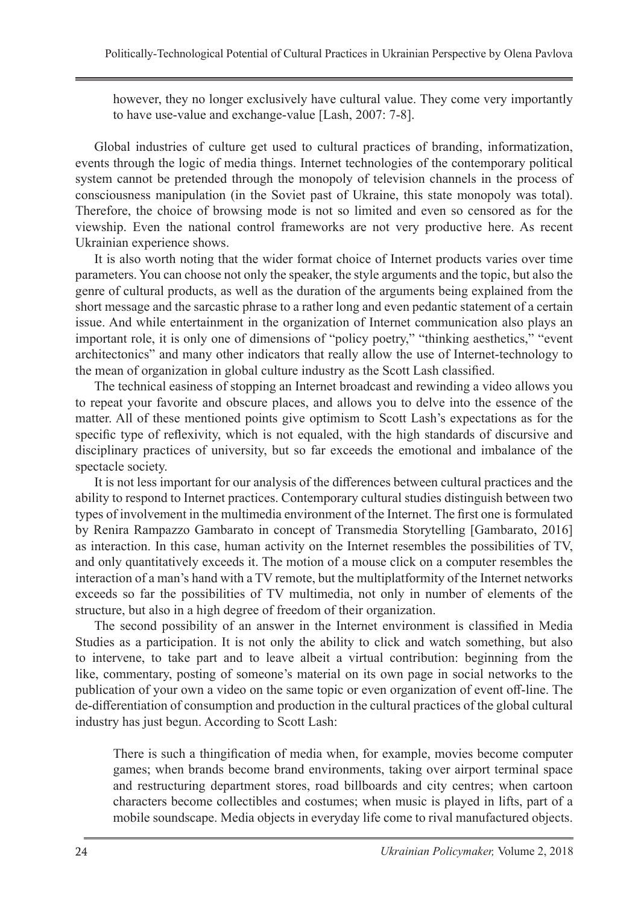> however, they no longer exclusively have cultural value. They come very importantly to have use-value and exchange-value [Lash, 2007: 7-8].

Global industries of culture get used to cultural practices of branding, informatization, events through the logic of media things. Internet technologies of the contemporary political system cannot be pretended through the monopoly of television channels in the process of consciousness manipulation (in the Soviet past of Ukraine, this state monopoly was total). Therefore, the choice of browsing mode is not so limited and even so censored as for the viewship. Even the national control frameworks are not very productive here. As recent Ukrainian experience shows.

It is also worth noting that the wider format choice of Internet products varies over time parameters. You can choose not only the speaker, the style arguments and the topic, but also the genre of cultural products, as well as the duration of the arguments being explained from the short message and the sarcastic phrase to a rather long and even pedantic statement of a certain issue. And while entertainment in the organization of Internet communication also plays an important role, it is only one of dimensions of "policy poetry," "thinking aesthetics," "event architectonics" and many other indicators that really allow the use of Internet-technology to the mean of organization in global culture industry as the Scott Lash classified.

The technical easiness of stopping an Internet broadcast and rewinding a video allows you to repeat your favorite and obscure places, and allows you to delve into the essence of the matter. All of these mentioned points give optimism to Scott Lash's expectations as for the specific type of reflexivity, which is not equaled, with the high standards of discursive and disciplinary practices of university, but so far exceeds the emotional and imbalance of the spectacle society.

It is not less important for our analysis of the differences between cultural practices and the ability to respond to Internet practices. Contemporary cultural studies distinguish between two types of involvement in the multimedia environment of the Internet. The first one is formulated by Renira Rampazzo Gambarato in concept of Transmedia Storytelling [Gambarato, 2016] as interaction. In this case, human activity on the Internet resembles the possibilities of TV, and only quantitatively exceeds it. The motion of a mouse click on a computer resembles the interaction of a man's hand with a TV remote, but the multiplatformity of the Internet networks exceeds so far the possibilities of TV multimedia, not only in number of elements of the structure, but also in a high degree of freedom of their organization.

The second possibility of an answer in the Internet environment is classified in Media Studies as a participation. It is not only the ability to click and watch something, but also to intervene, to take part and to leave albeit a virtual contribution: beginning from the like, commentary, posting of someone's material on its own page in social networks to the publication of your own a video on the same topic or even organization of event off-line. The de-differentiation of consumption and production in the cultural practices of the global cultural industry has just begun. According to Scott Lash:

> There is such a thingification of media when, for example, movies become computer games; when brands become brand environments, taking over airport terminal space and restructuring department stores, road billboards and city centres; when cartoon characters become collectibles and costumes; when music is played in lifts, part of a mobile soundscape. Media objects in everyday life come to rival manufactured objects.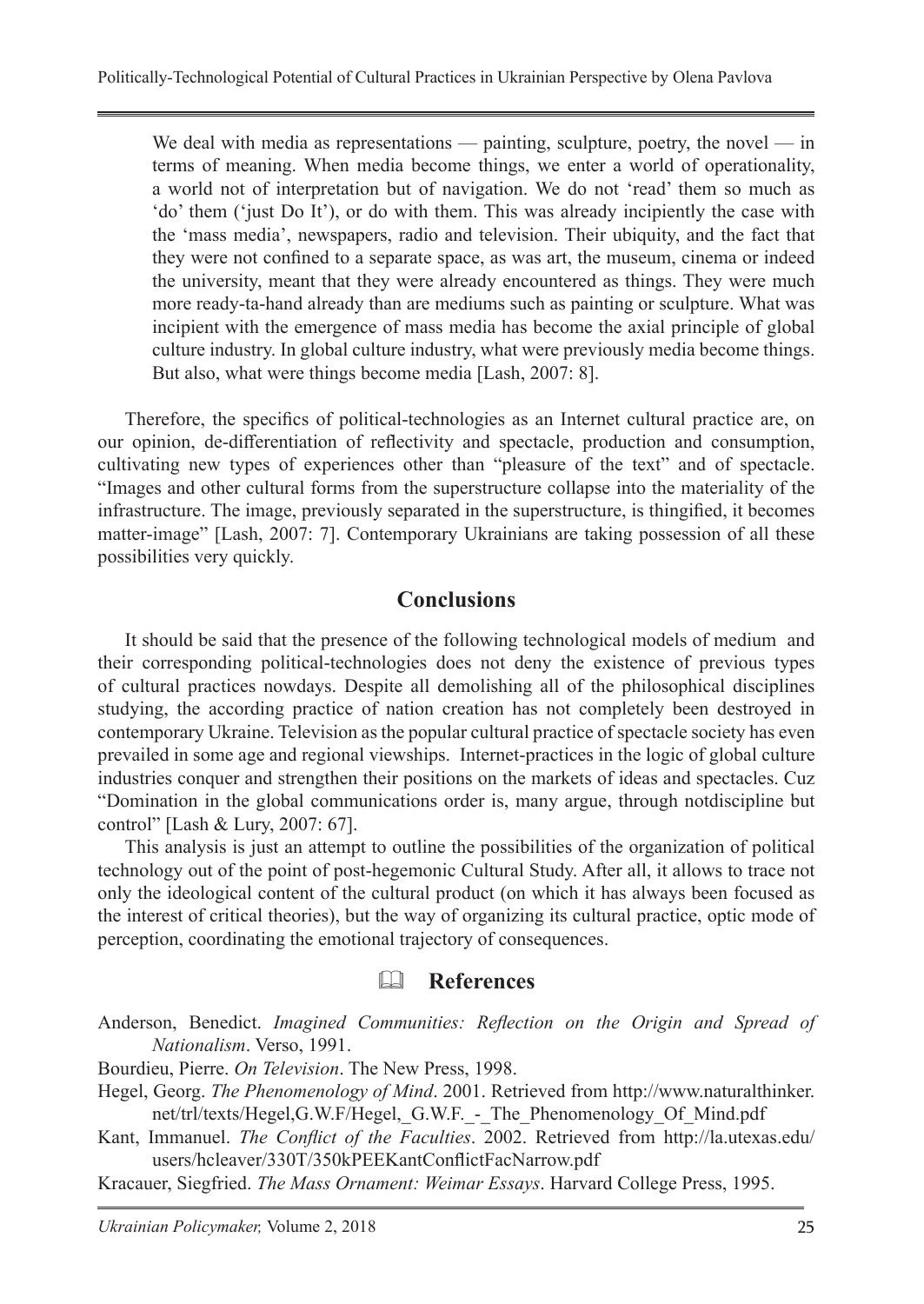> We deal with media as representations — painting, sculpture, poetry, the novel — in terms of meaning. When media become things, we enter a world of operationality, a world not of interpretation but of navigation. We do not 'read' them so much as 'do' them ('just Do It'), or do with them. This was already incipiently the case with the 'mass media', newspapers, radio and television. Their ubiquity, and the fact that they were not confined to a separate space, as was art, the museum, cinema or indeed the university, meant that they were already encountered as things. They were much more ready-ta-hand already than are mediums such as painting or sculpture. What was incipient with the emergence of mass media has become the axial principle of global culture industry. In global culture industry, what were previously media become things. But also, what were things become media [Lash, 2007: 8].

Therefore, the specifics of political-technologies as an Internet cultural practice are, on our opinion, de-differentiation of reflectivity and spectacle, production and consumption, cultivating new types of experiences other than "pleasure of the text" and of spectacle. "Images and other cultural forms from the superstructure collapse into the materiality of the infrastructure. The image, previously separated in the superstructure, is thingified, it becomes matter-image" [Lash, 2007: 7]. Contemporary Ukrainians are taking possession of all these possibilities very quickly.

## Conclusions

It should be said that the presence of the following technological models of medium and their corresponding political-technologies does not deny the existence of previous types of cultural practices nowdays. Despite all demolishing all of the philosophical disciplines studying, the according practice of nation creation has not completely been destroyed in contemporary Ukraine. Television as the popular cultural practice of spectacle society has even prevailed in some age and regional viewships. Internet-practices in the logic of global culture industries conquer and strengthen their positions on the markets of ideas and spectacles. Cuz "Domination in the global communications order is, many argue, through notdiscipline but control" [Lash & Lury, 2007: 67].

This analysis is just an attempt to outline the possibilities of the organization of political technology out of the point of post-hegemonic Cultural Study. After all, it allows to trace not only the ideological content of the cultural product (on which it has always been focused as the interest of critical theories), but the way of organizing its cultural practice, optic mode of perception, coordinating the emotional trajectory of consequences.

## References

Anderson, Benedict. *Imagined Communities: Reflection on the Origin and Spread of Nationalism*. Verso, 1991.

Bourdieu, Pierre. *On Television*. The New Press, 1998.

Hegel, Georg. *The Phenomenology of Mind*. 2001. Retrieved from http://www.naturalthinker.net/trl/texts/Hegel,G.W.F/Hegel,_G.W.F._-_The_Phenomenology_Of_Mind.pdf

Kant, Immanuel. *The Conflict of the Faculties*. 2002. Retrieved from http://la.utexas.edu/users/hcleaver/330T/350kPEEKantConflictFacNarrow.pdf

Kracauer, Siegfried. *The Mass Ornament: Weimar Essays*. Harvard College Press, 1995.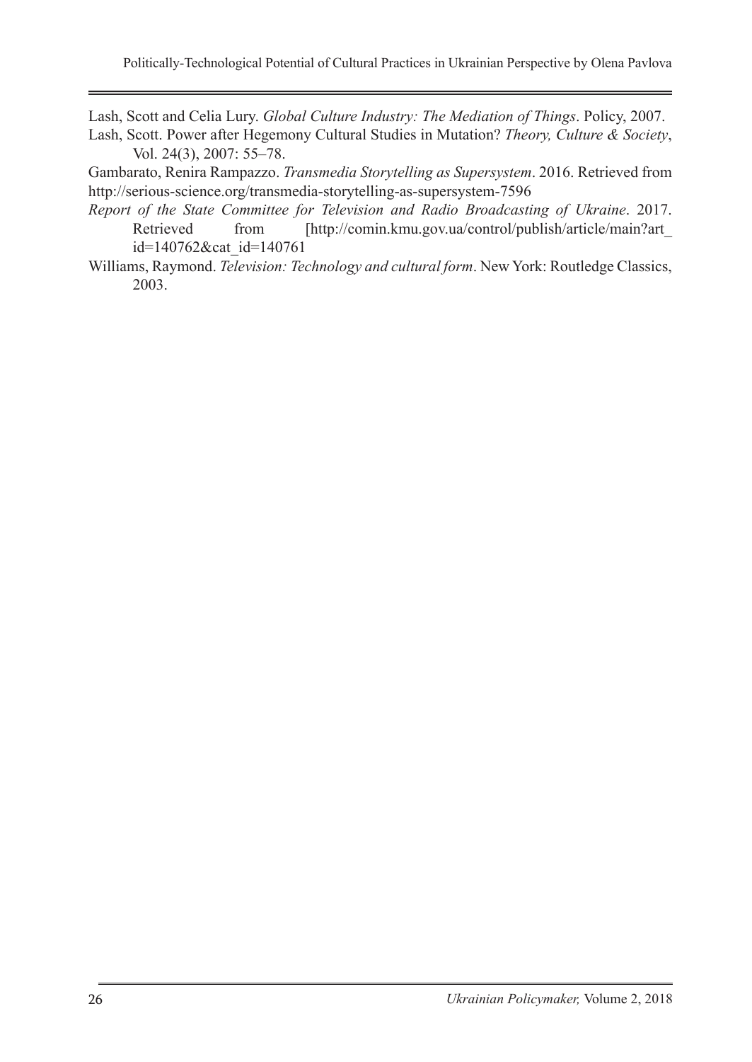Lash, Scott and Celia Lury. *Global Culture Industry: The Mediation of Things*. Policy, 2007.

Lash, Scott. Power after Hegemony Cultural Studies in Mutation? *Theory, Culture & Society*, Vol. 24(3), 2007: 55–78.

Gambarato, Renira Rampazzo. *Transmedia Storytelling as Supersystem*. 2016. Retrieved from http://serious-science.org/transmedia-storytelling-as-supersystem-7596

*Report of the State Committee for Television and Radio Broadcasting of Ukraine*. 2017. Retrieved from [http://comin.kmu.gov.ua/control/publish/article/main?art_id=140762&cat_id=140761

Williams, Raymond. *Television: Technology and cultural form*. New York: Routledge Classics, 2003.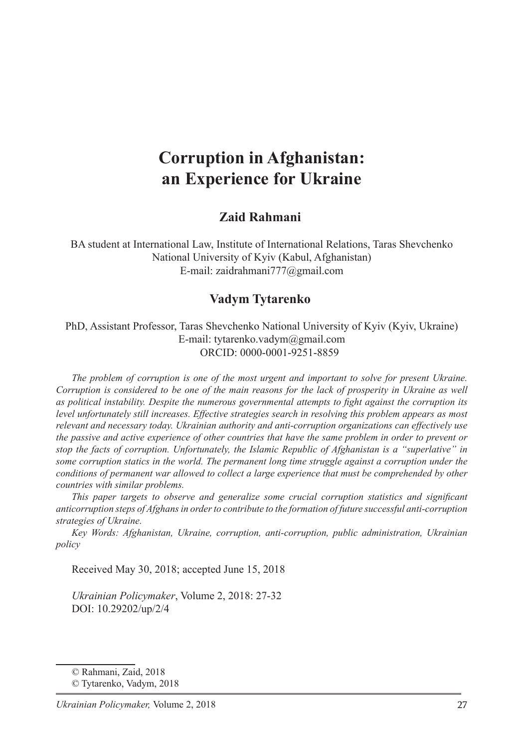# Corruption in Afghanistan: an Experience for Ukraine

## Zaid Rahmani

BA student at International Law, Institute of International Relations, Taras Shevchenko National University of Kyiv (Kabul, Afghanistan)
E-mail: zaidrahmani777@gmail.com

## Vadym Tytarenko

PhD, Assistant Professor, Taras Shevchenko National University of Kyiv (Kyiv, Ukraine)
E-mail: tytarenko.vadym@gmail.com
ORCID: 0000-0001-9251-8859

*The problem of corruption is one of the most urgent and important to solve for present Ukraine. Corruption is considered to be one of the main reasons for the lack of prosperity in Ukraine as well as political instability. Despite the numerous governmental attempts to fight against the corruption its level unfortunately still increases. Effective strategies search in resolving this problem appears as most relevant and necessary today. Ukrainian authority and anti-corruption organizations can effectively use the passive and active experience of other countries that have the same problem in order to prevent or stop the facts of corruption. Unfortunately, the Islamic Republic of Afghanistan is a "superlative" in some corruption statics in the world. The permanent long time struggle against a corruption under the conditions of permanent war allowed to collect a large experience that must be comprehended by other countries with similar problems.*

*This paper targets to observe and generalize some crucial corruption statistics and significant anticorruption steps of Afghans in order to contribute to the formation of future successful anti-corruption strategies of Ukraine.*

*Key Words: Afghanistan, Ukraine, corruption, anti-corruption, public administration, Ukrainian policy*

Received May 30, 2018; accepted June 15, 2018

*Ukrainian Policymaker*, Volume 2, 2018: 27-32
DOI: 10.29202/up/2/4

© Rahmani, Zaid, 2018
© Tytarenko, Vadym, 2018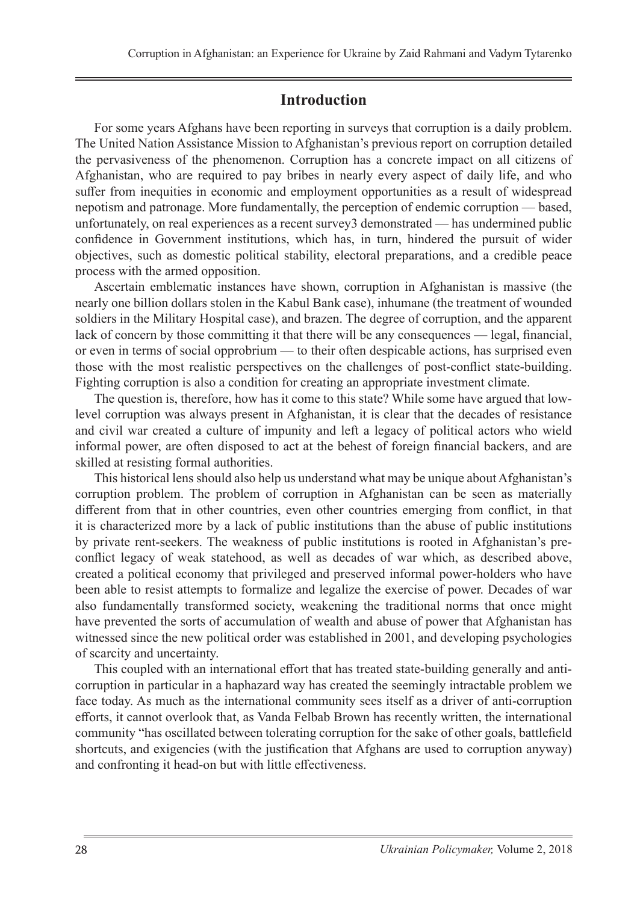## Introduction

For some years Afghans have been reporting in surveys that corruption is a daily problem. The United Nation Assistance Mission to Afghanistan's previous report on corruption detailed the pervasiveness of the phenomenon. Corruption has a concrete impact on all citizens of Afghanistan, who are required to pay bribes in nearly every aspect of daily life, and who suffer from inequities in economic and employment opportunities as a result of widespread nepotism and patronage. More fundamentally, the perception of endemic corruption — based, unfortunately, on real experiences as a recent survey3 demonstrated — has undermined public confidence in Government institutions, which has, in turn, hindered the pursuit of wider objectives, such as domestic political stability, electoral preparations, and a credible peace process with the armed opposition.

Ascertain emblematic instances have shown, corruption in Afghanistan is massive (the nearly one billion dollars stolen in the Kabul Bank case), inhumane (the treatment of wounded soldiers in the Military Hospital case), and brazen. The degree of corruption, and the apparent lack of concern by those committing it that there will be any consequences — legal, financial, or even in terms of social opprobrium — to their often despicable actions, has surprised even those with the most realistic perspectives on the challenges of post-conflict state-building. Fighting corruption is also a condition for creating an appropriate investment climate.

The question is, therefore, how has it come to this state? While some have argued that low-level corruption was always present in Afghanistan, it is clear that the decades of resistance and civil war created a culture of impunity and left a legacy of political actors who wield informal power, are often disposed to act at the behest of foreign financial backers, and are skilled at resisting formal authorities.

This historical lens should also help us understand what may be unique about Afghanistan's corruption problem. The problem of corruption in Afghanistan can be seen as materially different from that in other countries, even other countries emerging from conflict, in that it is characterized more by a lack of public institutions than the abuse of public institutions by private rent-seekers. The weakness of public institutions is rooted in Afghanistan's pre-conflict legacy of weak statehood, as well as decades of war which, as described above, created a political economy that privileged and preserved informal power-holders who have been able to resist attempts to formalize and legalize the exercise of power. Decades of war also fundamentally transformed society, weakening the traditional norms that once might have prevented the sorts of accumulation of wealth and abuse of power that Afghanistan has witnessed since the new political order was established in 2001, and developing psychologies of scarcity and uncertainty.

This coupled with an international effort that has treated state-building generally and anti-corruption in particular in a haphazard way has created the seemingly intractable problem we face today. As much as the international community sees itself as a driver of anti-corruption efforts, it cannot overlook that, as Vanda Felbab Brown has recently written, the international community "has oscillated between tolerating corruption for the sake of other goals, battlefield shortcuts, and exigencies (with the justification that Afghans are used to corruption anyway) and confronting it head-on but with little effectiveness.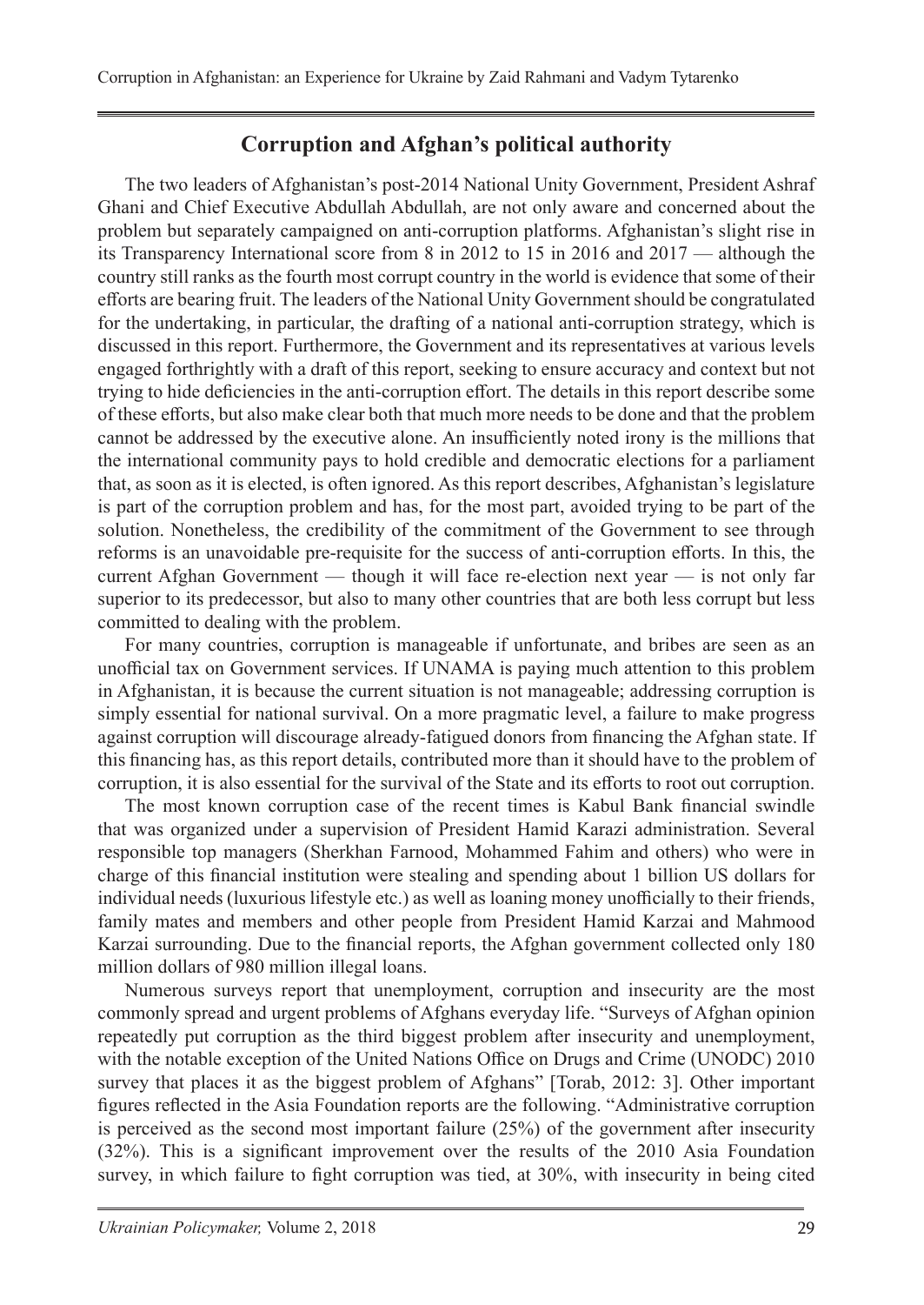## Corruption and Afghan's political authority

The two leaders of Afghanistan's post-2014 National Unity Government, President Ashraf Ghani and Chief Executive Abdullah Abdullah, are not only aware and concerned about the problem but separately campaigned on anti-corruption platforms. Afghanistan's slight rise in its Transparency International score from 8 in 2012 to 15 in 2016 and 2017 — although the country still ranks as the fourth most corrupt country in the world is evidence that some of their efforts are bearing fruit. The leaders of the National Unity Government should be congratulated for the undertaking, in particular, the drafting of a national anti-corruption strategy, which is discussed in this report. Furthermore, the Government and its representatives at various levels engaged forthrightly with a draft of this report, seeking to ensure accuracy and context but not trying to hide deficiencies in the anti-corruption effort. The details in this report describe some of these efforts, but also make clear both that much more needs to be done and that the problem cannot be addressed by the executive alone. An insufficiently noted irony is the millions that the international community pays to hold credible and democratic elections for a parliament that, as soon as it is elected, is often ignored. As this report describes, Afghanistan's legislature is part of the corruption problem and has, for the most part, avoided trying to be part of the solution. Nonetheless, the credibility of the commitment of the Government to see through reforms is an unavoidable pre-requisite for the success of anti-corruption efforts. In this, the current Afghan Government — though it will face re-election next year — is not only far superior to its predecessor, but also to many other countries that are both less corrupt but less committed to dealing with the problem.

For many countries, corruption is manageable if unfortunate, and bribes are seen as an unofficial tax on Government services. If UNAMA is paying much attention to this problem in Afghanistan, it is because the current situation is not manageable; addressing corruption is simply essential for national survival. On a more pragmatic level, a failure to make progress against corruption will discourage already-fatigued donors from financing the Afghan state. If this financing has, as this report details, contributed more than it should have to the problem of corruption, it is also essential for the survival of the State and its efforts to root out corruption.

The most known corruption case of the recent times is Kabul Bank financial swindle that was organized under a supervision of President Hamid Karazi administration. Several responsible top managers (Sherkhan Farnood, Mohammed Fahim and others) who were in charge of this financial institution were stealing and spending about 1 billion US dollars for individual needs (luxurious lifestyle etc.) as well as loaning money unofficially to their friends, family mates and members and other people from President Hamid Karzai and Mahmood Karzai surrounding. Due to the financial reports, the Afghan government collected only 180 million dollars of 980 million illegal loans.

Numerous surveys report that unemployment, corruption and insecurity are the most commonly spread and urgent problems of Afghans everyday life. "Surveys of Afghan opinion repeatedly put corruption as the third biggest problem after insecurity and unemployment, with the notable exception of the United Nations Office on Drugs and Crime (UNODC) 2010 survey that places it as the biggest problem of Afghans" [Torab, 2012: 3]. Other important figures reflected in the Asia Foundation reports are the following. "Administrative corruption is perceived as the second most important failure (25%) of the government after insecurity (32%). This is a significant improvement over the results of the 2010 Asia Foundation survey, in which failure to fight corruption was tied, at 30%, with insecurity in being cited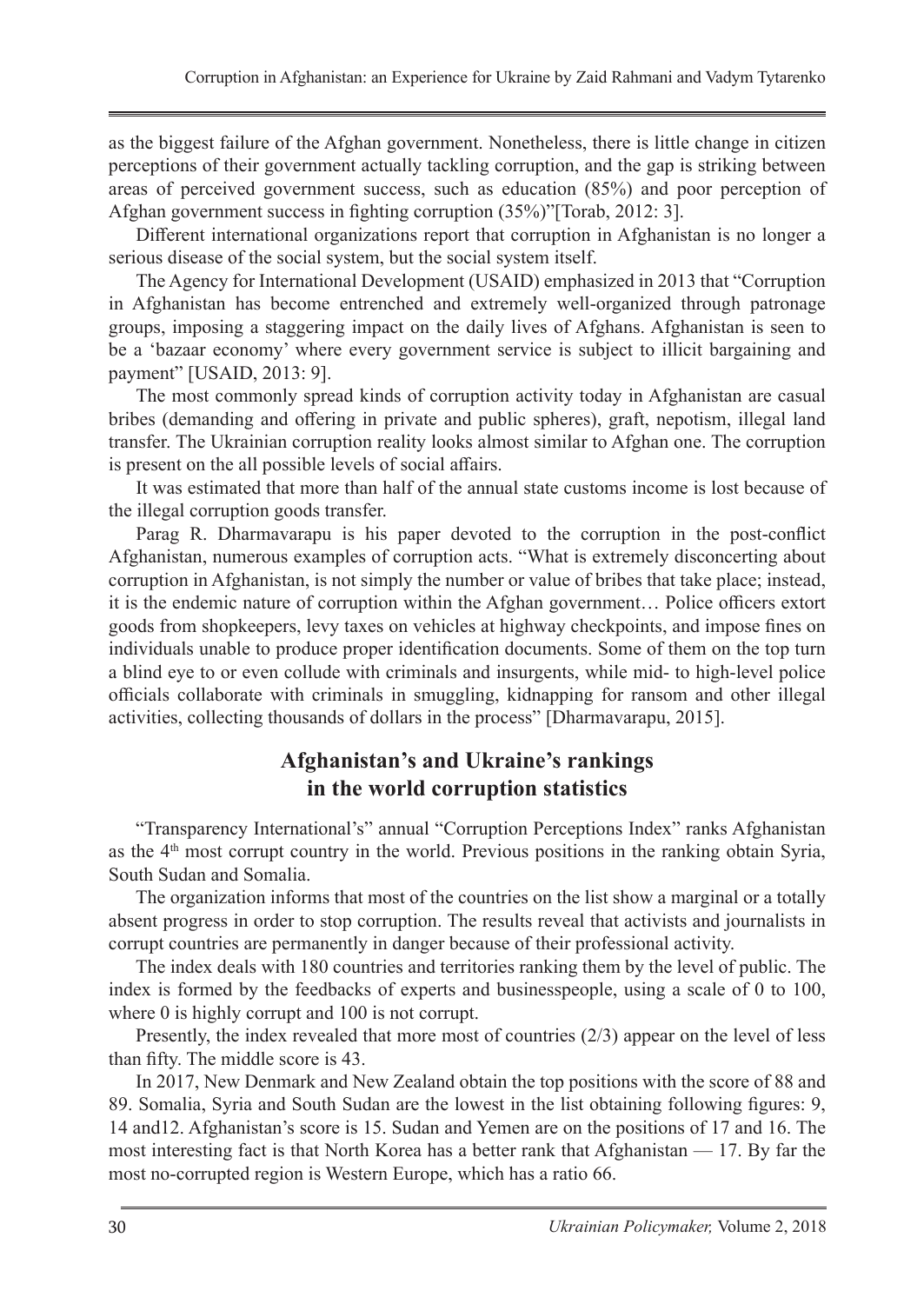as the biggest failure of the Afghan government. Nonetheless, there is little change in citizen perceptions of their government actually tackling corruption, and the gap is striking between areas of perceived government success, such as education (85%) and poor perception of Afghan government success in fighting corruption (35%)"[Torab, 2012: 3].

Different international organizations report that corruption in Afghanistan is no longer a serious disease of the social system, but the social system itself.

The Agency for International Development (USAID) emphasized in 2013 that "Corruption in Afghanistan has become entrenched and extremely well-organized through patronage groups, imposing a staggering impact on the daily lives of Afghans. Afghanistan is seen to be a 'bazaar economy' where every government service is subject to illicit bargaining and payment" [USAID, 2013: 9].

The most commonly spread kinds of corruption activity today in Afghanistan are casual bribes (demanding and offering in private and public spheres), graft, nepotism, illegal land transfer. The Ukrainian corruption reality looks almost similar to Afghan one. The corruption is present on the all possible levels of social affairs.

It was estimated that more than half of the annual state customs income is lost because of the illegal corruption goods transfer.

Parag R. Dharmavarapu is his paper devoted to the corruption in the post-conflict Afghanistan, numerous examples of corruption acts. "What is extremely disconcerting about corruption in Afghanistan, is not simply the number or value of bribes that take place; instead, it is the endemic nature of corruption within the Afghan government… Police officers extort goods from shopkeepers, levy taxes on vehicles at highway checkpoints, and impose fines on individuals unable to produce proper identification documents. Some of them on the top turn a blind eye to or even collude with criminals and insurgents, while mid- to high-level police officials collaborate with criminals in smuggling, kidnapping for ransom and other illegal activities, collecting thousands of dollars in the process" [Dharmavarapu, 2015].

## Afghanistan's and Ukraine's rankings in the world corruption statistics

"Transparency International's" annual "Corruption Perceptions Index" ranks Afghanistan as the 4th most corrupt country in the world. Previous positions in the ranking obtain Syria, South Sudan and Somalia.

The organization informs that most of the countries on the list show a marginal or a totally absent progress in order to stop corruption. The results reveal that activists and journalists in corrupt countries are permanently in danger because of their professional activity.

The index deals with 180 countries and territories ranking them by the level of public. The index is formed by the feedbacks of experts and businesspeople, using a scale of 0 to 100, where 0 is highly corrupt and 100 is not corrupt.

Presently, the index revealed that more most of countries (2/3) appear on the level of less than fifty. The middle score is 43.

In 2017, New Denmark and New Zealand obtain the top positions with the score of 88 and 89. Somalia, Syria and South Sudan are the lowest in the list obtaining following figures: 9, 14 and12. Afghanistan's score is 15. Sudan and Yemen are on the positions of 17 and 16. The most interesting fact is that North Korea has a better rank that Afghanistan — 17. By far the most no-corrupted region is Western Europe, which has a ratio 66.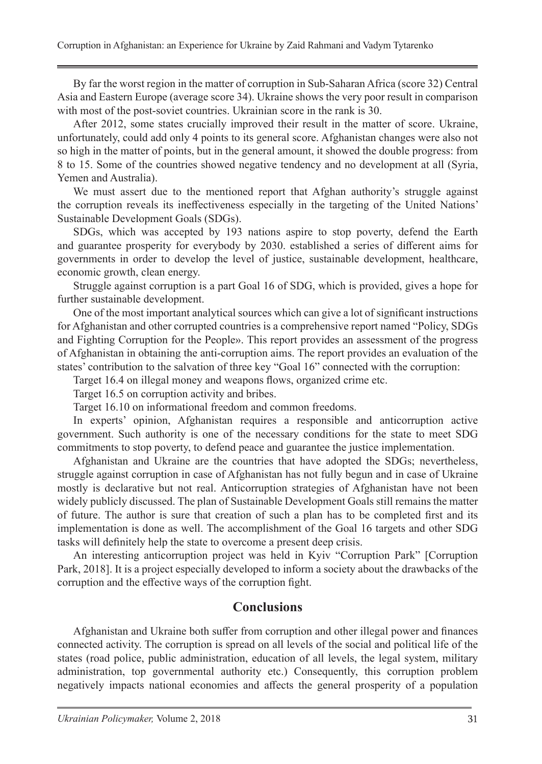By far the worst region in the matter of corruption in Sub-Saharan Africa (score 32) Central Asia and Eastern Europe (average score 34). Ukraine shows the very poor result in comparison with most of the post-soviet countries. Ukrainian score in the rank is 30.

After 2012, some states crucially improved their result in the matter of score. Ukraine, unfortunately, could add only 4 points to its general score. Afghanistan changes were also not so high in the matter of points, but in the general amount, it showed the double progress: from 8 to 15. Some of the countries showed negative tendency and no development at all (Syria, Yemen and Australia).

We must assert due to the mentioned report that Afghan authority's struggle against the corruption reveals its ineffectiveness especially in the targeting of the United Nations' Sustainable Development Goals (SDGs).

SDGs, which was accepted by 193 nations aspire to stop poverty, defend the Earth and guarantee prosperity for everybody by 2030. established a series of different aims for governments in order to develop the level of justice, sustainable development, healthcare, economic growth, clean energy.

Struggle against corruption is a part Goal 16 of SDG, which is provided, gives a hope for further sustainable development.

One of the most important analytical sources which can give a lot of significant instructions for Afghanistan and other corrupted countries is a comprehensive report named "Policy, SDGs and Fighting Corruption for the People». This report provides an assessment of the progress of Afghanistan in obtaining the anti-corruption aims. The report provides an evaluation of the states' contribution to the salvation of three key "Goal 16" connected with the corruption:

Target 16.4 on illegal money and weapons flows, organized crime etc.

Target 16.5 on corruption activity and bribes.

Target 16.10 on informational freedom and common freedoms.

In experts' opinion, Afghanistan requires a responsible and anticorruption active government. Such authority is one of the necessary conditions for the state to meet SDG commitments to stop poverty, to defend peace and guarantee the justice implementation.

Afghanistan and Ukraine are the countries that have adopted the SDGs; nevertheless, struggle against corruption in case of Afghanistan has not fully begun and in case of Ukraine mostly is declarative but not real. Anticorruption strategies of Afghanistan have not been widely publicly discussed. The plan of Sustainable Development Goals still remains the matter of future. The author is sure that creation of such a plan has to be completed first and its implementation is done as well. The accomplishment of the Goal 16 targets and other SDG tasks will definitely help the state to overcome a present deep crisis.

An interesting anticorruption project was held in Kyiv "Corruption Park" [Corruption Park, 2018]. It is a project especially developed to inform a society about the drawbacks of the corruption and the effective ways of the corruption fight.

## Conclusions

Afghanistan and Ukraine both suffer from corruption and other illegal power and finances connected activity. The corruption is spread on all levels of the social and political life of the states (road police, public administration, education of all levels, the legal system, military administration, top governmental authority etc.) Consequently, this corruption problem negatively impacts national economies and affects the general prosperity of a population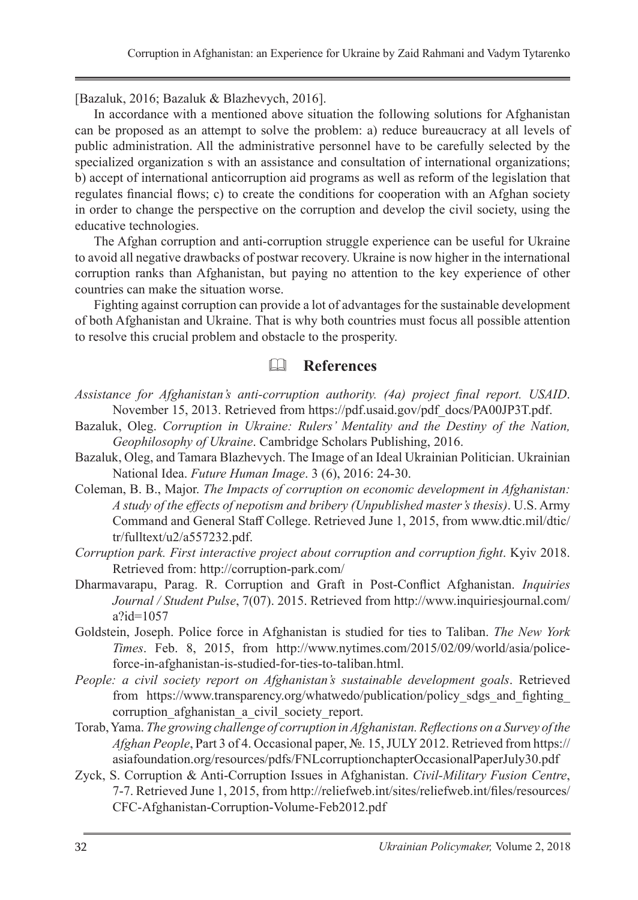[Bazaluk, 2016; Bazaluk & Blazhevych, 2016].

In accordance with a mentioned above situation the following solutions for Afghanistan can be proposed as an attempt to solve the problem: a) reduce bureaucracy at all levels of public administration. All the administrative personnel have to be carefully selected by the specialized organization s with an assistance and consultation of international organizations; b) accept of international anticorruption aid programs as well as reform of the legislation that regulates financial flows; c) to create the conditions for cooperation with an Afghan society in order to change the perspective on the corruption and develop the civil society, using the educative technologies.

The Afghan corruption and anti-corruption struggle experience can be useful for Ukraine to avoid all negative drawbacks of postwar recovery. Ukraine is now higher in the international corruption ranks than Afghanistan, but paying no attention to the key experience of other countries can make the situation worse.

Fighting against corruption can provide a lot of advantages for the sustainable development of both Afghanistan and Ukraine. That is why both countries must focus all possible attention to resolve this crucial problem and obstacle to the prosperity.

## 🕮 References

*Assistance for Afghanistan's anti-corruption authority. (4a) project final report. USAID*. November 15, 2013. Retrieved from https://pdf.usaid.gov/pdf_docs/PA00JP3T.pdf.

Bazaluk, Oleg. *Corruption in Ukraine: Rulers' Mentality and the Destiny of the Nation, Geophilosophy of Ukraine*. Cambridge Scholars Publishing, 2016.

Bazaluk, Oleg, and Tamara Blazhevych. The Image of an Ideal Ukrainian Politician. Ukrainian National Idea. *Future Human Image*. 3 (6), 2016: 24-30.

Coleman, B. B., Major. *The Impacts of corruption on economic development in Afghanistan: A study of the effects of nepotism and bribery (Unpublished master's thesis)*. U.S. Army Command and General Staff College. Retrieved June 1, 2015, from www.dtic.mil/dtic/tr/fulltext/u2/a557232.pdf.

*Corruption park. First interactive project about corruption and corruption fight*. Kyiv 2018. Retrieved from: http://corruption-park.com/

Dharmavarapu, Parag. R. Corruption and Graft in Post-Conflict Afghanistan. *Inquiries Journal / Student Pulse*, 7(07). 2015. Retrieved from http://www.inquiriesjournal.com/a?id=1057

Goldstein, Joseph. Police force in Afghanistan is studied for ties to Taliban. *The New York Times*. Feb. 8, 2015, from http://www.nytimes.com/2015/02/09/world/asia/police-force-in-afghanistan-is-studied-for-ties-to-taliban.html.

*People: a civil society report on Afghanistan's sustainable development goals*. Retrieved from https://www.transparency.org/whatwedo/publication/policy_sdgs_and_fighting_corruption_afghanistan_a_civil_society_report.

Torab, Yama. *The growing challenge of corruption in Afghanistan. Reflections on a Survey of the Afghan People*, Part 3 of 4. Occasional paper, №. 15, JULY 2012. Retrieved from https://asiafoundation.org/resources/pdfs/FNLcorruptionchapterOccasionalPaperJuly30.pdf

Zyck, S. Corruption & Anti-Corruption Issues in Afghanistan. *Civil-Military Fusion Centre*, 7-7. Retrieved June 1, 2015, from http://reliefweb.int/sites/reliefweb.int/files/resources/CFC-Afghanistan-Corruption-Volume-Feb2012.pdf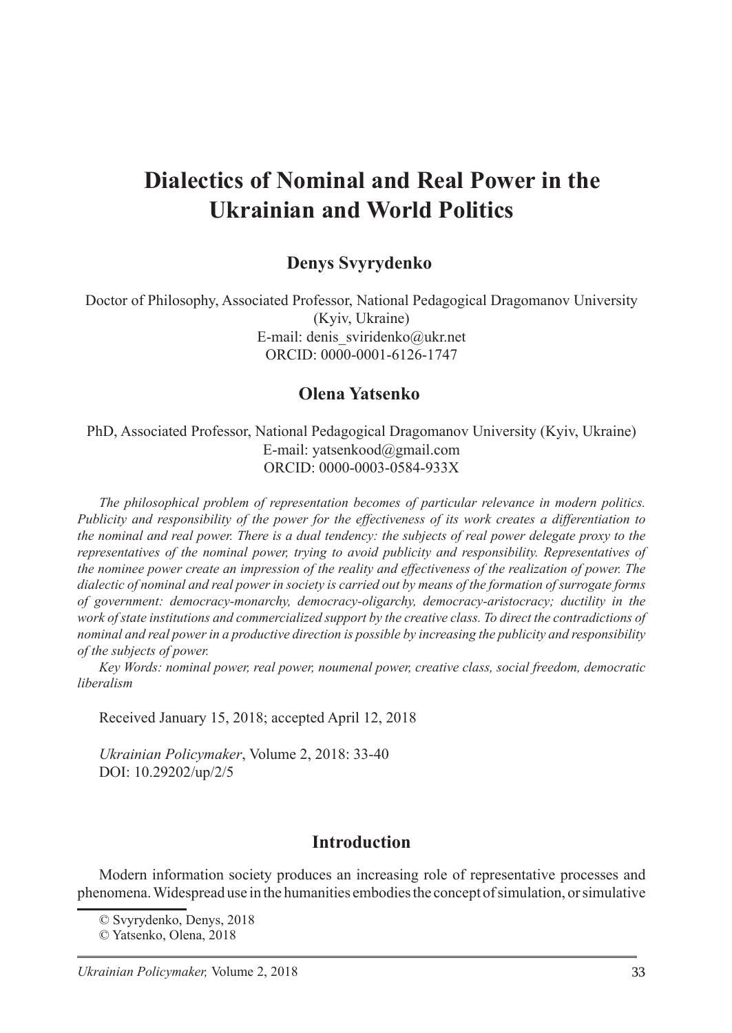# Dialectics of Nominal and Real Power in the Ukrainian and World Politics

**Denys Svyrydenko**

Doctor of Philosophy, Associated Professor, National Pedagogical Dragomanov University (Kyiv, Ukraine)
E-mail: denis_sviridenko@ukr.net
ORCID: 0000-0001-6126-1747

**Olena Yatsenko**

PhD, Associated Professor, National Pedagogical Dragomanov University (Kyiv, Ukraine)
E-mail: yatsenkood@gmail.com
ORCID: 0000-0003-0584-933X

*The philosophical problem of representation becomes of particular relevance in modern politics. Publicity and responsibility of the power for the effectiveness of its work creates a differentiation to the nominal and real power. There is a dual tendency: the subjects of real power delegate proxy to the representatives of the nominal power, trying to avoid publicity and responsibility. Representatives of the nominee power create an impression of the reality and effectiveness of the realization of power. The dialectic of nominal and real power in society is carried out by means of the formation of surrogate forms of government: democracy-monarchy, democracy-oligarchy, democracy-aristocracy; ductility in the work of state institutions and commercialized support by the creative class. To direct the contradictions of nominal and real power in a productive direction is possible by increasing the publicity and responsibility of the subjects of power.*

*Key Words: nominal power, real power, noumenal power, creative class, social freedom, democratic liberalism*

Received January 15, 2018; accepted April 12, 2018

*Ukrainian Policymaker*, Volume 2, 2018: 33-40
DOI: 10.29202/up/2/5

## Introduction

Modern information society produces an increasing role of representative processes and phenomena. Widespread use in the humanities embodies the concept of simulation, or simulative

© Svyrydenko, Denys, 2018
© Yatsenko, Olena, 2018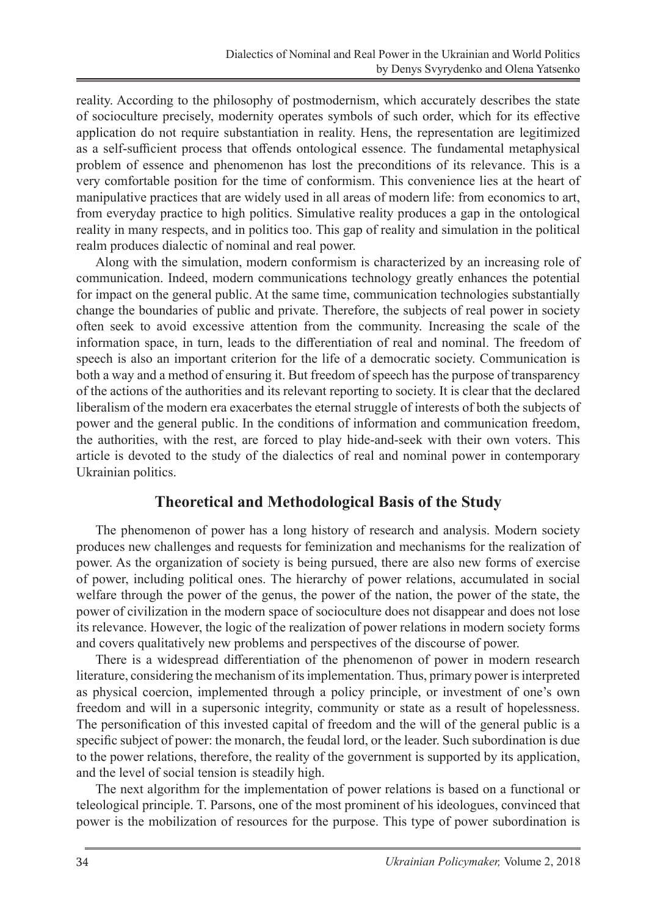reality. According to the philosophy of postmodernism, which accurately describes the state of socioculture precisely, modernity operates symbols of such order, which for its effective application do not require substantiation in reality. Hens, the representation are legitimized as a self-sufficient process that offends ontological essence. The fundamental metaphysical problem of essence and phenomenon has lost the preconditions of its relevance. This is a very comfortable position for the time of conformism. This convenience lies at the heart of manipulative practices that are widely used in all areas of modern life: from economics to art, from everyday practice to high politics. Simulative reality produces a gap in the ontological reality in many respects, and in politics too. This gap of reality and simulation in the political realm produces dialectic of nominal and real power.

Along with the simulation, modern conformism is characterized by an increasing role of communication. Indeed, modern communications technology greatly enhances the potential for impact on the general public. At the same time, communication technologies substantially change the boundaries of public and private. Therefore, the subjects of real power in society often seek to avoid excessive attention from the community. Increasing the scale of the information space, in turn, leads to the differentiation of real and nominal. The freedom of speech is also an important criterion for the life of a democratic society. Communication is both a way and a method of ensuring it. But freedom of speech has the purpose of transparency of the actions of the authorities and its relevant reporting to society. It is clear that the declared liberalism of the modern era exacerbates the eternal struggle of interests of both the subjects of power and the general public. In the conditions of information and communication freedom, the authorities, with the rest, are forced to play hide-and-seek with their own voters. This article is devoted to the study of the dialectics of real and nominal power in contemporary Ukrainian politics.

## Theoretical and Methodological Basis of the Study

The phenomenon of power has a long history of research and analysis. Modern society produces new challenges and requests for feminization and mechanisms for the realization of power. As the organization of society is being pursued, there are also new forms of exercise of power, including political ones. The hierarchy of power relations, accumulated in social welfare through the power of the genus, the power of the nation, the power of the state, the power of civilization in the modern space of socioculture does not disappear and does not lose its relevance. However, the logic of the realization of power relations in modern society forms and covers qualitatively new problems and perspectives of the discourse of power.

There is a widespread differentiation of the phenomenon of power in modern research literature, considering the mechanism of its implementation. Thus, primary power is interpreted as physical coercion, implemented through a policy principle, or investment of one's own freedom and will in a supersonic integrity, community or state as a result of hopelessness. The personification of this invested capital of freedom and the will of the general public is a specific subject of power: the monarch, the feudal lord, or the leader. Such subordination is due to the power relations, therefore, the reality of the government is supported by its application, and the level of social tension is steadily high.

The next algorithm for the implementation of power relations is based on a functional or teleological principle. T. Parsons, one of the most prominent of his ideologues, convinced that power is the mobilization of resources for the purpose. This type of power subordination is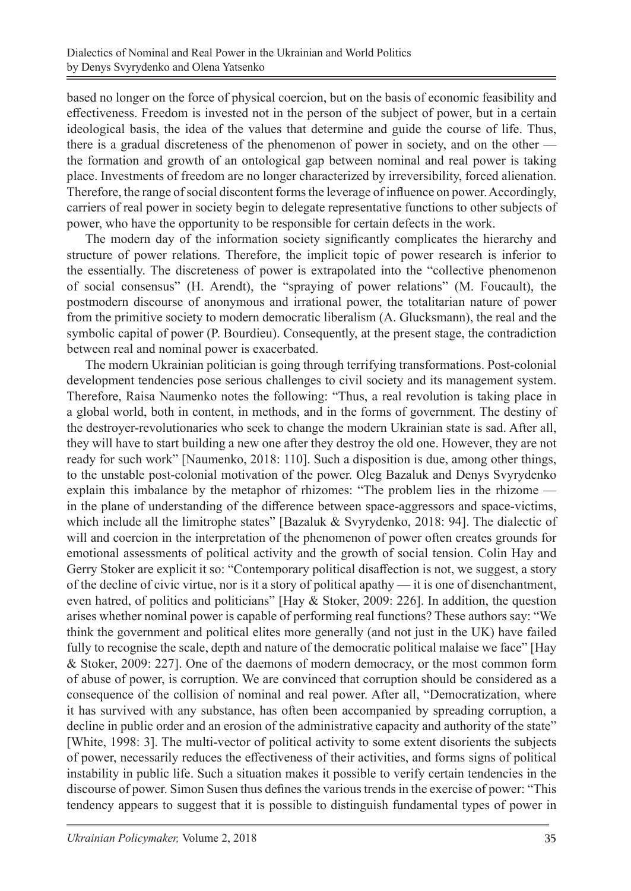based no longer on the force of physical coercion, but on the basis of economic feasibility and effectiveness. Freedom is invested not in the person of the subject of power, but in a certain ideological basis, the idea of the values that determine and guide the course of life. Thus, there is a gradual discreteness of the phenomenon of power in society, and on the other — the formation and growth of an ontological gap between nominal and real power is taking place. Investments of freedom are no longer characterized by irreversibility, forced alienation. Therefore, the range of social discontent forms the leverage of influence on power. Accordingly, carriers of real power in society begin to delegate representative functions to other subjects of power, who have the opportunity to be responsible for certain defects in the work.

The modern day of the information society significantly complicates the hierarchy and structure of power relations. Therefore, the implicit topic of power research is inferior to the essentially. The discreteness of power is extrapolated into the "collective phenomenon of social consensus" (H. Arendt), the "spraying of power relations" (M. Foucault), the postmodern discourse of anonymous and irrational power, the totalitarian nature of power from the primitive society to modern democratic liberalism (A. Glucksmann), the real and the symbolic capital of power (P. Bourdieu). Consequently, at the present stage, the contradiction between real and nominal power is exacerbated.

The modern Ukrainian politician is going through terrifying transformations. Post-colonial development tendencies pose serious challenges to civil society and its management system. Therefore, Raisa Naumenko notes the following: "Thus, a real revolution is taking place in a global world, both in content, in methods, and in the forms of government. The destiny of the destroyer-revolutionaries who seek to change the modern Ukrainian state is sad. After all, they will have to start building a new one after they destroy the old one. However, they are not ready for such work" [Naumenko, 2018: 110]. Such a disposition is due, among other things, to the unstable post-colonial motivation of the power. Oleg Bazaluk and Denys Svyrydenko explain this imbalance by the metaphor of rhizomes: "The problem lies in the rhizome — in the plane of understanding of the difference between space-aggressors and space-victims, which include all the limitrophe states" [Bazaluk & Svyrydenko, 2018: 94]. The dialectic of will and coercion in the interpretation of the phenomenon of power often creates grounds for emotional assessments of political activity and the growth of social tension. Colin Hay and Gerry Stoker are explicit it so: "Contemporary political disaffection is not, we suggest, a story of the decline of civic virtue, nor is it a story of political apathy — it is one of disenchantment, even hatred, of politics and politicians" [Hay & Stoker, 2009: 226]. In addition, the question arises whether nominal power is capable of performing real functions? These authors say: "We think the government and political elites more generally (and not just in the UK) have failed fully to recognise the scale, depth and nature of the democratic political malaise we face" [Hay & Stoker, 2009: 227]. One of the daemons of modern democracy, or the most common form of abuse of power, is corruption. We are convinced that corruption should be considered as a consequence of the collision of nominal and real power. After all, "Democratization, where it has survived with any substance, has often been accompanied by spreading corruption, a decline in public order and an erosion of the administrative capacity and authority of the state" [White, 1998: 3]. The multi-vector of political activity to some extent disorients the subjects of power, necessarily reduces the effectiveness of their activities, and forms signs of political instability in public life. Such a situation makes it possible to verify certain tendencies in the discourse of power. Simon Susen thus defines the various trends in the exercise of power: "This tendency appears to suggest that it is possible to distinguish fundamental types of power in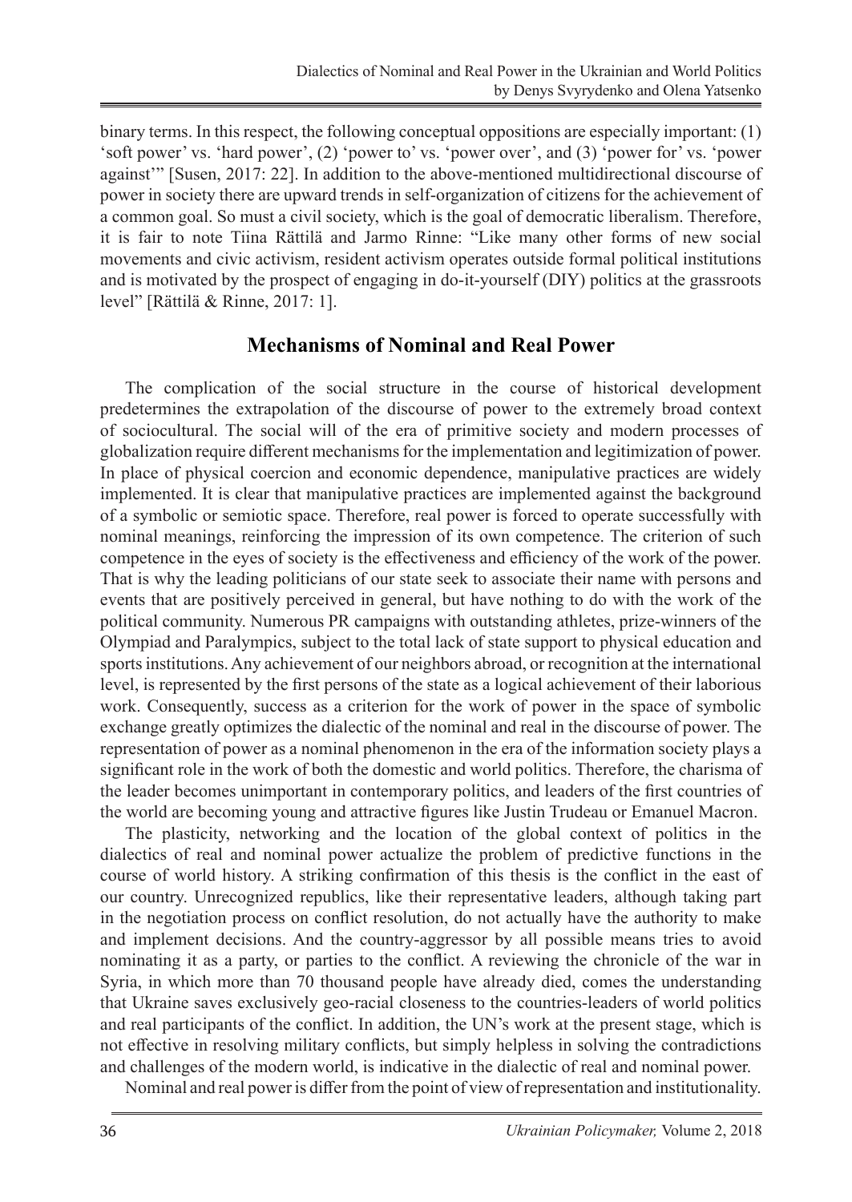binary terms. In this respect, the following conceptual oppositions are especially important: (1) 'soft power' vs. 'hard power', (2) 'power to' vs. 'power over', and (3) 'power for' vs. 'power against'" [Susen, 2017: 22]. In addition to the above-mentioned multidirectional discourse of power in society there are upward trends in self-organization of citizens for the achievement of a common goal. So must a civil society, which is the goal of democratic liberalism. Therefore, it is fair to note Tiina Rättilä and Jarmo Rinne: "Like many other forms of new social movements and civic activism, resident activism operates outside formal political institutions and is motivated by the prospect of engaging in do-it-yourself (DIY) politics at the grassroots level" [Rättilä & Rinne, 2017: 1].

## Mechanisms of Nominal and Real Power

The complication of the social structure in the course of historical development predetermines the extrapolation of the discourse of power to the extremely broad context of sociocultural. The social will of the era of primitive society and modern processes of globalization require different mechanisms for the implementation and legitimization of power. In place of physical coercion and economic dependence, manipulative practices are widely implemented. It is clear that manipulative practices are implemented against the background of a symbolic or semiotic space. Therefore, real power is forced to operate successfully with nominal meanings, reinforcing the impression of its own competence. The criterion of such competence in the eyes of society is the effectiveness and efficiency of the work of the power. That is why the leading politicians of our state seek to associate their name with persons and events that are positively perceived in general, but have nothing to do with the work of the political community. Numerous PR campaigns with outstanding athletes, prize-winners of the Olympiad and Paralympics, subject to the total lack of state support to physical education and sports institutions. Any achievement of our neighbors abroad, or recognition at the international level, is represented by the first persons of the state as a logical achievement of their laborious work. Consequently, success as a criterion for the work of power in the space of symbolic exchange greatly optimizes the dialectic of the nominal and real in the discourse of power. The representation of power as a nominal phenomenon in the era of the information society plays a significant role in the work of both the domestic and world politics. Therefore, the charisma of the leader becomes unimportant in contemporary politics, and leaders of the first countries of the world are becoming young and attractive figures like Justin Trudeau or Emanuel Macron.

The plasticity, networking and the location of the global context of politics in the dialectics of real and nominal power actualize the problem of predictive functions in the course of world history. A striking confirmation of this thesis is the conflict in the east of our country. Unrecognized republics, like their representative leaders, although taking part in the negotiation process on conflict resolution, do not actually have the authority to make and implement decisions. And the country-aggressor by all possible means tries to avoid nominating it as a party, or parties to the conflict. A reviewing the chronicle of the war in Syria, in which more than 70 thousand people have already died, comes the understanding that Ukraine saves exclusively geo-racial closeness to the countries-leaders of world politics and real participants of the conflict. In addition, the UN's work at the present stage, which is not effective in resolving military conflicts, but simply helpless in solving the contradictions and challenges of the modern world, is indicative in the dialectic of real and nominal power.

Nominal and real power is differ from the point of view of representation and institutionality.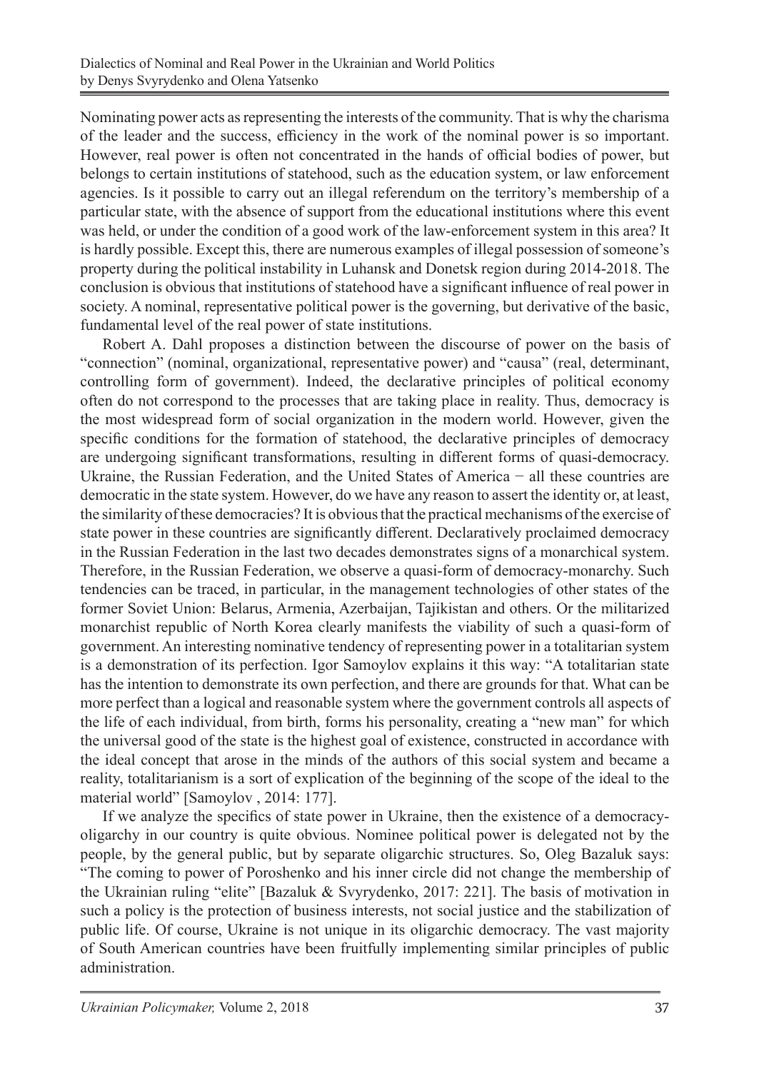Nominating power acts as representing the interests of the community. That is why the charisma of the leader and the success, efficiency in the work of the nominal power is so important. However, real power is often not concentrated in the hands of official bodies of power, but belongs to certain institutions of statehood, such as the education system, or law enforcement agencies. Is it possible to carry out an illegal referendum on the territory's membership of a particular state, with the absence of support from the educational institutions where this event was held, or under the condition of a good work of the law-enforcement system in this area? It is hardly possible. Except this, there are numerous examples of illegal possession of someone's property during the political instability in Luhansk and Donetsk region during 2014-2018. The conclusion is obvious that institutions of statehood have a significant influence of real power in society. A nominal, representative political power is the governing, but derivative of the basic, fundamental level of the real power of state institutions.

Robert A. Dahl proposes a distinction between the discourse of power on the basis of "connection" (nominal, organizational, representative power) and "causa" (real, determinant, controlling form of government). Indeed, the declarative principles of political economy often do not correspond to the processes that are taking place in reality. Thus, democracy is the most widespread form of social organization in the modern world. However, given the specific conditions for the formation of statehood, the declarative principles of democracy are undergoing significant transformations, resulting in different forms of quasi-democracy. Ukraine, the Russian Federation, and the United States of America − all these countries are democratic in the state system. However, do we have any reason to assert the identity or, at least, the similarity of these democracies? It is obvious that the practical mechanisms of the exercise of state power in these countries are significantly different. Declaratively proclaimed democracy in the Russian Federation in the last two decades demonstrates signs of a monarchical system. Therefore, in the Russian Federation, we observe a quasi-form of democracy-monarchy. Such tendencies can be traced, in particular, in the management technologies of other states of the former Soviet Union: Belarus, Armenia, Azerbaijan, Tajikistan and others. Or the militarized monarchist republic of North Korea clearly manifests the viability of such a quasi-form of government. An interesting nominative tendency of representing power in a totalitarian system is a demonstration of its perfection. Igor Samoylov explains it this way: "A totalitarian state has the intention to demonstrate its own perfection, and there are grounds for that. What can be more perfect than a logical and reasonable system where the government controls all aspects of the life of each individual, from birth, forms his personality, creating a "new man" for which the universal good of the state is the highest goal of existence, constructed in accordance with the ideal concept that arose in the minds of the authors of this social system and became a reality, totalitarianism is a sort of explication of the beginning of the scope of the ideal to the material world" [Samoylov , 2014: 177].

If we analyze the specifics of state power in Ukraine, then the existence of a democracy-oligarchy in our country is quite obvious. Nominee political power is delegated not by the people, by the general public, but by separate oligarchic structures. So, Oleg Bazaluk says: "The coming to power of Poroshenko and his inner circle did not change the membership of the Ukrainian ruling "elite" [Bazaluk & Svyrydenko, 2017: 221]. The basis of motivation in such a policy is the protection of business interests, not social justice and the stabilization of public life. Of course, Ukraine is not unique in its oligarchic democracy. The vast majority of South American countries have been fruitfully implementing similar principles of public administration.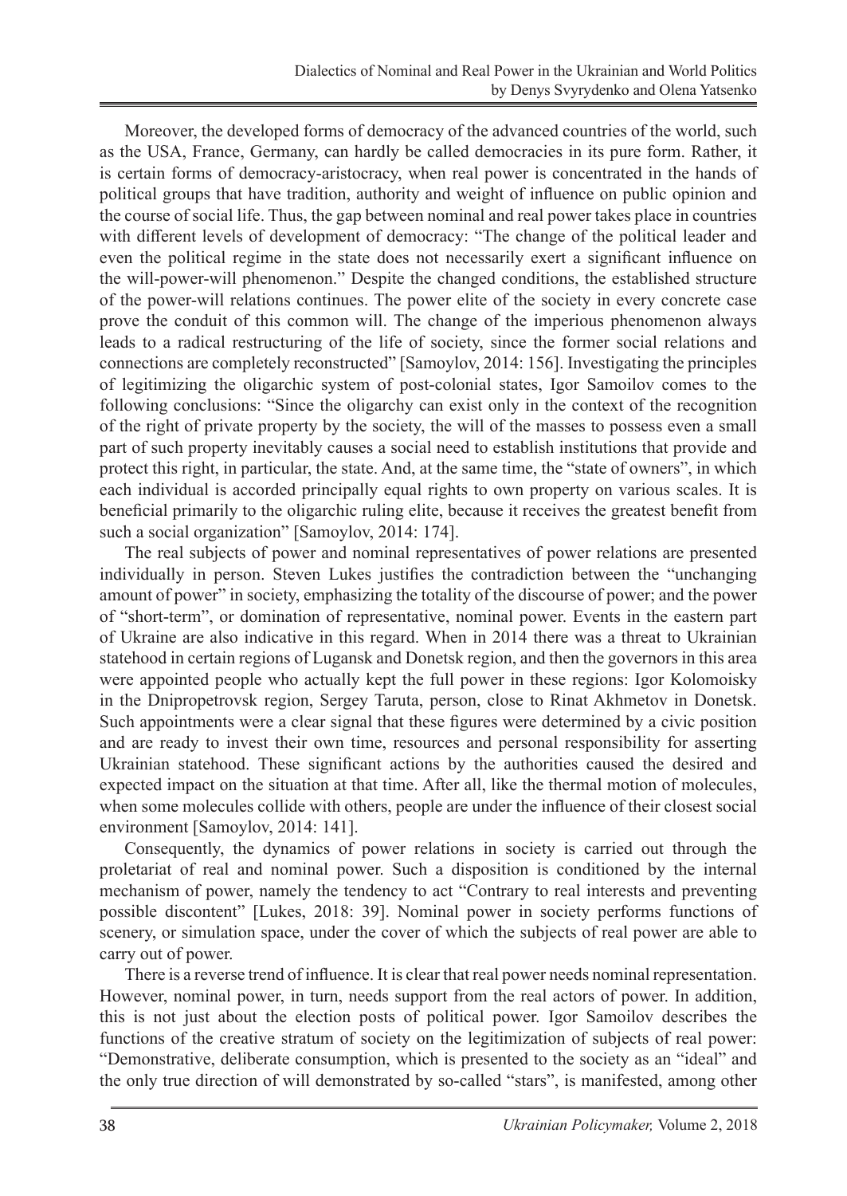Moreover, the developed forms of democracy of the advanced countries of the world, such as the USA, France, Germany, can hardly be called democracies in its pure form. Rather, it is certain forms of democracy-aristocracy, when real power is concentrated in the hands of political groups that have tradition, authority and weight of influence on public opinion and the course of social life. Thus, the gap between nominal and real power takes place in countries with different levels of development of democracy: "The change of the political leader and even the political regime in the state does not necessarily exert a significant influence on the will-power-will phenomenon." Despite the changed conditions, the established structure of the power-will relations continues. The power elite of the society in every concrete case prove the conduit of this common will. The change of the imperious phenomenon always leads to a radical restructuring of the life of society, since the former social relations and connections are completely reconstructed" [Samoylov, 2014: 156]. Investigating the principles of legitimizing the oligarchic system of post-colonial states, Igor Samoilov comes to the following conclusions: "Since the oligarchy can exist only in the context of the recognition of the right of private property by the society, the will of the masses to possess even a small part of such property inevitably causes a social need to establish institutions that provide and protect this right, in particular, the state. And, at the same time, the "state of owners", in which each individual is accorded principally equal rights to own property on various scales. It is beneficial primarily to the oligarchic ruling elite, because it receives the greatest benefit from such a social organization" [Samoylov, 2014: 174].

The real subjects of power and nominal representatives of power relations are presented individually in person. Steven Lukes justifies the contradiction between the "unchanging amount of power" in society, emphasizing the totality of the discourse of power; and the power of "short-term", or domination of representative, nominal power. Events in the eastern part of Ukraine are also indicative in this regard. When in 2014 there was a threat to Ukrainian statehood in certain regions of Lugansk and Donetsk region, and then the governors in this area were appointed people who actually kept the full power in these regions: Igor Kolomoisky in the Dnipropetrovsk region, Sergey Taruta, person, close to Rinat Akhmetov in Donetsk. Such appointments were a clear signal that these figures were determined by a civic position and are ready to invest their own time, resources and personal responsibility for asserting Ukrainian statehood. These significant actions by the authorities caused the desired and expected impact on the situation at that time. After all, like the thermal motion of molecules, when some molecules collide with others, people are under the influence of their closest social environment [Samoylov, 2014: 141].

Consequently, the dynamics of power relations in society is carried out through the proletariat of real and nominal power. Such a disposition is conditioned by the internal mechanism of power, namely the tendency to act "Contrary to real interests and preventing possible discontent" [Lukes, 2018: 39]. Nominal power in society performs functions of scenery, or simulation space, under the cover of which the subjects of real power are able to carry out of power.

There is a reverse trend of influence. It is clear that real power needs nominal representation. However, nominal power, in turn, needs support from the real actors of power. In addition, this is not just about the election posts of political power. Igor Samoilov describes the functions of the creative stratum of society on the legitimization of subjects of real power: "Demonstrative, deliberate consumption, which is presented to the society as an "ideal" and the only true direction of will demonstrated by so-called "stars", is manifested, among other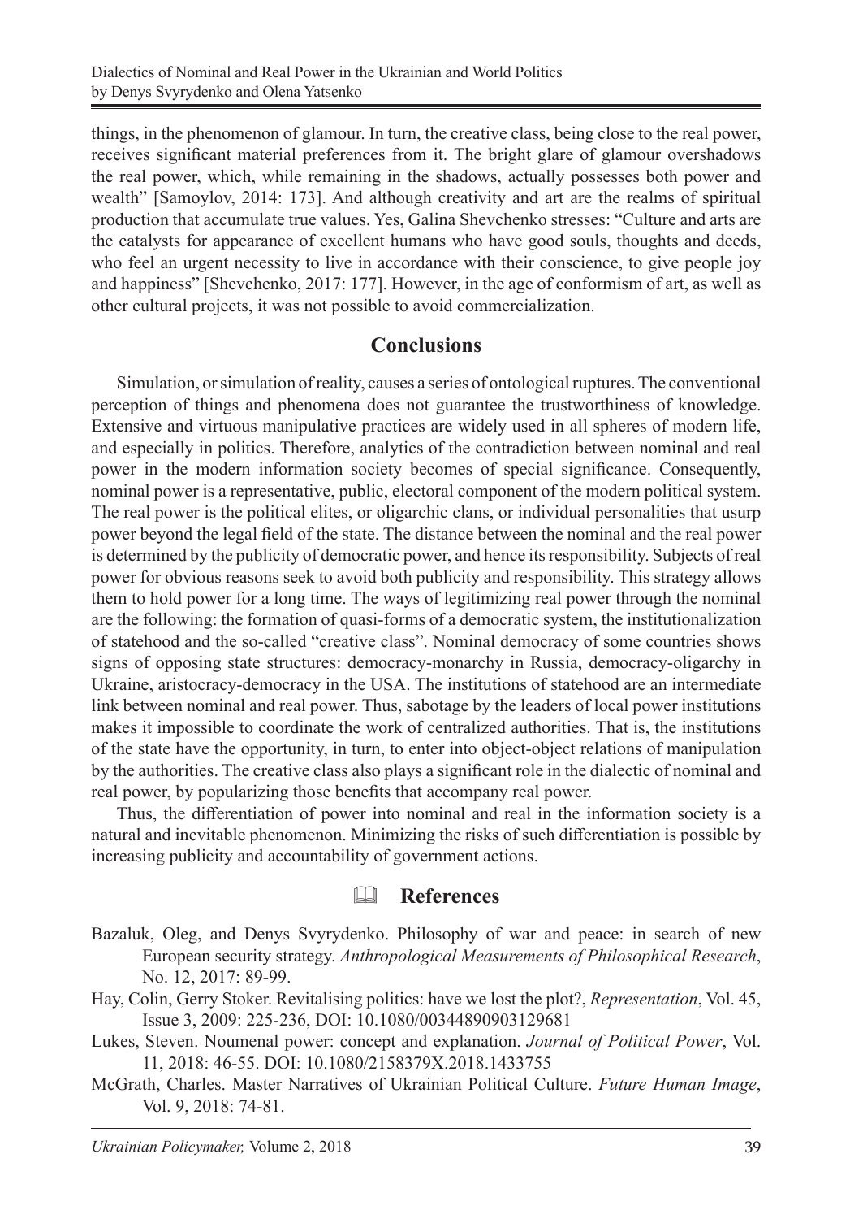things, in the phenomenon of glamour. In turn, the creative class, being close to the real power, receives significant material preferences from it. The bright glare of glamour overshadows the real power, which, while remaining in the shadows, actually possesses both power and wealth" [Samoylov, 2014: 173]. And although creativity and art are the realms of spiritual production that accumulate true values. Yes, Galina Shevchenko stresses: "Culture and arts are the catalysts for appearance of excellent humans who have good souls, thoughts and deeds, who feel an urgent necessity to live in accordance with their conscience, to give people joy and happiness" [Shevchenko, 2017: 177]. However, in the age of conformism of art, as well as other cultural projects, it was not possible to avoid commercialization.

## Conclusions

Simulation, or simulation of reality, causes a series of ontological ruptures. The conventional perception of things and phenomena does not guarantee the trustworthiness of knowledge. Extensive and virtuous manipulative practices are widely used in all spheres of modern life, and especially in politics. Therefore, analytics of the contradiction between nominal and real power in the modern information society becomes of special significance. Consequently, nominal power is a representative, public, electoral component of the modern political system. The real power is the political elites, or oligarchic clans, or individual personalities that usurp power beyond the legal field of the state. The distance between the nominal and the real power is determined by the publicity of democratic power, and hence its responsibility. Subjects of real power for obvious reasons seek to avoid both publicity and responsibility. This strategy allows them to hold power for a long time. The ways of legitimizing real power through the nominal are the following: the formation of quasi-forms of a democratic system, the institutionalization of statehood and the so-called "creative class". Nominal democracy of some countries shows signs of opposing state structures: democracy-monarchy in Russia, democracy-oligarchy in Ukraine, aristocracy-democracy in the USA. The institutions of statehood are an intermediate link between nominal and real power. Thus, sabotage by the leaders of local power institutions makes it impossible to coordinate the work of centralized authorities. That is, the institutions of the state have the opportunity, in turn, to enter into object-object relations of manipulation by the authorities. The creative class also plays a significant role in the dialectic of nominal and real power, by popularizing those benefits that accompany real power.

Thus, the differentiation of power into nominal and real in the information society is a natural and inevitable phenomenon. Minimizing the risks of such differentiation is possible by increasing publicity and accountability of government actions.

## References

Bazaluk, Oleg, and Denys Svyrydenko. Philosophy of war and peace: in search of new European security strategy. *Anthropological Measurements of Philosophical Research*, No. 12, 2017: 89-99.

Hay, Colin, Gerry Stoker. Revitalising politics: have we lost the plot?, *Representation*, Vol. 45, Issue 3, 2009: 225-236, DOI: 10.1080/00344890903129681

Lukes, Steven. Noumenal power: concept and explanation. *Journal of Political Power*, Vol. 11, 2018: 46-55. DOI: 10.1080/2158379X.2018.1433755

McGrath, Charles. Master Narratives of Ukrainian Political Culture. *Future Human Image*, Vol. 9, 2018: 74-81.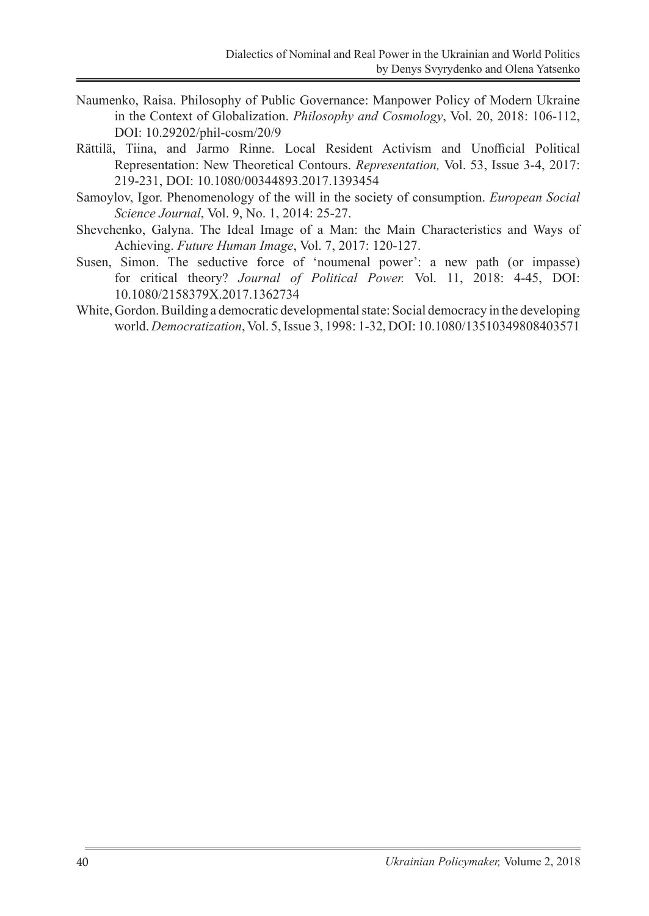Naumenko, Raisa. Philosophy of Public Governance: Manpower Policy of Modern Ukraine in the Context of Globalization. *Philosophy and Cosmology*, Vol. 20, 2018: 106-112, DOI: 10.29202/phil-cosm/20/9

Rättilä, Tiina, and Jarmo Rinne. Local Resident Activism and Unofficial Political Representation: New Theoretical Contours. *Representation,* Vol. 53, Issue 3-4, 2017: 219-231, DOI: 10.1080/00344893.2017.1393454

Samoylov, Igor. Phenomenology of the will in the society of consumption. *European Social Science Journal*, Vol. 9, No. 1, 2014: 25-27.

Shevchenko, Galyna. The Ideal Image of a Man: the Main Characteristics and Ways of Achieving. *Future Human Image*, Vol. 7, 2017: 120-127.

Susen, Simon. The seductive force of 'noumenal power': a new path (or impasse) for critical theory? *Journal of Political Power.* Vol. 11, 2018: 4-45, DOI: 10.1080/2158379X.2017.1362734

White, Gordon. Building a democratic developmental state: Social democracy in the developing world. *Democratization*, Vol. 5, Issue 3, 1998: 1-32, DOI: 10.1080/13510349808403571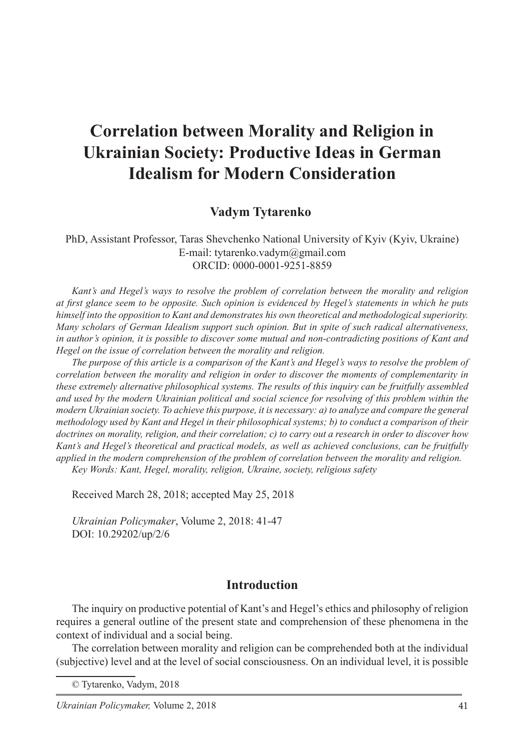# Correlation between Morality and Religion in Ukrainian Society: Productive Ideas in German Idealism for Modern Consideration

**Vadym Tytarenko**

PhD, Assistant Professor, Taras Shevchenko National University of Kyiv (Kyiv, Ukraine)
E-mail: tytarenko.vadym@gmail.com
ORCID: 0000-0001-9251-8859

*Kant's and Hegel's ways to resolve the problem of correlation between the morality and religion at first glance seem to be opposite. Such opinion is evidenced by Hegel's statements in which he puts himself into the opposition to Kant and demonstrates his own theoretical and methodological superiority. Many scholars of German Idealism support such opinion. But in spite of such radical alternativeness, in author's opinion, it is possible to discover some mutual and non-contradicting positions of Kant and Hegel on the issue of correlation between the morality and religion.*

*The purpose of this article is a comparison of the Kant's and Hegel's ways to resolve the problem of correlation between the morality and religion in order to discover the moments of complementarity in these extremely alternative philosophical systems. The results of this inquiry can be fruitfully assembled and used by the modern Ukrainian political and social science for resolving of this problem within the modern Ukrainian society. To achieve this purpose, it is necessary: a) to analyze and compare the general methodology used by Kant and Hegel in their philosophical systems; b) to conduct a comparison of their doctrines on morality, religion, and their correlation; c) to carry out a research in order to discover how Kant's and Hegel's theoretical and practical models, as well as achieved conclusions, can be fruitfully applied in the modern comprehension of the problem of correlation between the morality and religion.*

*Key Words: Kant, Hegel, morality, religion, Ukraine, society, religious safety*

Received March 28, 2018; accepted May 25, 2018

*Ukrainian Policymaker*, Volume 2, 2018: 41-47
DOI: 10.29202/up/2/6

## Introduction

The inquiry on productive potential of Kant's and Hegel's ethics and philosophy of religion requires a general outline of the present state and comprehension of these phenomena in the context of individual and a social being.

The correlation between morality and religion can be comprehended both at the individual (subjective) level and at the level of social consciousness. On an individual level, it is possible

© Tytarenko, Vadym, 2018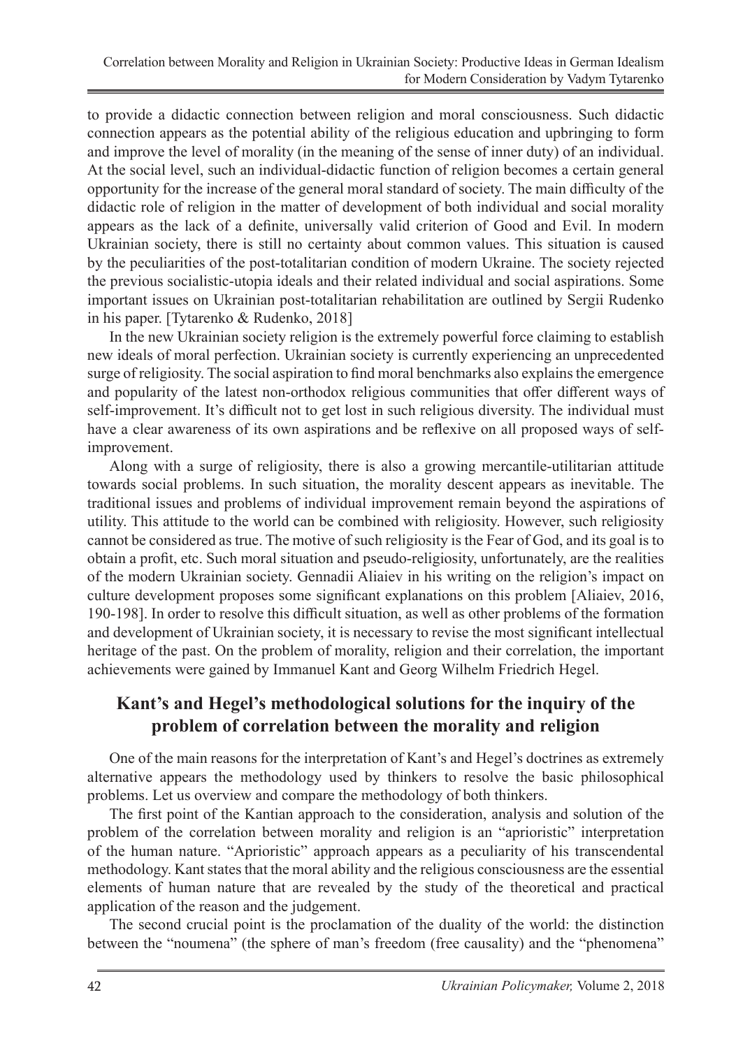to provide a didactic connection between religion and moral consciousness. Such didactic connection appears as the potential ability of the religious education and upbringing to form and improve the level of morality (in the meaning of the sense of inner duty) of an individual. At the social level, such an individual-didactic function of religion becomes a certain general opportunity for the increase of the general moral standard of society. The main difficulty of the didactic role of religion in the matter of development of both individual and social morality appears as the lack of a definite, universally valid criterion of Good and Evil. In modern Ukrainian society, there is still no certainty about common values. This situation is caused by the peculiarities of the post-totalitarian condition of modern Ukraine. The society rejected the previous socialistic-utopia ideals and their related individual and social aspirations. Some important issues on Ukrainian post-totalitarian rehabilitation are outlined by Sergii Rudenko in his paper. [Tytarenko & Rudenko, 2018]

In the new Ukrainian society religion is the extremely powerful force claiming to establish new ideals of moral perfection. Ukrainian society is currently experiencing an unprecedented surge of religiosity. The social aspiration to find moral benchmarks also explains the emergence and popularity of the latest non-orthodox religious communities that offer different ways of self-improvement. It's difficult not to get lost in such religious diversity. The individual must have a clear awareness of its own aspirations and be reflexive on all proposed ways of self-improvement.

Along with a surge of religiosity, there is also a growing mercantile-utilitarian attitude towards social problems. In such situation, the morality descent appears as inevitable. The traditional issues and problems of individual improvement remain beyond the aspirations of utility. This attitude to the world can be combined with religiosity. However, such religiosity cannot be considered as true. The motive of such religiosity is the Fear of God, and its goal is to obtain a profit, etc. Such moral situation and pseudo-religiosity, unfortunately, are the realities of the modern Ukrainian society. Gennadii Aliaiev in his writing on the religion's impact on culture development proposes some significant explanations on this problem [Aliaiev, 2016, 190-198]. In order to resolve this difficult situation, as well as other problems of the formation and development of Ukrainian society, it is necessary to revise the most significant intellectual heritage of the past. On the problem of morality, religion and their correlation, the important achievements were gained by Immanuel Kant and Georg Wilhelm Friedrich Hegel.

## Kant's and Hegel's methodological solutions for the inquiry of the problem of correlation between the morality and religion

One of the main reasons for the interpretation of Kant's and Hegel's doctrines as extremely alternative appears the methodology used by thinkers to resolve the basic philosophical problems. Let us overview and compare the methodology of both thinkers.

The first point of the Kantian approach to the consideration, analysis and solution of the problem of the correlation between morality and religion is an "aprioristic" interpretation of the human nature. "Aprioristic" approach appears as a peculiarity of his transcendental methodology. Kant states that the moral ability and the religious consciousness are the essential elements of human nature that are revealed by the study of the theoretical and practical application of the reason and the judgement.

The second crucial point is the proclamation of the duality of the world: the distinction between the "noumena" (the sphere of man's freedom (free causality) and the "phenomena"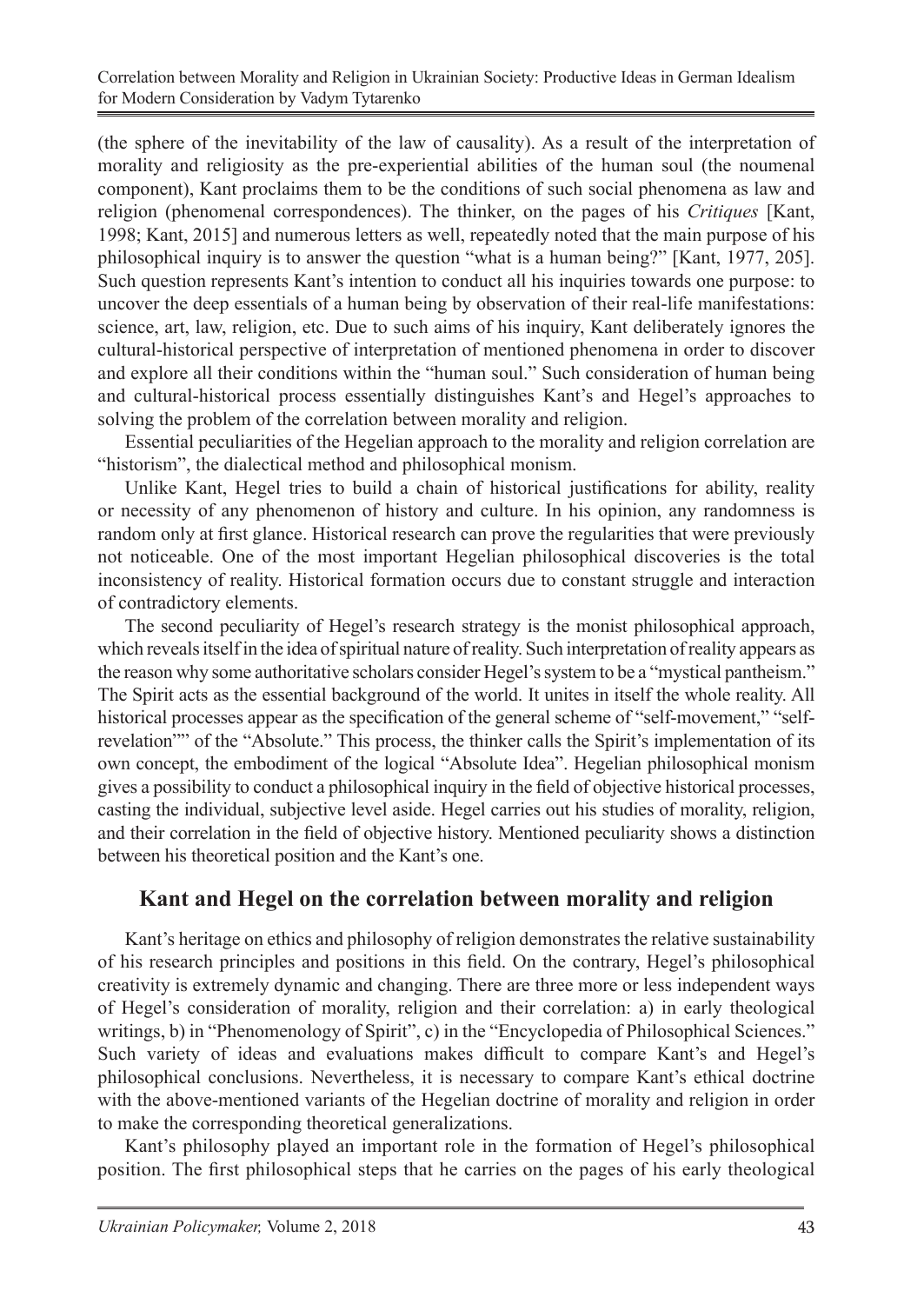(the sphere of the inevitability of the law of causality). As a result of the interpretation of morality and religiosity as the pre-experiential abilities of the human soul (the noumenal component), Kant proclaims them to be the conditions of such social phenomena as law and religion (phenomenal correspondences). The thinker, on the pages of his *Critiques* [Kant, 1998; Kant, 2015] and numerous letters as well, repeatedly noted that the main purpose of his philosophical inquiry is to answer the question "what is a human being?" [Kant, 1977, 205]. Such question represents Kant's intention to conduct all his inquiries towards one purpose: to uncover the deep essentials of a human being by observation of their real-life manifestations: science, art, law, religion, etc. Due to such aims of his inquiry, Kant deliberately ignores the cultural-historical perspective of interpretation of mentioned phenomena in order to discover and explore all their conditions within the "human soul." Such consideration of human being and cultural-historical process essentially distinguishes Kant's and Hegel's approaches to solving the problem of the correlation between morality and religion.

Essential peculiarities of the Hegelian approach to the morality and religion correlation are "historism", the dialectical method and philosophical monism.

Unlike Kant, Hegel tries to build a chain of historical justifications for ability, reality or necessity of any phenomenon of history and culture. In his opinion, any randomness is random only at first glance. Historical research can prove the regularities that were previously not noticeable. One of the most important Hegelian philosophical discoveries is the total inconsistency of reality. Historical formation occurs due to constant struggle and interaction of contradictory elements.

The second peculiarity of Hegel's research strategy is the monist philosophical approach, which reveals itself in the idea of spiritual nature of reality. Such interpretation of reality appears as the reason why some authoritative scholars consider Hegel's system to be a "mystical pantheism." The Spirit acts as the essential background of the world. It unites in itself the whole reality. All historical processes appear as the specification of the general scheme of "self-movement," "self-revelation"" of the "Absolute." This process, the thinker calls the Spirit's implementation of its own concept, the embodiment of the logical "Absolute Idea". Hegelian philosophical monism gives a possibility to conduct a philosophical inquiry in the field of objective historical processes, casting the individual, subjective level aside. Hegel carries out his studies of morality, religion, and their correlation in the field of objective history. Mentioned peculiarity shows a distinction between his theoretical position and the Kant's one.

## Kant and Hegel on the correlation between morality and religion

Kant's heritage on ethics and philosophy of religion demonstrates the relative sustainability of his research principles and positions in this field. On the contrary, Hegel's philosophical creativity is extremely dynamic and changing. There are three more or less independent ways of Hegel's consideration of morality, religion and their correlation: a) in early theological writings, b) in "Phenomenology of Spirit", c) in the "Encyclopedia of Philosophical Sciences." Such variety of ideas and evaluations makes difficult to compare Kant's and Hegel's philosophical conclusions. Nevertheless, it is necessary to compare Kant's ethical doctrine with the above-mentioned variants of the Hegelian doctrine of morality and religion in order to make the corresponding theoretical generalizations.

Kant's philosophy played an important role in the formation of Hegel's philosophical position. The first philosophical steps that he carries on the pages of his early theological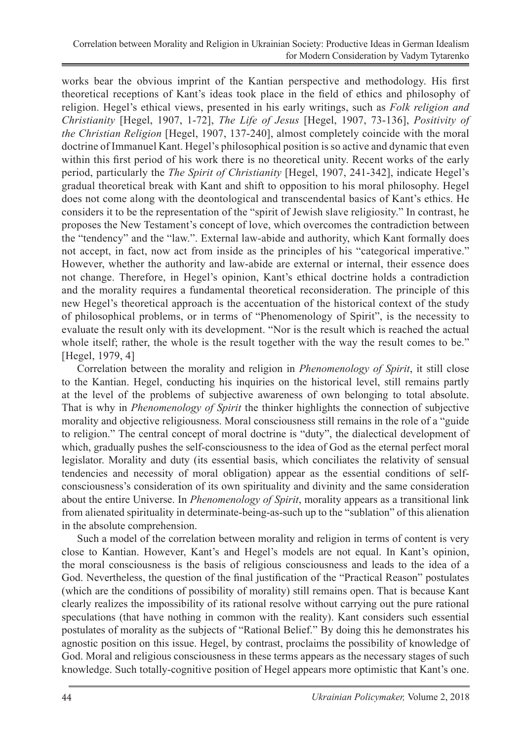works bear the obvious imprint of the Kantian perspective and methodology. His first theoretical receptions of Kant's ideas took place in the field of ethics and philosophy of religion. Hegel's ethical views, presented in his early writings, such as *Folk religion and Christianity* [Hegel, 1907, 1-72], *The Life of Jesus* [Hegel, 1907, 73-136], *Positivity of the Christian Religion* [Hegel, 1907, 137-240], almost completely coincide with the moral doctrine of Immanuel Kant. Hegel's philosophical position is so active and dynamic that even within this first period of his work there is no theoretical unity. Recent works of the early period, particularly the *The Spirit of Christianity* [Hegel, 1907, 241-342], indicate Hegel's gradual theoretical break with Kant and shift to opposition to his moral philosophy. Hegel does not come along with the deontological and transcendental basics of Kant's ethics. He considers it to be the representation of the "spirit of Jewish slave religiosity." In contrast, he proposes the New Testament's concept of love, which overcomes the contradiction between the "tendency" and the "law.". External law-abide and authority, which Kant formally does not accept, in fact, now act from inside as the principles of his "categorical imperative." However, whether the authority and law-abide are external or internal, their essence does not change. Therefore, in Hegel's opinion, Kant's ethical doctrine holds a contradiction and the morality requires a fundamental theoretical reconsideration. The principle of this new Hegel's theoretical approach is the accentuation of the historical context of the study of philosophical problems, or in terms of "Phenomenology of Spirit", is the necessity to evaluate the result only with its development. "Nor is the result which is reached the actual whole itself; rather, the whole is the result together with the way the result comes to be." [Hegel, 1979, 4]

Correlation between the morality and religion in *Phenomenology of Spirit*, it still close to the Kantian. Hegel, conducting his inquiries on the historical level, still remains partly at the level of the problems of subjective awareness of own belonging to total absolute. That is why in *Phenomenology of Spirit* the thinker highlights the connection of subjective morality and objective religiousness. Moral consciousness still remains in the role of a "guide to religion." The central concept of moral doctrine is "duty", the dialectical development of which, gradually pushes the self-consciousness to the idea of God as the eternal perfect moral legislator. Morality and duty (its essential basis, which conciliates the relativity of sensual tendencies and necessity of moral obligation) appear as the essential conditions of self-consciousness's consideration of its own spirituality and divinity and the same consideration about the entire Universe. In *Phenomenology of Spirit*, morality appears as a transitional link from alienated spirituality in determinate-being-as-such up to the "sublation" of this alienation in the absolute comprehension.

Such a model of the correlation between morality and religion in terms of content is very close to Kantian. However, Kant's and Hegel's models are not equal. In Kant's opinion, the moral consciousness is the basis of religious consciousness and leads to the idea of a God. Nevertheless, the question of the final justification of the "Practical Reason" postulates (which are the conditions of possibility of morality) still remains open. That is because Kant clearly realizes the impossibility of its rational resolve without carrying out the pure rational speculations (that have nothing in common with the reality). Kant considers such essential postulates of morality as the subjects of "Rational Belief." By doing this he demonstrates his agnostic position on this issue. Hegel, by contrast, proclaims the possibility of knowledge of God. Moral and religious consciousness in these terms appears as the necessary stages of such knowledge. Such totally-cognitive position of Hegel appears more optimistic that Kant's one.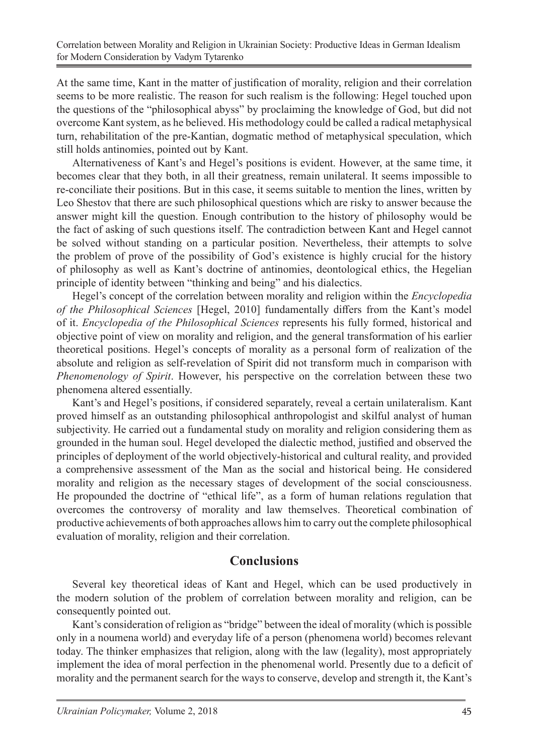At the same time, Kant in the matter of justification of morality, religion and their correlation seems to be more realistic. The reason for such realism is the following: Hegel touched upon the questions of the "philosophical abyss" by proclaiming the knowledge of God, but did not overcome Kant system, as he believed. His methodology could be called a radical metaphysical turn, rehabilitation of the pre-Kantian, dogmatic method of metaphysical speculation, which still holds antinomies, pointed out by Kant.

Alternativeness of Kant's and Hegel's positions is evident. However, at the same time, it becomes clear that they both, in all their greatness, remain unilateral. It seems impossible to re-conciliate their positions. But in this case, it seems suitable to mention the lines, written by Leo Shestov that there are such philosophical questions which are risky to answer because the answer might kill the question. Enough contribution to the history of philosophy would be the fact of asking of such questions itself. The contradiction between Kant and Hegel cannot be solved without standing on a particular position. Nevertheless, their attempts to solve the problem of prove of the possibility of God's existence is highly crucial for the history of philosophy as well as Kant's doctrine of antinomies, deontological ethics, the Hegelian principle of identity between "thinking and being" and his dialectics.

Hegel's concept of the correlation between morality and religion within the *Encyclopedia of the Philosophical Sciences* [Hegel, 2010] fundamentally differs from the Kant's model of it. *Encyclopedia of the Philosophical Sciences* represents his fully formed, historical and objective point of view on morality and religion, and the general transformation of his earlier theoretical positions. Hegel's concepts of morality as a personal form of realization of the absolute and religion as self-revelation of Spirit did not transform much in comparison with *Phenomenology of Spirit*. However, his perspective on the correlation between these two phenomena altered essentially.

Kant's and Hegel's positions, if considered separately, reveal a certain unilateralism. Kant proved himself as an outstanding philosophical anthropologist and skilful analyst of human subjectivity. He carried out a fundamental study on morality and religion considering them as grounded in the human soul. Hegel developed the dialectic method, justified and observed the principles of deployment of the world objectively-historical and cultural reality, and provided a comprehensive assessment of the Man as the social and historical being. He considered morality and religion as the necessary stages of development of the social consciousness. He propounded the doctrine of "ethical life", as a form of human relations regulation that overcomes the controversy of morality and law themselves. Theoretical combination of productive achievements of both approaches allows him to carry out the complete philosophical evaluation of morality, religion and their correlation.

## Conclusions

Several key theoretical ideas of Kant and Hegel, which can be used productively in the modern solution of the problem of correlation between morality and religion, can be consequently pointed out.

Kant's consideration of religion as "bridge" between the ideal of morality (which is possible only in a noumena world) and everyday life of a person (phenomena world) becomes relevant today. The thinker emphasizes that religion, along with the law (legality), most appropriately implement the idea of moral perfection in the phenomenal world. Presently due to a deficit of morality and the permanent search for the ways to conserve, develop and strength it, the Kant's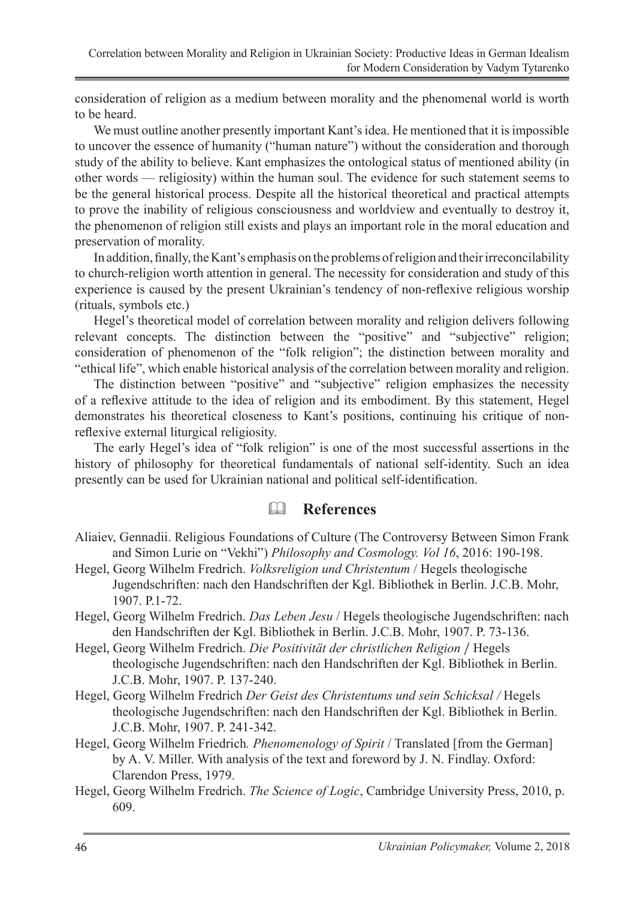consideration of religion as a medium between morality and the phenomenal world is worth to be heard.

We must outline another presently important Kant's idea. He mentioned that it is impossible to uncover the essence of humanity ("human nature") without the consideration and thorough study of the ability to believe. Kant emphasizes the ontological status of mentioned ability (in other words — religiosity) within the human soul. The evidence for such statement seems to be the general historical process. Despite all the historical theoretical and practical attempts to prove the inability of religious consciousness and worldview and eventually to destroy it, the phenomenon of religion still exists and plays an important role in the moral education and preservation of morality.

In addition, finally, the Kant's emphasis on the problems of religion and their irreconcilability to church-religion worth attention in general. The necessity for consideration and study of this experience is caused by the present Ukrainian's tendency of non-reflexive religious worship (rituals, symbols etc.)

Hegel's theoretical model of correlation between morality and religion delivers following relevant concepts. The distinction between the "positive" and "subjective" religion; consideration of phenomenon of the "folk religion"; the distinction between morality and "ethical life", which enable historical analysis of the correlation between morality and religion.

The distinction between "positive" and "subjective" religion emphasizes the necessity of a reflexive attitude to the idea of religion and its embodiment. By this statement, Hegel demonstrates his theoretical closeness to Kant's positions, continuing his critique of non-reflexive external liturgical religiosity.

The early Hegel's idea of "folk religion" is one of the most successful assertions in the history of philosophy for theoretical fundamentals of national self-identity. Such an idea presently can be used for Ukrainian national and political self-identification.

## References

Aliaiev, Gennadii. Religious Foundations of Culture (The Controversy Between Simon Frank and Simon Lurie on "Vekhi") *Philosophy and Cosmology. Vol 16*, 2016: 190-198.

Hegel, Georg Wilhelm Fredrich. *Volksreligion und Christentum* / Hegels theologische Jugendschriften: nach den Handschriften der Kgl. Bibliothek in Berlin. J.C.B. Mohr, 1907. P.1-72.

Hegel, Georg Wilhelm Fredrich. *Das Leben Jesu* / Hegels theologische Jugendschriften: nach den Handschriften der Kgl. Bibliothek in Berlin. J.C.B. Mohr, 1907. P. 73-136.

Hegel, Georg Wilhelm Fredrich. *Die Positivität der christlichen Religion* / Hegels theologische Jugendschriften: nach den Handschriften der Kgl. Bibliothek in Berlin. J.C.B. Mohr, 1907. P. 137-240.

Hegel, Georg Wilhelm Fredrich *Der Geist des Christentums und sein Schicksal /* Hegels theologische Jugendschriften: nach den Handschriften der Kgl. Bibliothek in Berlin. J.C.B. Mohr, 1907. P. 241-342.

Hegel, Georg Wilhelm Friedrich*. Phenomenology of Spirit* / Translated [from the German] by A. V. Miller. With analysis of the text and foreword by J. N. Findlay. Oxford: Clarendon Press, 1979.

Hegel, Georg Wilhelm Fredrich. *The Science of Logic*, Cambridge University Press, 2010, p. 609.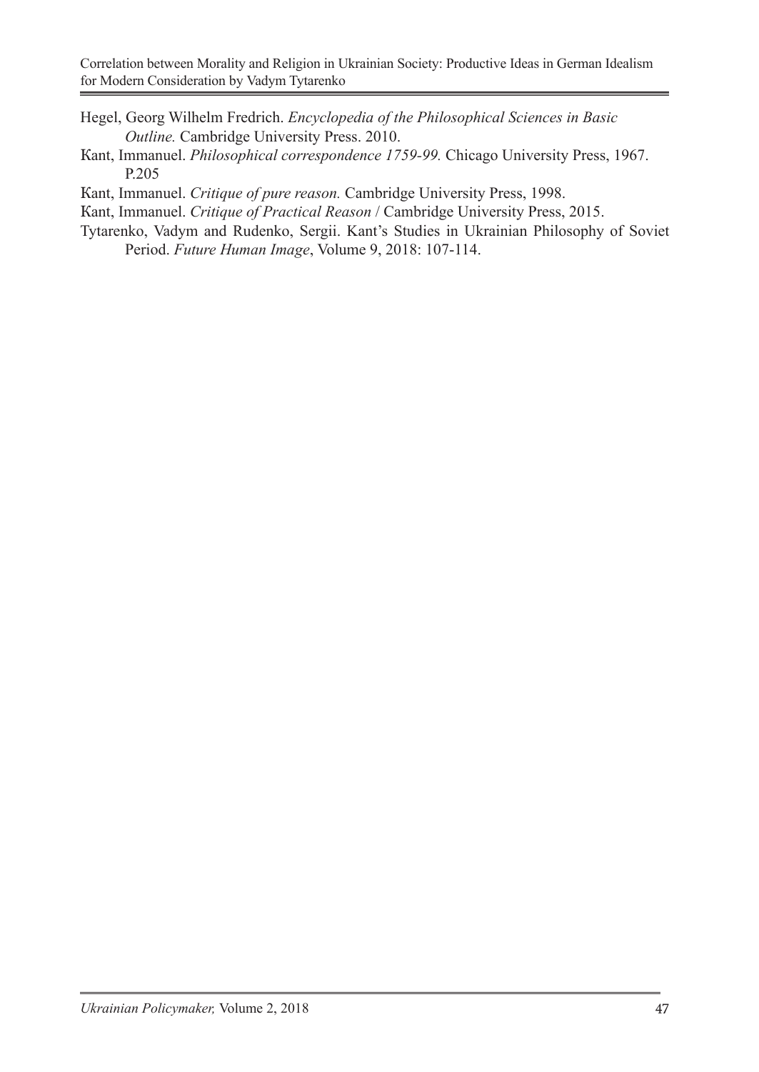Hegel, Georg Wilhelm Fredrich. *Encyclopedia of the Philosophical Sciences in Basic Outline.* Cambridge University Press. 2010.

Kant, Immanuel. *Philosophical correspondence 1759-99.* Chicago University Press, 1967. P.205

Kant, Immanuel. *Critique of pure reason.* Cambridge University Press, 1998.

Kant, Immanuel. *Critique of Practical Reason* / Cambridge University Press, 2015.

Tytarenko, Vadym and Rudenko, Sergii. Kant's Studies in Ukrainian Philosophy of Soviet Period. *Future Human Image*, Volume 9, 2018: 107-114.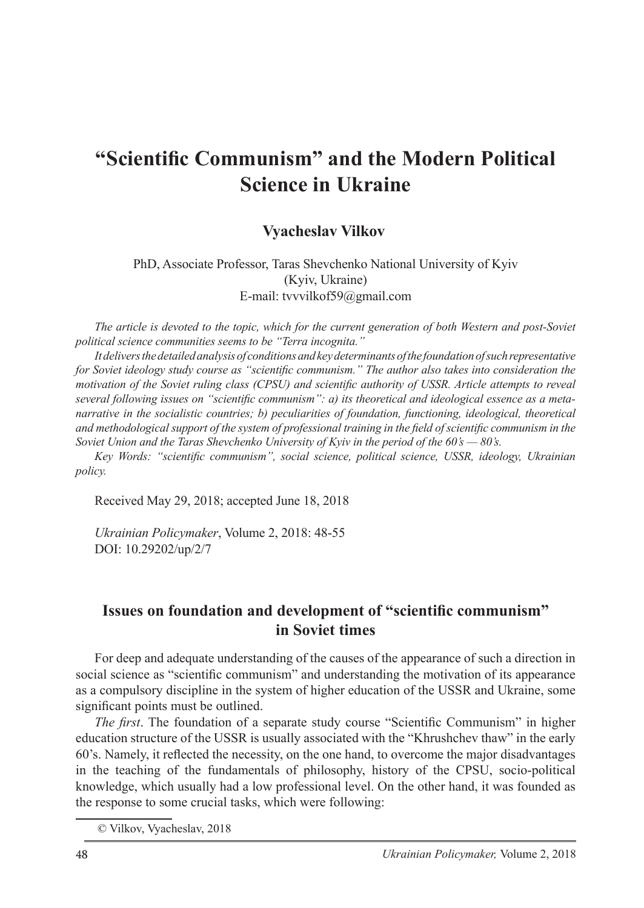# "Scientific Communism" and the Modern Political Science in Ukraine

**Vyacheslav Vilkov**

PhD, Associate Professor, Taras Shevchenko National University of Kyiv
(Kyiv, Ukraine)
E-mail: tvvvilkof59@gmail.com

*The article is devoted to the topic, which for the current generation of both Western and post-Soviet political science communities seems to be "Terra incognita."*

*It delivers the detailed analysis of conditions and key determinants of the foundation of such representative for Soviet ideology study course as "scientific communism." The author also takes into consideration the motivation of the Soviet ruling class (CPSU) and scientific authority of USSR. Article attempts to reveal several following issues on "scientific communism": a) its theoretical and ideological essence as a meta-narrative in the socialistic countries; b) peculiarities of foundation, functioning, ideological, theoretical and methodological support of the system of professional training in the field of scientific communism in the Soviet Union and the Taras Shevchenko University of Kyiv in the period of the 60's — 80's.*

*Key Words: "scientific communism", social science, political science, USSR, ideology, Ukrainian policy.*

Received May 29, 2018; accepted June 18, 2018

*Ukrainian Policymaker*, Volume 2, 2018: 48-55
DOI: 10.29202/up/2/7

## Issues on foundation and development of "scientific communism" in Soviet times

For deep and adequate understanding of the causes of the appearance of such a direction in social science as "scientific communism" and understanding the motivation of its appearance as a compulsory discipline in the system of higher education of the USSR and Ukraine, some significant points must be outlined.

*The first*. The foundation of a separate study course "Scientific Communism" in higher education structure of the USSR is usually associated with the "Khrushchev thaw" in the early 60's. Namely, it reflected the necessity, on the one hand, to overcome the major disadvantages in the teaching of the fundamentals of philosophy, history of the CPSU, socio-political knowledge, which usually had a low professional level. On the other hand, it was founded as the response to some crucial tasks, which were following:

© Vilkov, Vyacheslav, 2018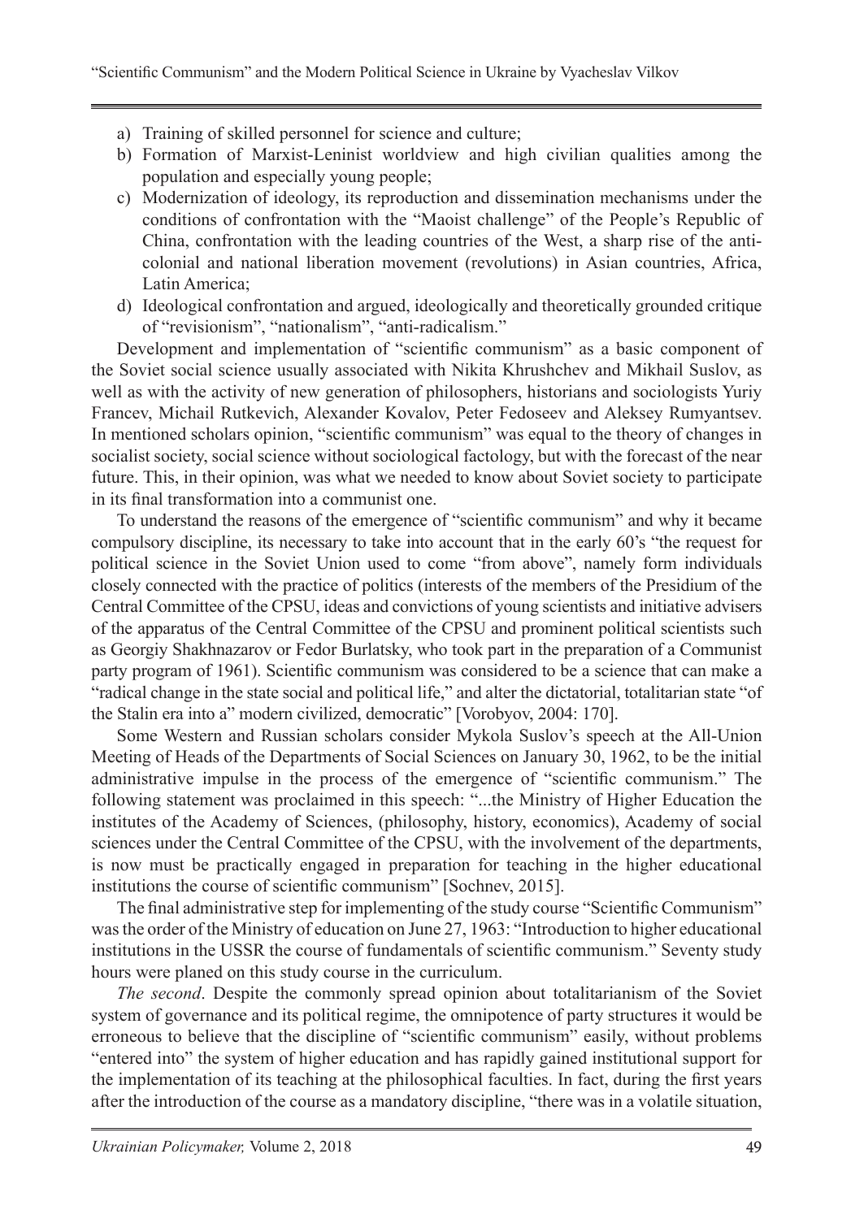a) Training of skilled personnel for science and culture;
b) Formation of Marxist-Leninist worldview and high civilian qualities among the population and especially young people;
c) Modernization of ideology, its reproduction and dissemination mechanisms under the conditions of confrontation with the "Maoist challenge" of the People's Republic of China, confrontation with the leading countries of the West, a sharp rise of the anti-colonial and national liberation movement (revolutions) in Asian countries, Africa, Latin America;
d) Ideological confrontation and argued, ideologically and theoretically grounded critique of "revisionism", "nationalism", "anti-radicalism."

Development and implementation of "scientific communism" as a basic component of the Soviet social science usually associated with Nikita Khrushchev and Mikhail Suslov, as well as with the activity of new generation of philosophers, historians and sociologists Yuriy Francev, Michail Rutkevich, Alexander Kovalov, Peter Fedoseev and Aleksey Rumyantsev. In mentioned scholars opinion, "scientific communism" was equal to the theory of changes in socialist society, social science without sociological factology, but with the forecast of the near future. This, in their opinion, was what we needed to know about Soviet society to participate in its final transformation into a communist one.

To understand the reasons of the emergence of "scientific communism" and why it became compulsory discipline, its necessary to take into account that in the early 60's "the request for political science in the Soviet Union used to come "from above", namely form individuals closely connected with the practice of politics (interests of the members of the Presidium of the Central Committee of the CPSU, ideas and convictions of young scientists and initiative advisers of the apparatus of the Central Committee of the CPSU and prominent political scientists such as Georgiy Shakhnazarov or Fedor Burlatsky, who took part in the preparation of a Communist party program of 1961). Scientific communism was considered to be a science that can make a "radical change in the state social and political life," and alter the dictatorial, totalitarian state "of the Stalin era into a" modern civilized, democratic" [Vorobyov, 2004: 170].

Some Western and Russian scholars consider Mykola Suslov's speech at the All-Union Meeting of Heads of the Departments of Social Sciences on January 30, 1962, to be the initial administrative impulse in the process of the emergence of "scientific communism." The following statement was proclaimed in this speech: "...the Ministry of Higher Education the institutes of the Academy of Sciences, (philosophy, history, economics), Academy of social sciences under the Central Committee of the CPSU, with the involvement of the departments, is now must be practically engaged in preparation for teaching in the higher educational institutions the course of scientific communism" [Sochnev, 2015].

The final administrative step for implementing of the study course "Scientific Communism" was the order of the Ministry of education on June 27, 1963: "Introduction to higher educational institutions in the USSR the course of fundamentals of scientific communism." Seventy study hours were planed on this study course in the curriculum.

*The second*. Despite the commonly spread opinion about totalitarianism of the Soviet system of governance and its political regime, the omnipotence of party structures it would be erroneous to believe that the discipline of "scientific communism" easily, without problems "entered into" the system of higher education and has rapidly gained institutional support for the implementation of its teaching at the philosophical faculties. In fact, during the first years after the introduction of the course as a mandatory discipline, "there was in a volatile situation,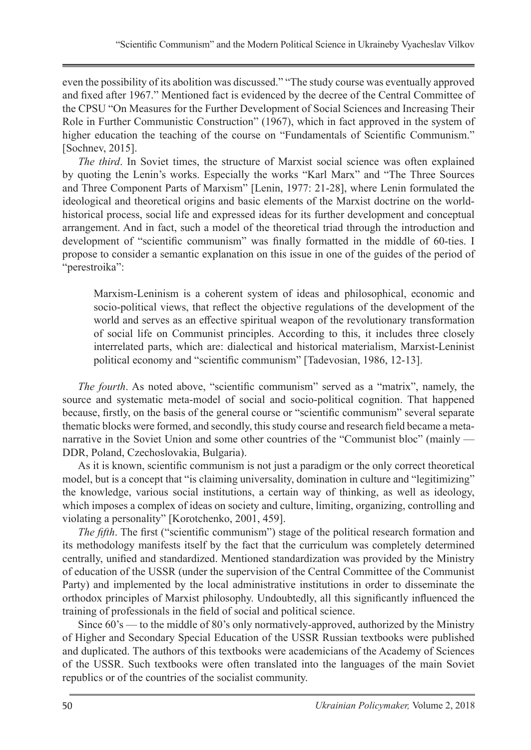even the possibility of its abolition was discussed." "The study course was eventually approved and fixed after 1967." Mentioned fact is evidenced by the decree of the Central Committee of the CPSU "On Measures for the Further Development of Social Sciences and Increasing Their Role in Further Communistic Construction" (1967), which in fact approved in the system of higher education the teaching of the course on "Fundamentals of Scientific Communism." [Sochnev, 2015].

*The third*. In Soviet times, the structure of Marxist social science was often explained by quoting the Lenin's works. Especially the works "Karl Marx" and "The Three Sources and Three Component Parts of Marxism" [Lenin, 1977: 21-28], where Lenin formulated the ideological and theoretical origins and basic elements of the Marxist doctrine on the world-historical process, social life and expressed ideas for its further development and conceptual arrangement. And in fact, such a model of the theoretical triad through the introduction and development of "scientific communism" was finally formatted in the middle of 60-ties. I propose to consider a semantic explanation on this issue in one of the guides of the period of "perestroika":

> Marxism-Leninism is a coherent system of ideas and philosophical, economic and socio-political views, that reflect the objective regulations of the development of the world and serves as an effective spiritual weapon of the revolutionary transformation of social life on Communist principles. According to this, it includes three closely interrelated parts, which are: dialectical and historical materialism, Marxist-Leninist political economy and "scientific communism" [Tadevosian, 1986, 12-13].

*The fourth*. As noted above, "scientific communism" served as a "matrix", namely, the source and systematic meta-model of social and socio-political cognition. That happened because, firstly, on the basis of the general course or "scientific communism" several separate thematic blocks were formed, and secondly, this study course and research field became a meta-narrative in the Soviet Union and some other countries of the "Communist bloc" (mainly — DDR, Poland, Czechoslovakia, Bulgaria).

As it is known, scientific communism is not just a paradigm or the only correct theoretical model, but is a concept that "is claiming universality, domination in culture and "legitimizing" the knowledge, various social institutions, a certain way of thinking, as well as ideology, which imposes a complex of ideas on society and culture, limiting, organizing, controlling and violating a personality" [Korotchenko, 2001, 459].

*The fifth*. The first ("scientific communism") stage of the political research formation and its methodology manifests itself by the fact that the curriculum was completely determined centrally, unified and standardized. Mentioned standardization was provided by the Ministry of education of the USSR (under the supervision of the Central Committee of the Communist Party) and implemented by the local administrative institutions in order to disseminate the orthodox principles of Marxist philosophy. Undoubtedly, all this significantly influenced the training of professionals in the field of social and political science.

Since 60's — to the middle of 80's only normatively-approved, authorized by the Ministry of Higher and Secondary Special Education of the USSR Russian textbooks were published and duplicated. The authors of this textbooks were academicians of the Academy of Sciences of the USSR. Such textbooks were often translated into the languages of the main Soviet republics or of the countries of the socialist community.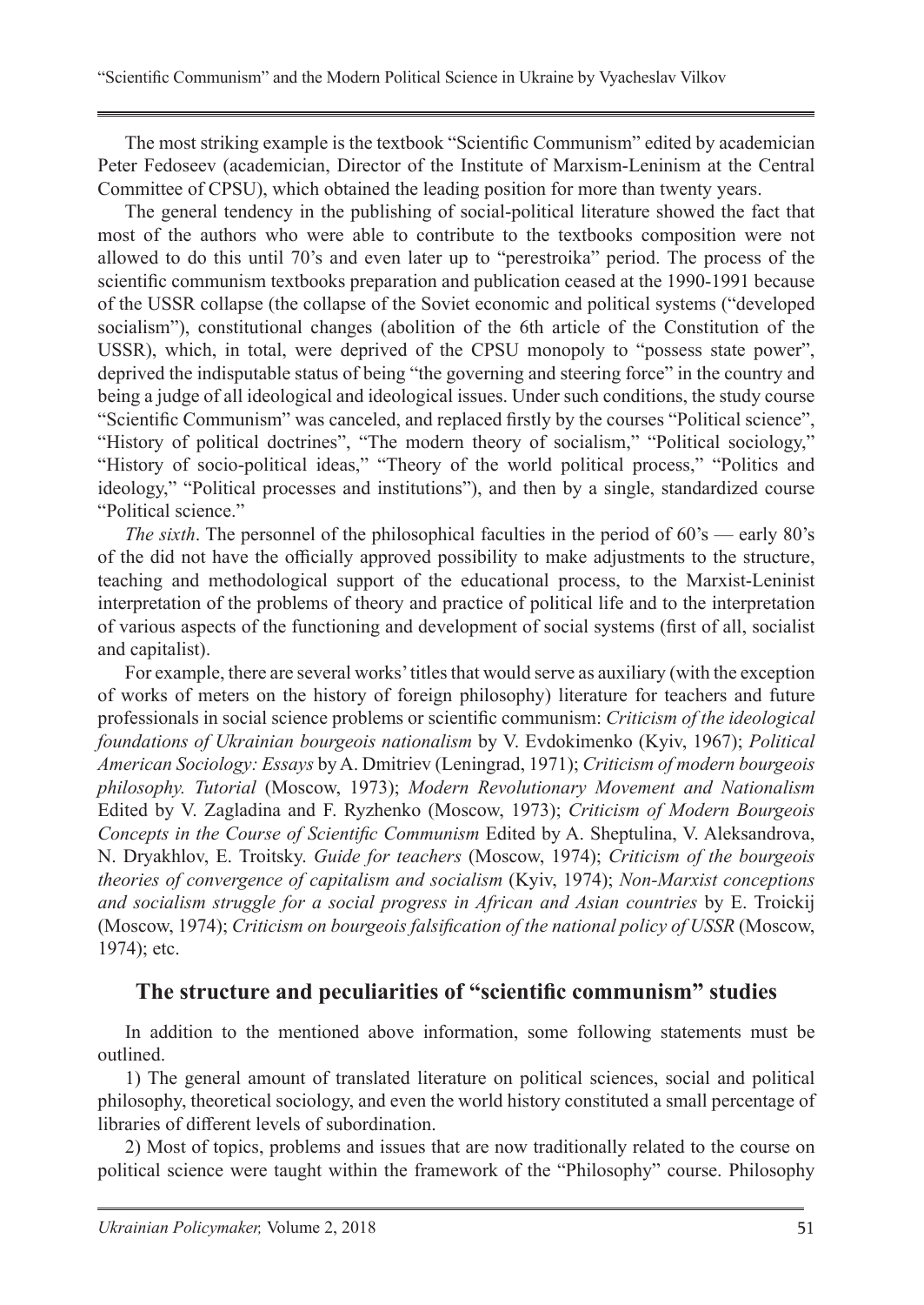The most striking example is the textbook "Scientific Communism" edited by academician Peter Fedoseev (academician, Director of the Institute of Marxism-Leninism at the Central Committee of CPSU), which obtained the leading position for more than twenty years.

The general tendency in the publishing of social-political literature showed the fact that most of the authors who were able to contribute to the textbooks composition were not allowed to do this until 70's and even later up to "perestroika" period. The process of the scientific communism textbooks preparation and publication ceased at the 1990-1991 because of the USSR collapse (the collapse of the Soviet economic and political systems ("developed socialism"), constitutional changes (abolition of the 6th article of the Constitution of the USSR), which, in total, were deprived of the CPSU monopoly to "possess state power", deprived the indisputable status of being "the governing and steering force" in the country and being a judge of all ideological and ideological issues. Under such conditions, the study course "Scientific Communism" was canceled, and replaced firstly by the courses "Political science", "History of political doctrines", "The modern theory of socialism," "Political sociology," "History of socio-political ideas," "Theory of the world political process," "Politics and ideology," "Political processes and institutions"), and then by a single, standardized course "Political science."

*The sixth*. The personnel of the philosophical faculties in the period of 60's — early 80's of the did not have the officially approved possibility to make adjustments to the structure, teaching and methodological support of the educational process, to the Marxist-Leninist interpretation of the problems of theory and practice of political life and to the interpretation of various aspects of the functioning and development of social systems (first of all, socialist and capitalist).

For example, there are several works' titles that would serve as auxiliary (with the exception of works of meters on the history of foreign philosophy) literature for teachers and future professionals in social science problems or scientific communism: *Criticism of the ideological foundations of Ukrainian bourgeois nationalism* by V. Evdokimenko (Kyiv, 1967); *Political American Sociology: Essays* by A. Dmitriev (Leningrad, 1971); *Criticism of modern bourgeois philosophy. Tutorial* (Moscow, 1973); *Modern Revolutionary Movement and Nationalism* Edited by V. Zagladina and F. Ryzhenko (Moscow, 1973); *Criticism of Modern Bourgeois Concepts in the Course of Scientific Communism* Edited by A. Sheptulina, V. Aleksandrova, N. Dryakhlov, E. Troitsky. *Guide for teachers* (Moscow, 1974); *Criticism of the bourgeois theories of convergence of capitalism and socialism* (Kyiv, 1974); *Non-Marxist conceptions and socialism struggle for a social progress in African and Asian countries* by E. Troickij (Moscow, 1974); *Criticism on bourgeois falsification of the national policy of USSR* (Moscow, 1974); etc.

## The structure and peculiarities of "scientific communism" studies

In addition to the mentioned above information, some following statements must be outlined.

1) The general amount of translated literature on political sciences, social and political philosophy, theoretical sociology, and even the world history constituted a small percentage of libraries of different levels of subordination.

2) Most of topics, problems and issues that are now traditionally related to the course on political science were taught within the framework of the "Philosophy" course. Philosophy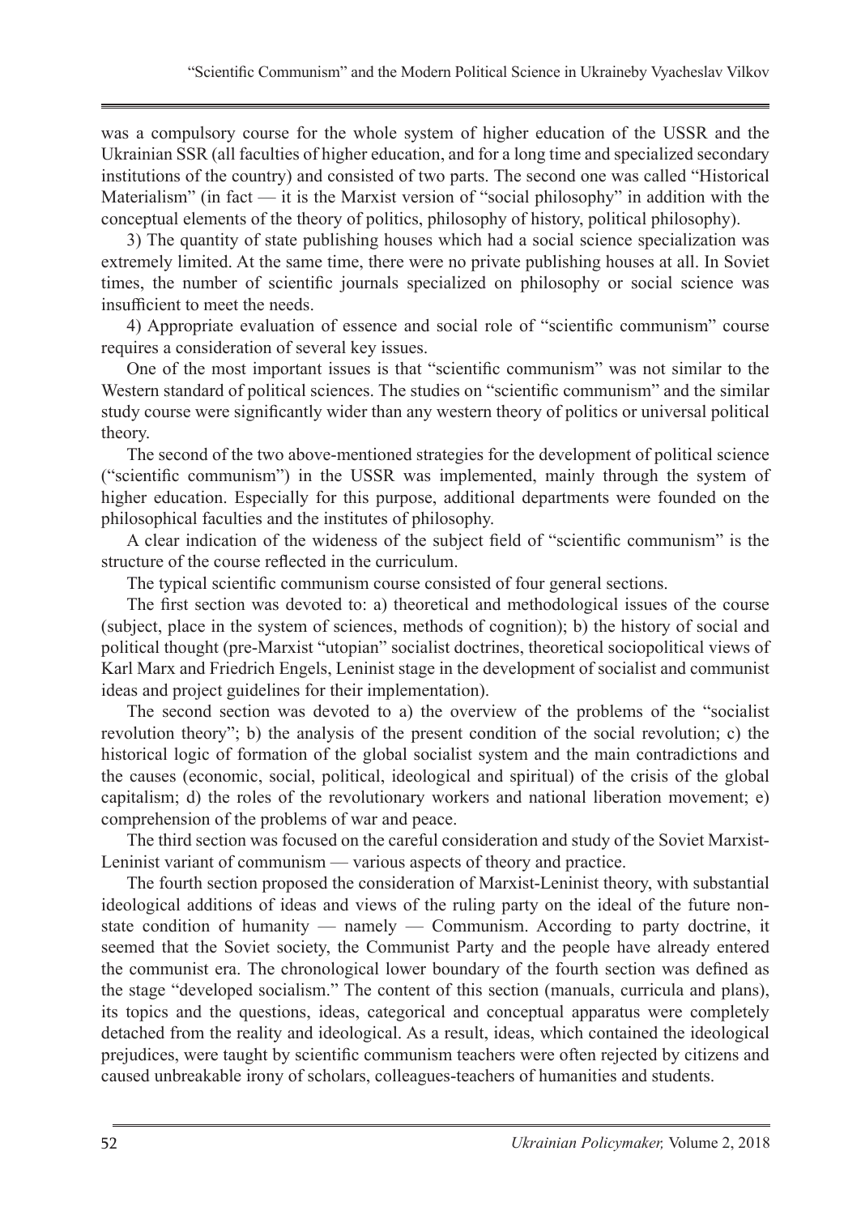was a compulsory course for the whole system of higher education of the USSR and the Ukrainian SSR (all faculties of higher education, and for a long time and specialized secondary institutions of the country) and consisted of two parts. The second one was called "Historical Materialism" (in fact — it is the Marxist version of "social philosophy" in addition with the conceptual elements of the theory of politics, philosophy of history, political philosophy).

3) The quantity of state publishing houses which had a social science specialization was extremely limited. At the same time, there were no private publishing houses at all. In Soviet times, the number of scientific journals specialized on philosophy or social science was insufficient to meet the needs.

4) Appropriate evaluation of essence and social role of "scientific communism" course requires a consideration of several key issues.

One of the most important issues is that "scientific communism" was not similar to the Western standard of political sciences. The studies on "scientific communism" and the similar study course were significantly wider than any western theory of politics or universal political theory.

The second of the two above-mentioned strategies for the development of political science ("scientific communism") in the USSR was implemented, mainly through the system of higher education. Especially for this purpose, additional departments were founded on the philosophical faculties and the institutes of philosophy.

A clear indication of the wideness of the subject field of "scientific communism" is the structure of the course reflected in the curriculum.

The typical scientific communism course consisted of four general sections.

The first section was devoted to: a) theoretical and methodological issues of the course (subject, place in the system of sciences, methods of cognition); b) the history of social and political thought (pre-Marxist "utopian" socialist doctrines, theoretical sociopolitical views of Karl Marx and Friedrich Engels, Leninist stage in the development of socialist and communist ideas and project guidelines for their implementation).

The second section was devoted to a) the overview of the problems of the "socialist revolution theory"; b) the analysis of the present condition of the social revolution; c) the historical logic of formation of the global socialist system and the main contradictions and the causes (economic, social, political, ideological and spiritual) of the crisis of the global capitalism; d) the roles of the revolutionary workers and national liberation movement; e) comprehension of the problems of war and peace.

The third section was focused on the careful consideration and study of the Soviet Marxist-Leninist variant of communism — various aspects of theory and practice.

The fourth section proposed the consideration of Marxist-Leninist theory, with substantial ideological additions of ideas and views of the ruling party on the ideal of the future non-state condition of humanity — namely — Communism. According to party doctrine, it seemed that the Soviet society, the Communist Party and the people have already entered the communist era. The chronological lower boundary of the fourth section was defined as the stage "developed socialism." The content of this section (manuals, curricula and plans), its topics and the questions, ideas, categorical and conceptual apparatus were completely detached from the reality and ideological. As a result, ideas, which contained the ideological prejudices, were taught by scientific communism teachers were often rejected by citizens and caused unbreakable irony of scholars, colleagues-teachers of humanities and students.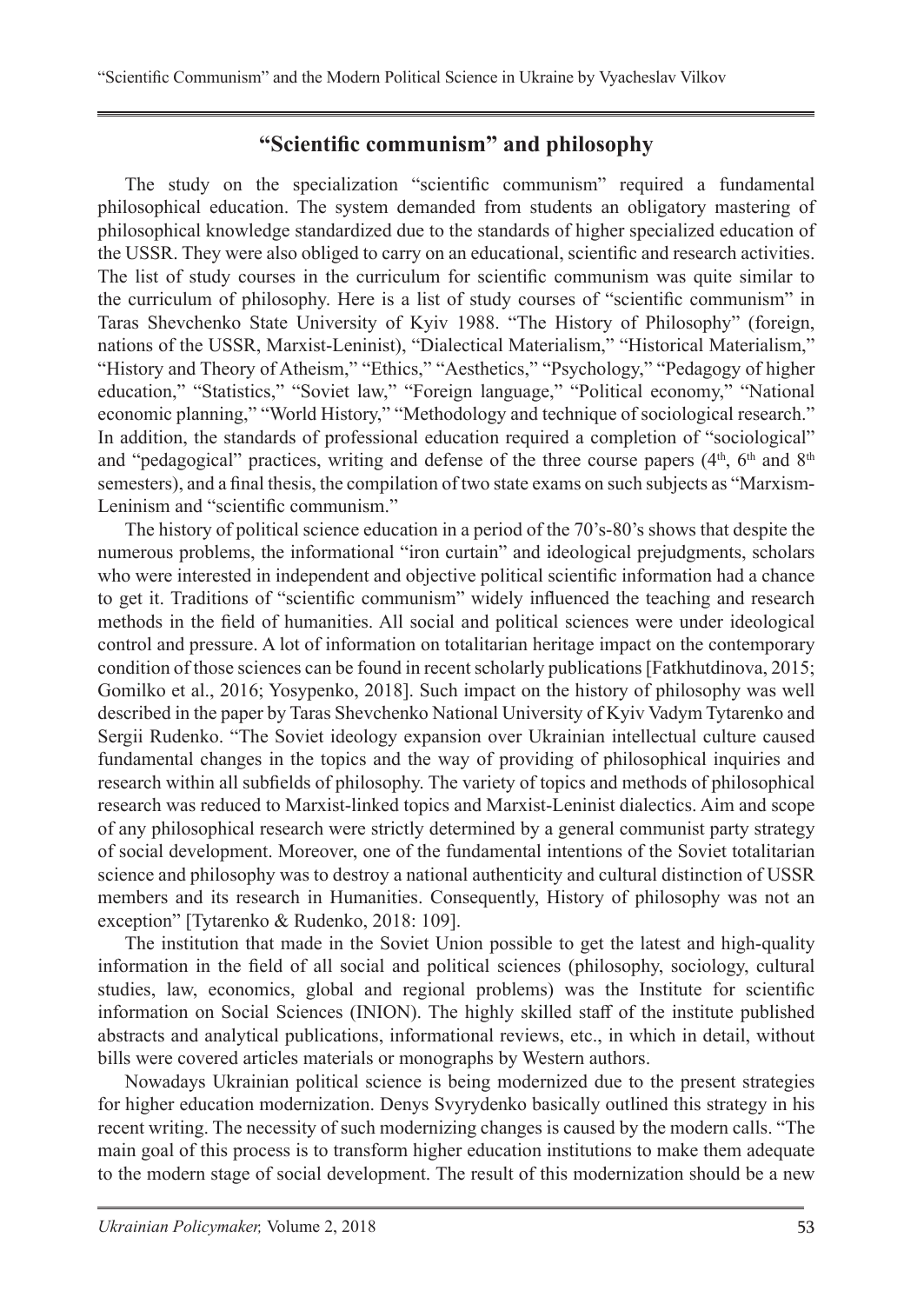## "Scientific communism" and philosophy

The study on the specialization "scientific communism" required a fundamental philosophical education. The system demanded from students an obligatory mastering of philosophical knowledge standardized due to the standards of higher specialized education of the USSR. They were also obliged to carry on an educational, scientific and research activities. The list of study courses in the curriculum for scientific communism was quite similar to the curriculum of philosophy. Here is a list of study courses of "scientific communism" in Taras Shevchenko State University of Kyiv 1988. "The History of Philosophy" (foreign, nations of the USSR, Marxist-Leninist), "Dialectical Materialism," "Historical Materialism," "History and Theory of Atheism," "Ethics," "Aesthetics," "Psychology," "Pedagogy of higher education," "Statistics," "Soviet law," "Foreign language," "Political economy," "National economic planning," "World History," "Methodology and technique of sociological research." In addition, the standards of professional education required a completion of "sociological" and "pedagogical" practices, writing and defense of the three course papers (4th, 6th and 8th semesters), and a final thesis, the compilation of two state exams on such subjects as "Marxism-Leninism and "scientific communism."

The history of political science education in a period of the 70's-80's shows that despite the numerous problems, the informational "iron curtain" and ideological prejudgments, scholars who were interested in independent and objective political scientific information had a chance to get it. Traditions of "scientific communism" widely influenced the teaching and research methods in the field of humanities. All social and political sciences were under ideological control and pressure. A lot of information on totalitarian heritage impact on the contemporary condition of those sciences can be found in recent scholarly publications [Fatkhutdinova, 2015; Gomilko et al., 2016; Yosypenko, 2018]. Such impact on the history of philosophy was well described in the paper by Taras Shevchenko National University of Kyiv Vadym Tytarenko and Sergii Rudenko. "The Soviet ideology expansion over Ukrainian intellectual culture caused fundamental changes in the topics and the way of providing of philosophical inquiries and research within all subfields of philosophy. The variety of topics and methods of philosophical research was reduced to Marxist-linked topics and Marxist-Leninist dialectics. Aim and scope of any philosophical research were strictly determined by a general communist party strategy of social development. Moreover, one of the fundamental intentions of the Soviet totalitarian science and philosophy was to destroy a national authenticity and cultural distinction of USSR members and its research in Humanities. Consequently, History of philosophy was not an exception" [Tytarenko & Rudenko, 2018: 109].

The institution that made in the Soviet Union possible to get the latest and high-quality information in the field of all social and political sciences (philosophy, sociology, cultural studies, law, economics, global and regional problems) was the Institute for scientific information on Social Sciences (INION). The highly skilled staff of the institute published abstracts and analytical publications, informational reviews, etc., in which in detail, without bills were covered articles materials or monographs by Western authors.

Nowadays Ukrainian political science is being modernized due to the present strategies for higher education modernization. Denys Svyrydenko basically outlined this strategy in his recent writing. The necessity of such modernizing changes is caused by the modern calls. "The main goal of this process is to transform higher education institutions to make them adequate to the modern stage of social development. The result of this modernization should be a new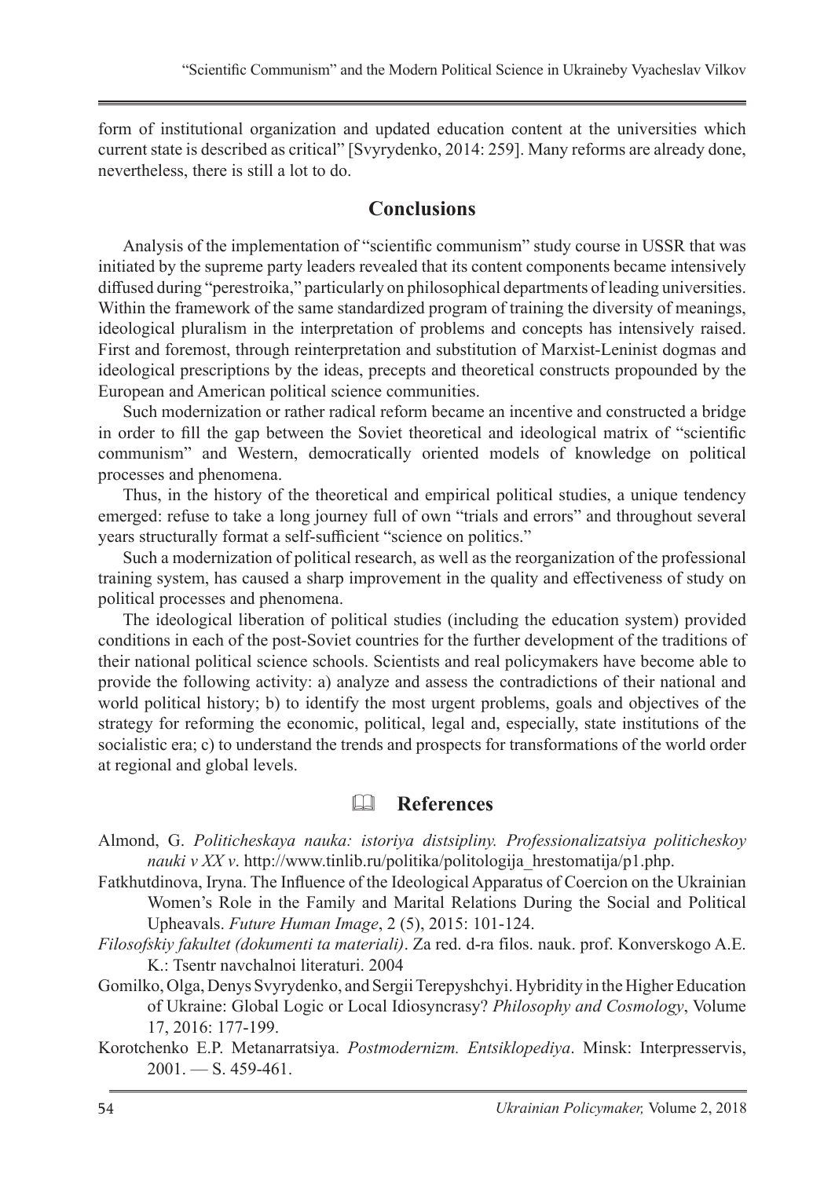form of institutional organization and updated education content at the universities which current state is described as critical" [Svyrydenko, 2014: 259]. Many reforms are already done, nevertheless, there is still a lot to do.

## Conclusions

Analysis of the implementation of "scientific communism" study course in USSR that was initiated by the supreme party leaders revealed that its content components became intensively diffused during "perestroika," particularly on philosophical departments of leading universities. Within the framework of the same standardized program of training the diversity of meanings, ideological pluralism in the interpretation of problems and concepts has intensively raised. First and foremost, through reinterpretation and substitution of Marxist-Leninist dogmas and ideological prescriptions by the ideas, precepts and theoretical constructs propounded by the European and American political science communities.

Such modernization or rather radical reform became an incentive and constructed a bridge in order to fill the gap between the Soviet theoretical and ideological matrix of "scientific communism" and Western, democratically oriented models of knowledge on political processes and phenomena.

Thus, in the history of the theoretical and empirical political studies, a unique tendency emerged: refuse to take a long journey full of own "trials and errors" and throughout several years structurally format a self-sufficient "science on politics."

Such a modernization of political research, as well as the reorganization of the professional training system, has caused a sharp improvement in the quality and effectiveness of study on political processes and phenomena.

The ideological liberation of political studies (including the education system) provided conditions in each of the post-Soviet countries for the further development of the traditions of their national political science schools. Scientists and real policymakers have become able to provide the following activity: a) analyze and assess the contradictions of their national and world political history; b) to identify the most urgent problems, goals and objectives of the strategy for reforming the economic, political, legal and, especially, state institutions of the socialistic era; c) to understand the trends and prospects for transformations of the world order at regional and global levels.

## References

Almond, G. *Politicheskaya nauka: istoriya distsipliny. Professionalizatsiya politicheskoy nauki v XX v*. http://www.tinlib.ru/politika/politologija_hrestomatija/p1.php.

Fatkhutdinova, Iryna. The Influence of the Ideological Apparatus of Coercion on the Ukrainian Women's Role in the Family and Marital Relations During the Social and Political Upheavals. *Future Human Image*, 2 (5), 2015: 101-124.

*Filosofskiy fakultet (dokumenti ta materiali)*. Za red. d-ra filos. nauk. prof. Konverskogo A.E. K.: Tsentr navchalnoi literaturi. 2004

Gomilko, Olga, Denys Svyrydenko, and Sergii Terepyshchyi. Hybridity in the Higher Education of Ukraine: Global Logic or Local Idiosyncrasy? *Philosophy and Cosmology*, Volume 17, 2016: 177-199.

Korotchenko E.P. Metanarratsiya. *Postmodernizm. Entsiklopediya*. Minsk: Interpresservis, 2001. — S. 459-461.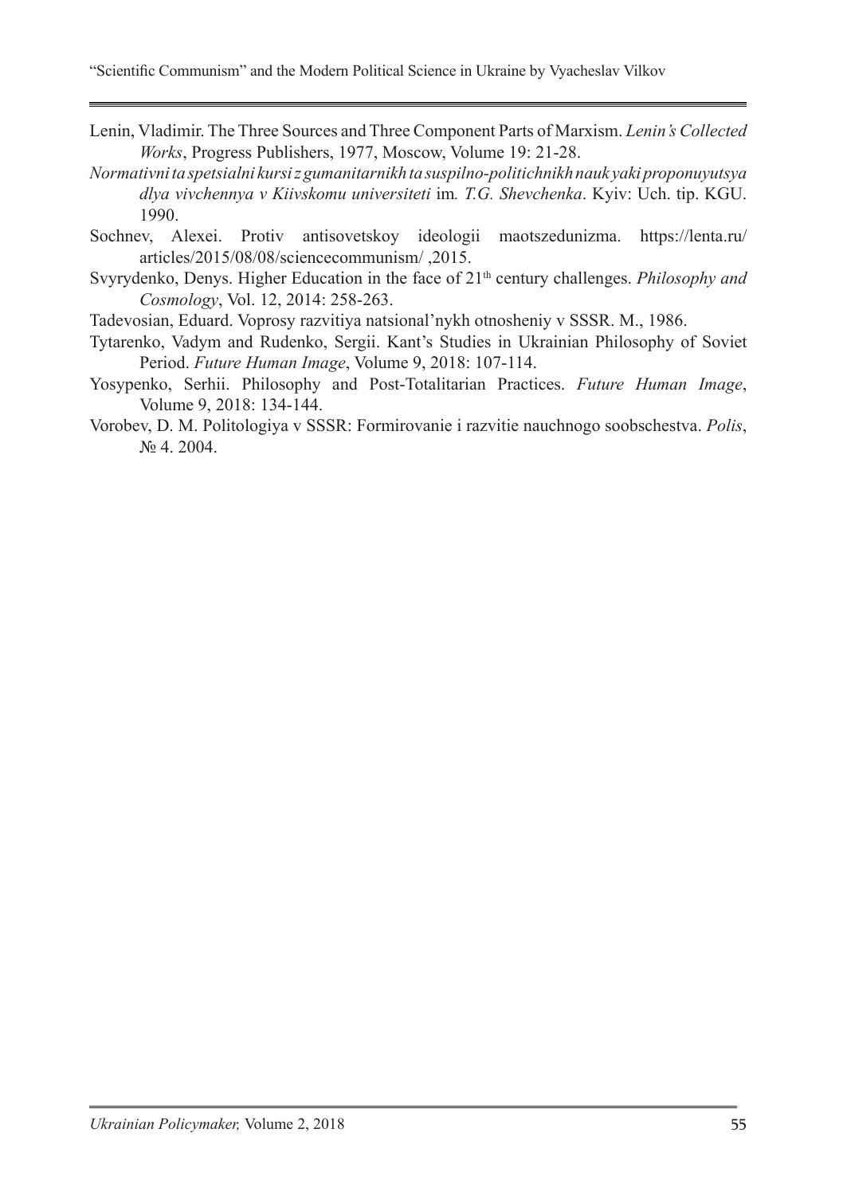Lenin, Vladimir. The Three Sources and Three Component Parts of Marxism. *Lenin's Collected Works*, Progress Publishers, 1977, Moscow, Volume 19: 21-28.

*Normativni ta spetsialni kursi z gumanitarnikh ta suspilno-politichnikh nauk yaki proponuyutsya dlya vivchennya v Kiivskomu universiteti* im*. T.G. Shevchenka*. Kyiv: Uch. tip. KGU. 1990.

Sochnev, Alexei. Protiv antisovetskoy ideologii maotszedunizma. https://lenta.ru/articles/2015/08/08/sciencecommunism/ ,2015.

Svyrydenko, Denys. Higher Education in the face of 21th century challenges. *Philosophy and Cosmology*, Vol. 12, 2014: 258-263.

Tadevosian, Eduard. Voprosy razvitiya natsional'nykh otnosheniy v SSSR. M., 1986.

Tytarenko, Vadym and Rudenko, Sergii. Kant's Studies in Ukrainian Philosophy of Soviet Period. *Future Human Image*, Volume 9, 2018: 107-114.

Yosypenko, Serhii. Philosophy and Post-Totalitarian Practices. *Future Human Image*, Volume 9, 2018: 134-144.

Vorobev, D. M. Politologiya v SSSR: Formirovanie i razvitie nauchnogo soobschestva. *Polis*, № 4. 2004.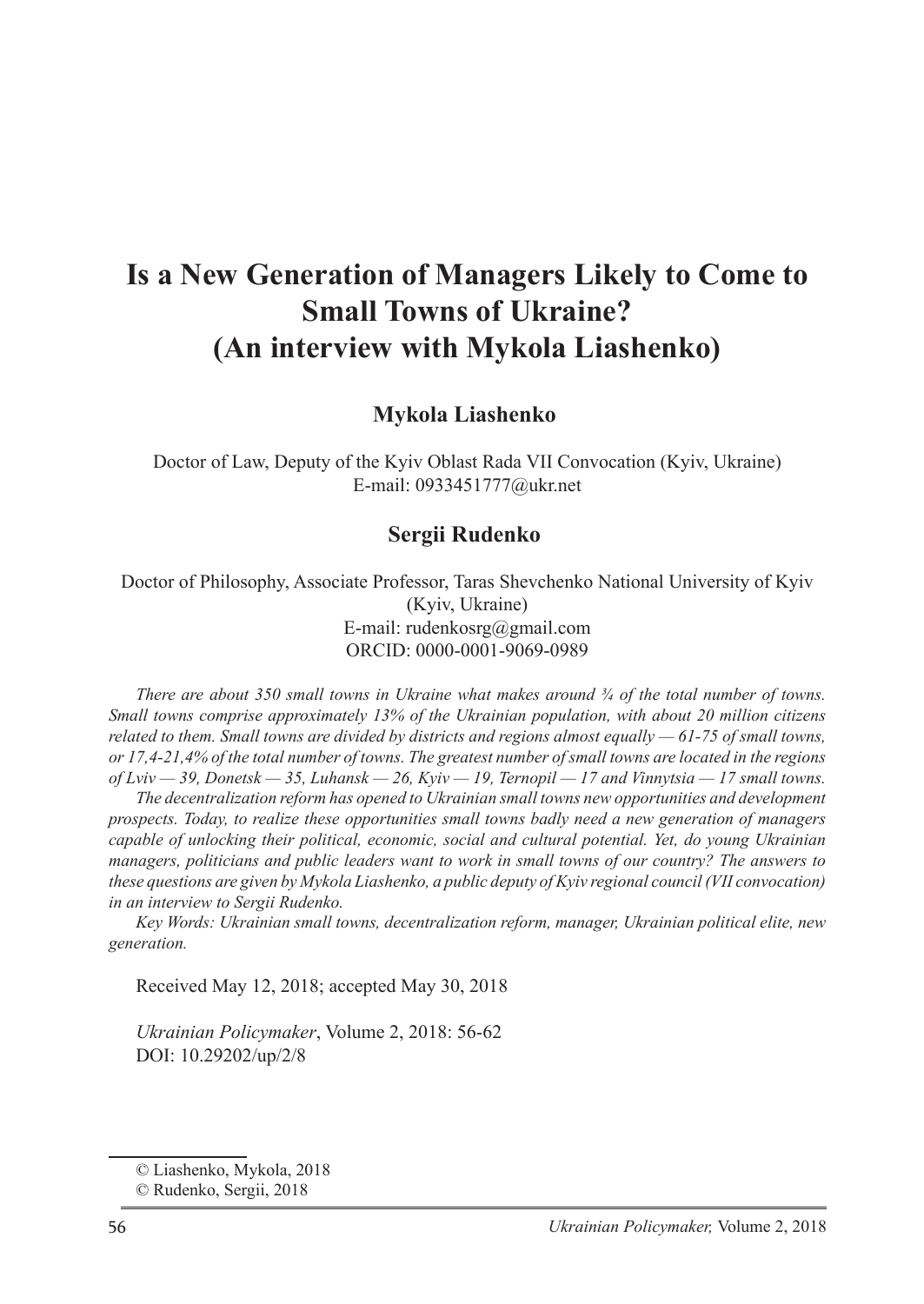# Is a New Generation of Managers Likely to Come to Small Towns of Ukraine? (An interview with Mykola Liashenko)

**Mykola Liashenko**

Doctor of Law, Deputy of the Kyiv Oblast Rada VII Convocation (Kyiv, Ukraine)
E-mail: 0933451777@ukr.net

**Sergii Rudenko**

Doctor of Philosophy, Associate Professor, Taras Shevchenko National University of Kyiv (Kyiv, Ukraine)
E-mail: rudenkosrg@gmail.com
ORCID: 0000-0001-9069-0989

*There are about 350 small towns in Ukraine what makes around ¾ of the total number of towns. Small towns comprise approximately 13% of the Ukrainian population, with about 20 million citizens related to them. Small towns are divided by districts and regions almost equally — 61-75 of small towns, or 17,4-21,4% of the total number of towns. The greatest number of small towns are located in the regions of Lviv — 39, Donetsk — 35, Luhansk — 26, Kyiv — 19, Ternopil — 17 and Vinnytsia — 17 small towns.*

*The decentralization reform has opened to Ukrainian small towns new opportunities and development prospects. Today, to realize these opportunities small towns badly need a new generation of managers capable of unlocking their political, economic, social and cultural potential. Yet, do young Ukrainian managers, politicians and public leaders want to work in small towns of our country? The answers to these questions are given by Mykola Liashenko, a public deputy of Kyiv regional council (VII convocation) in an interview to Sergii Rudenko.*

*Key Words: Ukrainian small towns, decentralization reform, manager, Ukrainian political elite, new generation.*

Received May 12, 2018; accepted May 30, 2018

*Ukrainian Policymaker*, Volume 2, 2018: 56-62
DOI: 10.29202/up/2/8

© Liashenko, Mykola, 2018
© Rudenko, Sergii, 2018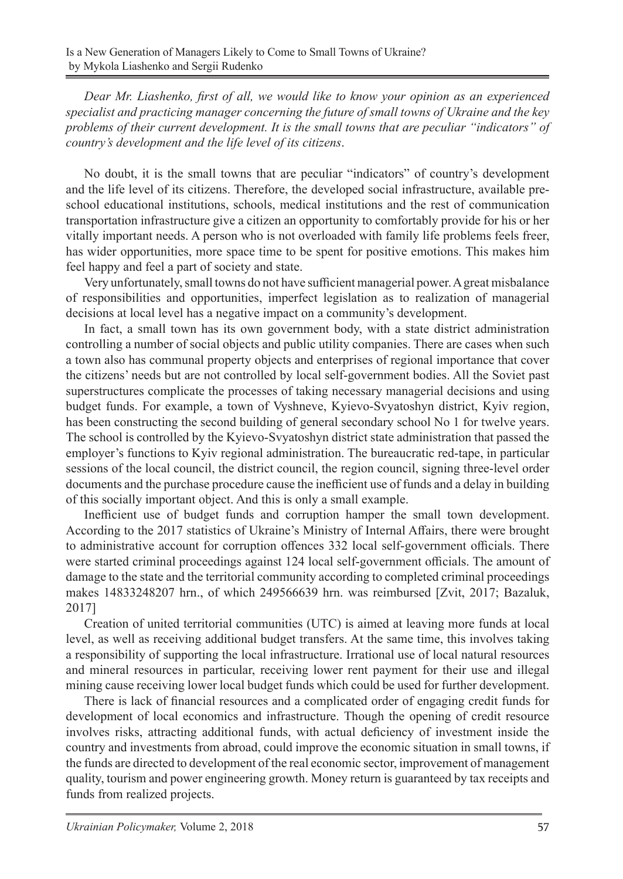*Dear Mr. Liashenko, first of all, we would like to know your opinion as an experienced specialist and practicing manager concerning the future of small towns of Ukraine and the key problems of their current development. It is the small towns that are peculiar "indicators" of country's development and the life level of its citizens.*

No doubt, it is the small towns that are peculiar "indicators" of country's development and the life level of its citizens. Therefore, the developed social infrastructure, available pre-school educational institutions, schools, medical institutions and the rest of communication transportation infrastructure give a citizen an opportunity to comfortably provide for his or her vitally important needs. A person who is not overloaded with family life problems feels freer, has wider opportunities, more space time to be spent for positive emotions. This makes him feel happy and feel a part of society and state.

Very unfortunately, small towns do not have sufficient managerial power. A great misbalance of responsibilities and opportunities, imperfect legislation as to realization of managerial decisions at local level has a negative impact on a community's development.

In fact, a small town has its own government body, with a state district administration controlling a number of social objects and public utility companies. There are cases when such a town also has communal property objects and enterprises of regional importance that cover the citizens' needs but are not controlled by local self-government bodies. All the Soviet past superstructures complicate the processes of taking necessary managerial decisions and using budget funds. For example, a town of Vyshneve, Kyievo-Svyatoshyn district, Kyiv region, has been constructing the second building of general secondary school No 1 for twelve years. The school is controlled by the Kyievo-Svyatoshyn district state administration that passed the employer's functions to Kyiv regional administration. The bureaucratic red-tape, in particular sessions of the local council, the district council, the region council, signing three-level order documents and the purchase procedure cause the inefficient use of funds and a delay in building of this socially important object. And this is only a small example.

Inefficient use of budget funds and corruption hamper the small town development. According to the 2017 statistics of Ukraine's Ministry of Internal Affairs, there were brought to administrative account for corruption offences 332 local self-government officials. There were started criminal proceedings against 124 local self-government officials. The amount of damage to the state and the territorial community according to completed criminal proceedings makes 14833248207 hrn., of which 249566639 hrn. was reimbursed [Zvit, 2017; Bazaluk, 2017]

Creation of united territorial communities (UTC) is aimed at leaving more funds at local level, as well as receiving additional budget transfers. At the same time, this involves taking a responsibility of supporting the local infrastructure. Irrational use of local natural resources and mineral resources in particular, receiving lower rent payment for their use and illegal mining cause receiving lower local budget funds which could be used for further development.

There is lack of financial resources and a complicated order of engaging credit funds for development of local economics and infrastructure. Though the opening of credit resource involves risks, attracting additional funds, with actual deficiency of investment inside the country and investments from abroad, could improve the economic situation in small towns, if the funds are directed to development of the real economic sector, improvement of management quality, tourism and power engineering growth. Money return is guaranteed by tax receipts and funds from realized projects.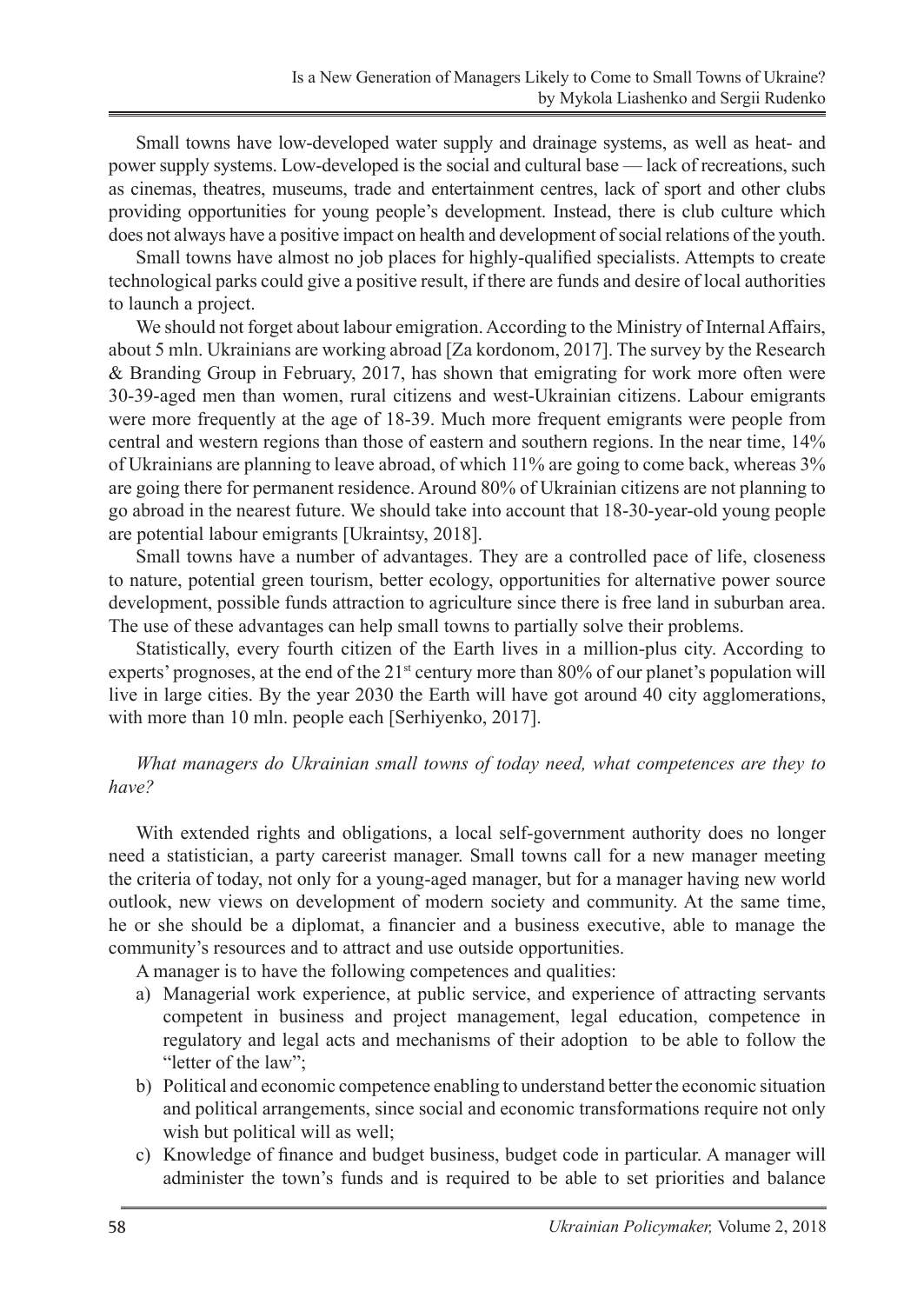Small towns have low-developed water supply and drainage systems, as well as heat- and power supply systems. Low-developed is the social and cultural base — lack of recreations, such as cinemas, theatres, museums, trade and entertainment centres, lack of sport and other clubs providing opportunities for young people's development. Instead, there is club culture which does not always have a positive impact on health and development of social relations of the youth.

Small towns have almost no job places for highly-qualified specialists. Attempts to create technological parks could give a positive result, if there are funds and desire of local authorities to launch a project.

We should not forget about labour emigration. According to the Ministry of Internal Affairs, about 5 mln. Ukrainians are working abroad [Za kordonom, 2017]. The survey by the Research & Branding Group in February, 2017, has shown that emigrating for work more often were 30-39-aged men than women, rural citizens and west-Ukrainian citizens. Labour emigrants were more frequently at the age of 18-39. Much more frequent emigrants were people from central and western regions than those of eastern and southern regions. In the near time, 14% of Ukrainians are planning to leave abroad, of which 11% are going to come back, whereas 3% are going there for permanent residence. Around 80% of Ukrainian citizens are not planning to go abroad in the nearest future. We should take into account that 18-30-year-old young people are potential labour emigrants [Ukraintsy, 2018].

Small towns have a number of advantages. They are a controlled pace of life, closeness to nature, potential green tourism, better ecology, opportunities for alternative power source development, possible funds attraction to agriculture since there is free land in suburban area. The use of these advantages can help small towns to partially solve their problems.

Statistically, every fourth citizen of the Earth lives in a million-plus city. According to experts' prognoses, at the end of the 21st century more than 80% of our planet's population will live in large cities. By the year 2030 the Earth will have got around 40 city agglomerations, with more than 10 mln. people each [Serhiyenko, 2017].

*What managers do Ukrainian small towns of today need, what competences are they to have?*

With extended rights and obligations, a local self-government authority does no longer need a statistician, a party careerist manager. Small towns call for a new manager meeting the criteria of today, not only for a young-aged manager, but for a manager having new world outlook, new views on development of modern society and community. At the same time, he or she should be a diplomat, a financier and a business executive, able to manage the community's resources and to attract and use outside opportunities.

A manager is to have the following competences and qualities:

a) Managerial work experience, at public service, and experience of attracting servants competent in business and project management, legal education, competence in regulatory and legal acts and mechanisms of their adoption to be able to follow the "letter of the law";
b) Political and economic competence enabling to understand better the economic situation and political arrangements, since social and economic transformations require not only wish but political will as well;
c) Knowledge of finance and budget business, budget code in particular. A manager will administer the town's funds and is required to be able to set priorities and balance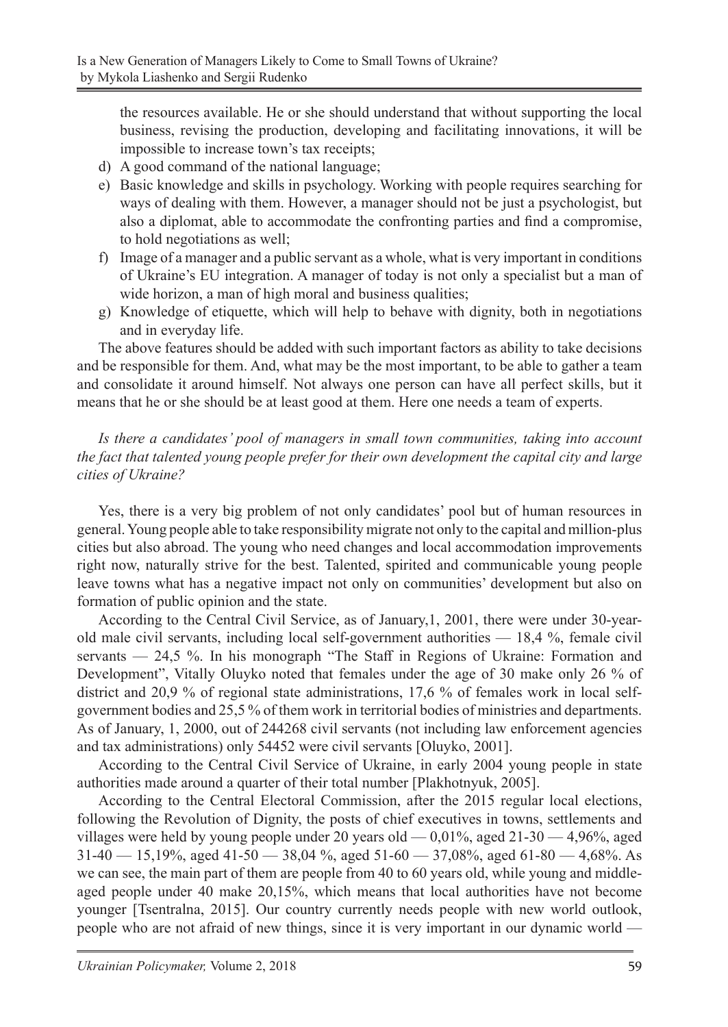the resources available. He or she should understand that without supporting the local business, revising the production, developing and facilitating innovations, it will be impossible to increase town's tax receipts;

d) A good command of the national language;

e) Basic knowledge and skills in psychology. Working with people requires searching for ways of dealing with them. However, a manager should not be just a psychologist, but also a diplomat, able to accommodate the confronting parties and find a compromise, to hold negotiations as well;

f) Image of a manager and a public servant as a whole, what is very important in conditions of Ukraine's EU integration. A manager of today is not only a specialist but a man of wide horizon, a man of high moral and business qualities;

g) Knowledge of etiquette, which will help to behave with dignity, both in negotiations and in everyday life.

The above features should be added with such important factors as ability to take decisions and be responsible for them. And, what may be the most important, to be able to gather a team and consolidate it around himself. Not always one person can have all perfect skills, but it means that he or she should be at least good at them. Here one needs a team of experts.

*Is there a candidates' pool of managers in small town communities, taking into account the fact that talented young people prefer for their own development the capital city and large cities of Ukraine?*

Yes, there is a very big problem of not only candidates' pool but of human resources in general. Young people able to take responsibility migrate not only to the capital and million-plus cities but also abroad. The young who need changes and local accommodation improvements right now, naturally strive for the best. Talented, spirited and communicable young people leave towns what has a negative impact not only on communities' development but also on formation of public opinion and the state.

According to the Central Civil Service, as of January,1, 2001, there were under 30-year-old male civil servants, including local self-government authorities — 18,4 %, female civil servants — 24,5 %. In his monograph "The Staff in Regions of Ukraine: Formation and Development", Vitally Oluyko noted that females under the age of 30 make only 26 % of district and 20,9 % of regional state administrations, 17,6 % of females work in local self-government bodies and 25,5 % of them work in territorial bodies of ministries and departments. As of January, 1, 2000, out of 244268 civil servants (not including law enforcement agencies and tax administrations) only 54452 were civil servants [Oluyko, 2001].

According to the Central Civil Service of Ukraine, in early 2004 young people in state authorities made around a quarter of their total number [Plakhotnyuk, 2005].

According to the Central Electoral Commission, after the 2015 regular local elections, following the Revolution of Dignity, the posts of chief executives in towns, settlements and villages were held by young people under 20 years old — 0,01%, aged 21-30 — 4,96%, aged 31-40 — 15,19%, aged 41-50 — 38,04 %, aged 51-60 — 37,08%, aged 61-80 — 4,68%. As we can see, the main part of them are people from 40 to 60 years old, while young and middle-aged people under 40 make 20,15%, which means that local authorities have not become younger [Tsentralna, 2015]. Our country currently needs people with new world outlook, people who are not afraid of new things, since it is very important in our dynamic world —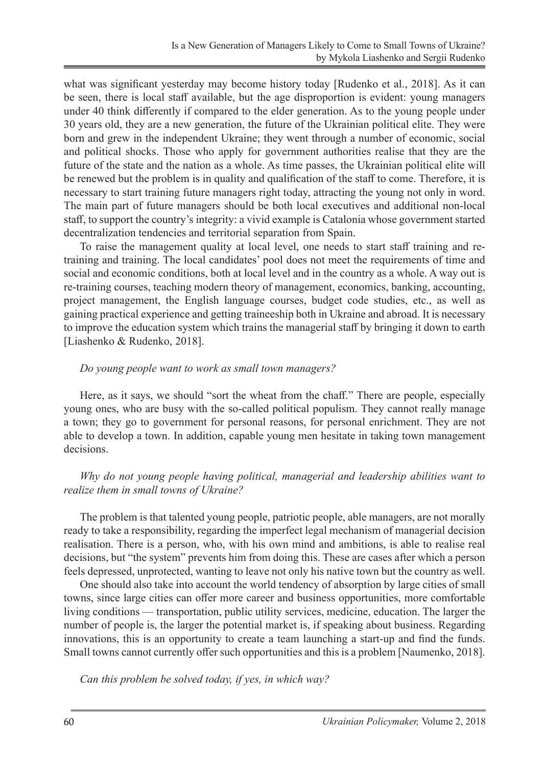what was significant yesterday may become history today [Rudenko et al., 2018]. As it can be seen, there is local staff available, but the age disproportion is evident: young managers under 40 think differently if compared to the elder generation. As to the young people under 30 years old, they are a new generation, the future of the Ukrainian political elite. They were born and grew in the independent Ukraine; they went through a number of economic, social and political shocks. Those who apply for government authorities realise that they are the future of the state and the nation as a whole. As time passes, the Ukrainian political elite will be renewed but the problem is in quality and qualification of the staff to come. Therefore, it is necessary to start training future managers right today, attracting the young not only in word. The main part of future managers should be both local executives and additional non-local staff, to support the country's integrity: a vivid example is Catalonia whose government started decentralization tendencies and territorial separation from Spain.

To raise the management quality at local level, one needs to start staff training and re-training and training. The local candidates' pool does not meet the requirements of time and social and economic conditions, both at local level and in the country as a whole. A way out is re-training courses, teaching modern theory of management, economics, banking, accounting, project management, the English language courses, budget code studies, etc., as well as gaining practical experience and getting traineeship both in Ukraine and abroad. It is necessary to improve the education system which trains the managerial staff by bringing it down to earth [Liashenko & Rudenko, 2018].

*Do young people want to work as small town managers?*

Here, as it says, we should "sort the wheat from the chaff." There are people, especially young ones, who are busy with the so-called political populism. They cannot really manage a town; they go to government for personal reasons, for personal enrichment. They are not able to develop a town. In addition, capable young men hesitate in taking town management decisions.

*Why do not young people having political, managerial and leadership abilities want to realize them in small towns of Ukraine?*

The problem is that talented young people, patriotic people, able managers, are not morally ready to take a responsibility, regarding the imperfect legal mechanism of managerial decision realisation. There is a person, who, with his own mind and ambitions, is able to realise real decisions, but "the system" prevents him from doing this. These are cases after which a person feels depressed, unprotected, wanting to leave not only his native town but the country as well.

One should also take into account the world tendency of absorption by large cities of small towns, since large cities can offer more career and business opportunities, more comfortable living conditions — transportation, public utility services, medicine, education. The larger the number of people is, the larger the potential market is, if speaking about business. Regarding innovations, this is an opportunity to create a team launching a start-up and find the funds. Small towns cannot currently offer such opportunities and this is a problem [Naumenko, 2018].

*Can this problem be solved today, if yes, in which way?*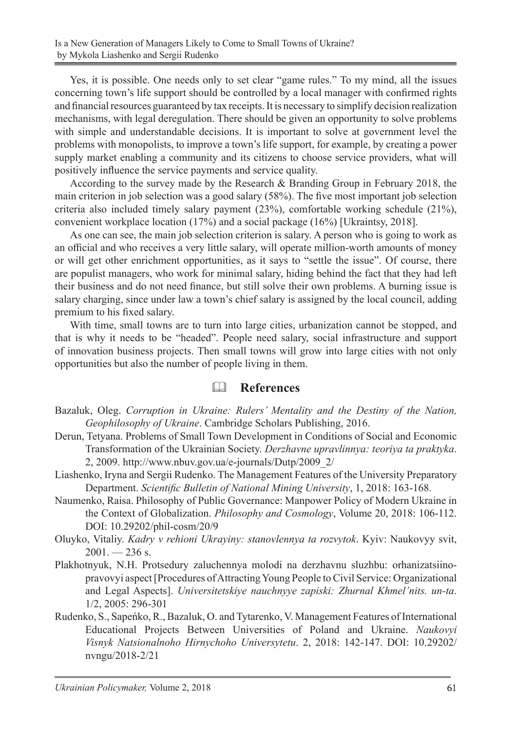Yes, it is possible. One needs only to set clear "game rules." To my mind, all the issues concerning town's life support should be controlled by a local manager with confirmed rights and financial resources guaranteed by tax receipts. It is necessary to simplify decision realization mechanisms, with legal deregulation. There should be given an opportunity to solve problems with simple and understandable decisions. It is important to solve at government level the problems with monopolists, to improve a town's life support, for example, by creating a power supply market enabling a community and its citizens to choose service providers, what will positively influence the service payments and service quality.

According to the survey made by the Research & Branding Group in February 2018, the main criterion in job selection was a good salary (58%). The five most important job selection criteria also included timely salary payment (23%), comfortable working schedule (21%), convenient workplace location (17%) and a social package (16%) [Ukraintsy, 2018].

As one can see, the main job selection criterion is salary. A person who is going to work as an official and who receives a very little salary, will operate million-worth amounts of money or will get other enrichment opportunities, as it says to "settle the issue". Of course, there are populist managers, who work for minimal salary, hiding behind the fact that they had left their business and do not need finance, but still solve their own problems. A burning issue is salary charging, since under law a town's chief salary is assigned by the local council, adding premium to his fixed salary.

With time, small towns are to turn into large cities, urbanization cannot be stopped, and that is why it needs to be "headed". People need salary, social infrastructure and support of innovation business projects. Then small towns will grow into large cities with not only opportunities but also the number of people living in them.

## References

Bazaluk, Oleg. *Corruption in Ukraine: Rulers' Mentality and the Destiny of the Nation, Geophilosophy of Ukraine*. Cambridge Scholars Publishing, 2016.

Derun, Tetyana. Problems of Small Town Development in Conditions of Social and Economic Transformation of the Ukrainian Society. *Derzhavne upravlinnya: teoriya ta praktyka*. 2, 2009. http://www.nbuv.gov.ua/e-journals/Dutp/2009_2/

Liashenko, Iryna and Sergii Rudenko. The Management Features of the University Preparatory Department. *Scientific Bulletin of National Mining University*, 1, 2018: 163-168.

Naumenko, Raisa. Philosophy of Public Governance: Manpower Policy of Modern Ukraine in the Context of Globalization. *Philosophy and Cosmology*, Volume 20, 2018: 106-112. DOI: 10.29202/phil-cosm/20/9

Oluyko, Vitaliy. *Kadry v rehioni Ukrayiny: stanovlennya ta rozvytok*. Kyiv: Naukovyy svit, 2001. — 236 s.

Plakhotnyuk, N.H. Protsedury zaluchennya molodi na derzhavnu sluzhbu: orhanizatsiino-pravovyi aspect [Procedures of Attracting Young People to Civil Service: Organizational and Legal Aspects]. *Universitetskiye nauchnyye zapiski: Zhurnal Khmel'nits. un-ta*. 1/2, 2005: 296-301

Rudenko, S., Sapeńko, R., Bazaluk, O. and Tytarenko, V. Management Features of International Educational Projects Between Universities of Poland and Ukraine. *Naukovyi Visnyk Natsionalnoho Hirnychoho Universytetu*. 2, 2018: 142-147. DOI: 10.29202/nvngu/2018-2/21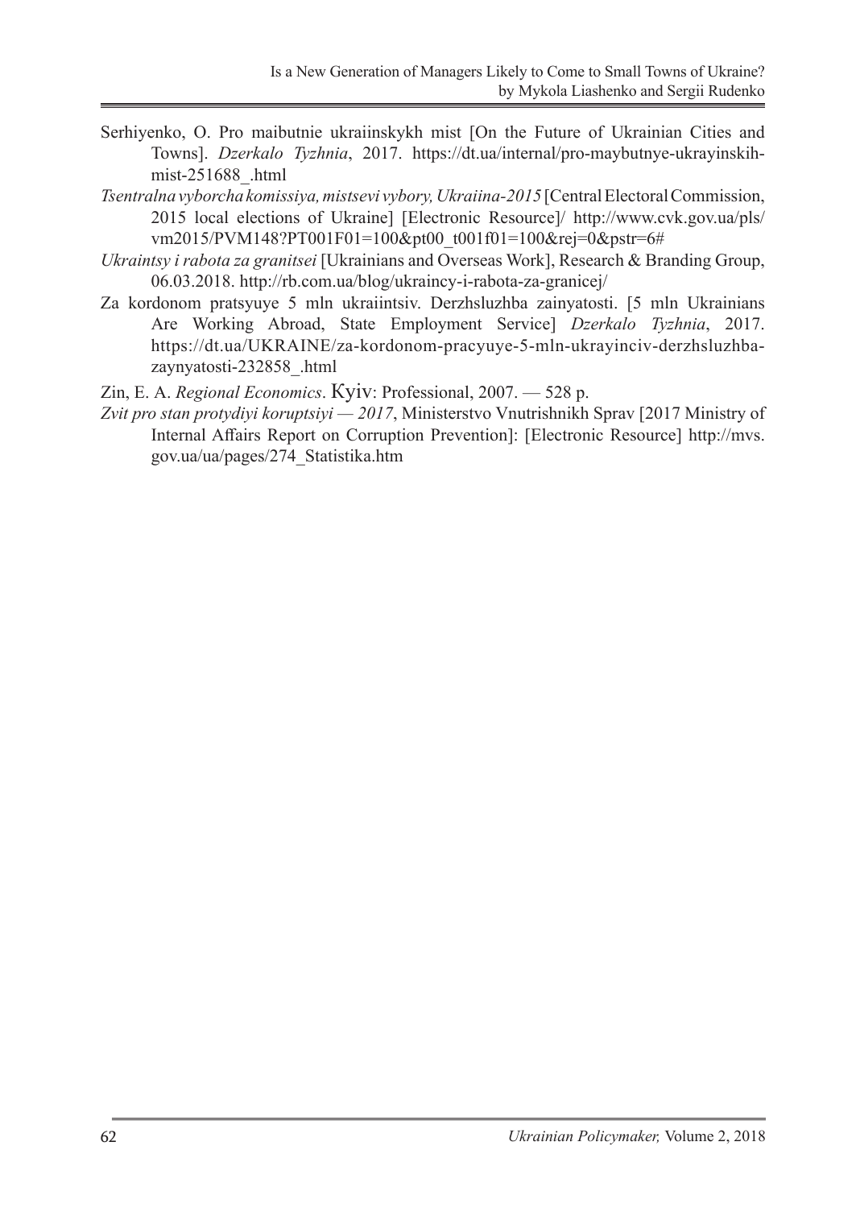Serhiyenko, O. Pro maibutnie ukraiinskykh mist [On the Future of Ukrainian Cities and Towns]. *Dzerkalo Tyzhnia*, 2017. https://dt.ua/internal/pro-maybutnye-ukrayinskih-mist-251688_.html

*Tsentralna vyborcha komissiya, mistsevi vybory, Ukraiina-2015* [Central Electoral Commission, 2015 local elections of Ukraine] [Electronic Resource]/ http://www.cvk.gov.ua/pls/vm2015/PVM148?PT001F01=100&pt00_t001f01=100&rej=0&pstr=6#

*Ukraintsy i rabota za granitsei* [Ukrainians and Overseas Work], Research & Branding Group, 06.03.2018. http://rb.com.ua/blog/ukraincy-i-rabota-za-granicej/

Za kordonom pratsyuye 5 mln ukraiintsiv. Derzhsluzhba zainyatosti. [5 mln Ukrainians Are Working Abroad, State Employment Service] *Dzerkalo Tyzhnia*, 2017. https://dt.ua/UKRAINE/za-kordonom-pracyuye-5-mln-ukrayinciv-derzhsluzhba-zaynyatosti-232858_.html

Zin, E. A. *Regional Economics*. Kyiv: Professional, 2007. — 528 p.

*Zvit pro stan protydiyi koruptsiyi — 2017*, Ministerstvo Vnutrishnikh Sprav [2017 Ministry of Internal Affairs Report on Corruption Prevention]: [Electronic Resource] http://mvs.gov.ua/ua/pages/274_Statistika.htm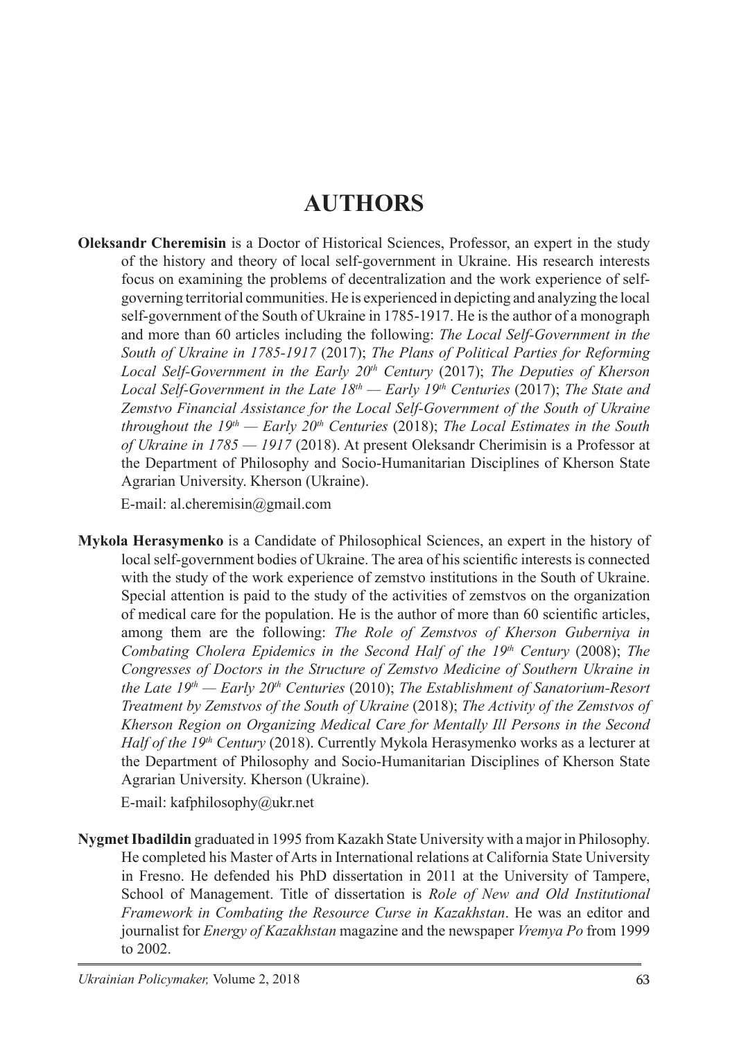# AUTHORS

**Oleksandr Cheremisin** is a Doctor of Historical Sciences, Professor, an expert in the study of the history and theory of local self-government in Ukraine. His research interests focus on examining the problems of decentralization and the work experience of self-governing territorial communities. He is experienced in depicting and analyzing the local self-government of the South of Ukraine in 1785-1917. He is the author of a monograph and more than 60 articles including the following: *The Local Self-Government in the South of Ukraine in 1785-1917* (2017); *The Plans of Political Parties for Reforming Local Self-Government in the Early 20th Century* (2017); *The Deputies of Kherson Local Self-Government in the Late 18th — Early 19th Centuries* (2017); *The State and Zemstvo Financial Assistance for the Local Self-Government of the South of Ukraine throughout the 19th — Early 20th Centuries* (2018); *The Local Estimates in the South of Ukraine in 1785 — 1917* (2018). At present Oleksandr Cherimisin is a Professor at the Department of Philosophy and Socio-Humanitarian Disciplines of Kherson State Agrarian University. Kherson (Ukraine).

E-mail: al.cheremisin@gmail.com

**Mykola Herasymenko** is a Candidate of Philosophical Sciences, an expert in the history of local self-government bodies of Ukraine. The area of his scientific interests is connected with the study of the work experience of zemstvo institutions in the South of Ukraine. Special attention is paid to the study of the activities of zemstvos on the organization of medical care for the population. He is the author of more than 60 scientific articles, among them are the following: *The Role of Zemstvos of Kherson Guberniya in Combating Cholera Epidemics in the Second Half of the 19th Century* (2008); *The Congresses of Doctors in the Structure of Zemstvo Medicine of Southern Ukraine in the Late 19th — Early 20th Centuries* (2010); *The Establishment of Sanatorium-Resort Treatment by Zemstvos of the South of Ukraine* (2018); *The Activity of the Zemstvos of Kherson Region on Organizing Medical Care for Mentally Ill Persons in the Second Half of the 19th Century* (2018). Currently Mykola Herasymenko works as a lecturer at the Department of Philosophy and Socio-Humanitarian Disciplines of Kherson State Agrarian University. Kherson (Ukraine).

E-mail: kafphilosophy@ukr.net

**Nygmet Ibadildin** graduated in 1995 from Kazakh State University with a major in Philosophy. He completed his Master of Arts in International relations at California State University in Fresno. He defended his PhD dissertation in 2011 at the University of Tampere, School of Management. Title of dissertation is *Role of New and Old Institutional Framework in Combating the Resource Curse in Kazakhstan*. He was an editor and journalist for *Energy of Kazakhstan* magazine and the newspaper *Vremya Po* from 1999 to 2002.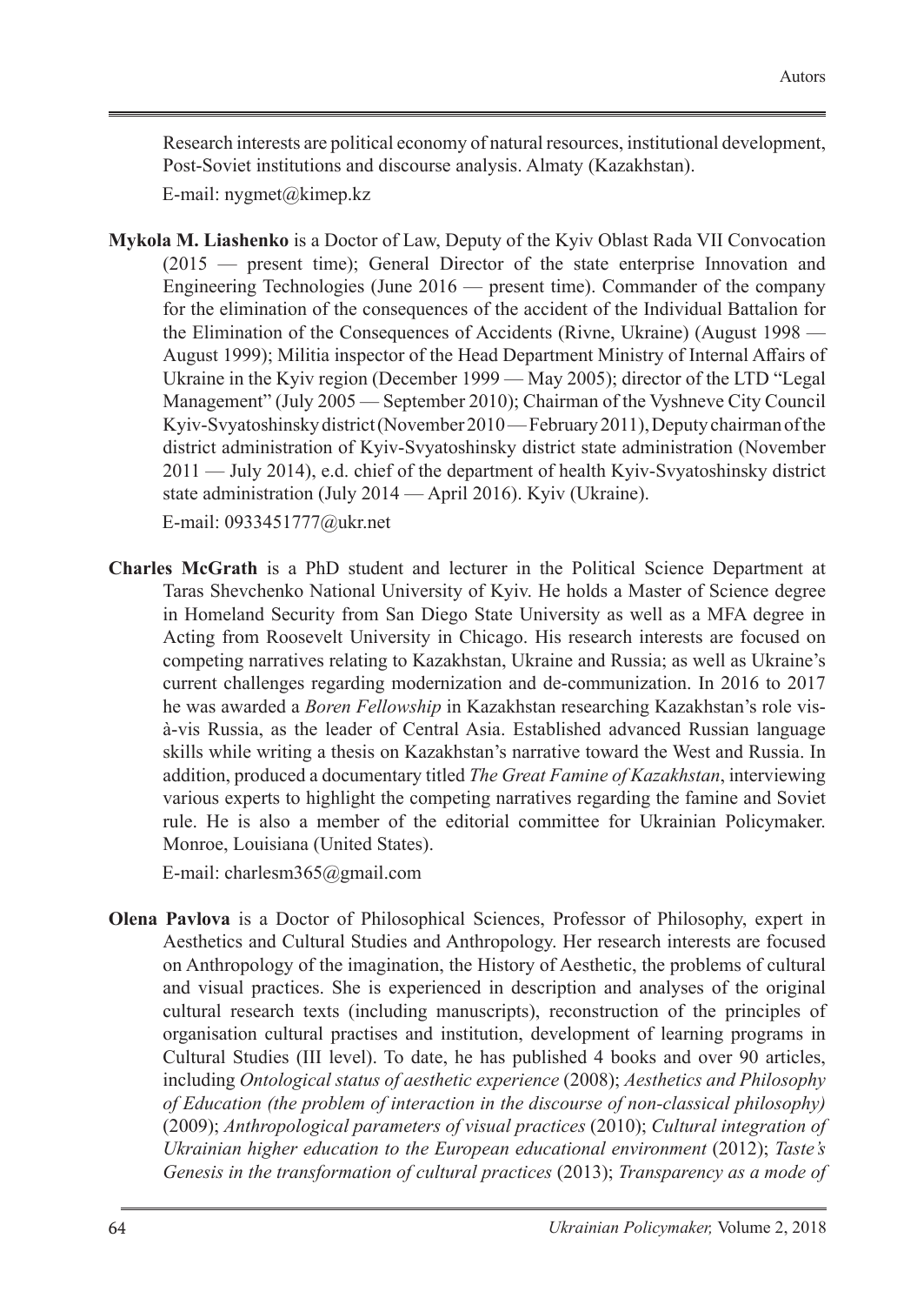Research interests are political economy of natural resources, institutional development, Post-Soviet institutions and discourse analysis. Almaty (Kazakhstan).

E-mail: nygmet@kimep.kz

**Mykola M. Liashenko** is a Doctor of Law, Deputy of the Kyiv Oblast Rada VII Convocation (2015 — present time); General Director of the state enterprise Innovation and Engineering Technologies (June 2016 — present time). Commander of the company for the elimination of the consequences of the accident of the Individual Battalion for the Elimination of the Consequences of Accidents (Rivne, Ukraine) (August 1998 — August 1999); Militia inspector of the Head Department Ministry of Internal Affairs of Ukraine in the Kyiv region (December 1999 — May 2005); director of the LTD "Legal Management" (July 2005 — September 2010); Chairman of the Vyshneve City Council Kyiv-Svyatoshinsky district (November 2010 — February 2011), Deputy chairman of the district administration of Kyiv-Svyatoshinsky district state administration (November 2011 — July 2014), e.d. chief of the department of health Kyiv-Svyatoshinsky district state administration (July 2014 — April 2016). Kyiv (Ukraine).

E-mail: 0933451777@ukr.net

**Charles McGrath** is a PhD student and lecturer in the Political Science Department at Taras Shevchenko National University of Kyiv. He holds a Master of Science degree in Homeland Security from San Diego State University as well as a MFA degree in Acting from Roosevelt University in Chicago. His research interests are focused on competing narratives relating to Kazakhstan, Ukraine and Russia; as well as Ukraine's current challenges regarding modernization and de-communization. In 2016 to 2017 he was awarded a *Boren Fellowship* in Kazakhstan researching Kazakhstan's role vis-à-vis Russia, as the leader of Central Asia. Established advanced Russian language skills while writing a thesis on Kazakhstan's narrative toward the West and Russia. In addition, produced a documentary titled *The Great Famine of Kazakhstan*, interviewing various experts to highlight the competing narratives regarding the famine and Soviet rule. He is also a member of the editorial committee for Ukrainian Policymaker. Monroe, Louisiana (United States).

E-mail: charlesm365@gmail.com

**Olena Pavlova** is a Doctor of Philosophical Sciences, Professor of Philosophy, expert in Aesthetics and Cultural Studies and Anthropology. Her research interests are focused on Anthropology of the imagination, the History of Aesthetic, the problems of cultural and visual practices. She is experienced in description and analyses of the original cultural research texts (including manuscripts), reconstruction of the principles of organisation cultural practises and institution, development of learning programs in Cultural Studies (III level). To date, he has published 4 books and over 90 articles, including *Ontological status of aesthetic experience* (2008); *Aesthetics and Philosophy of Education (the problem of interaction in the discourse of non-classical philosophy)* (2009); *Anthropological parameters of visual practices* (2010); *Cultural integration of Ukrainian higher education to the European educational environment* (2012); *Taste's Genesis in the transformation of cultural practices* (2013); *Transparency as a mode of*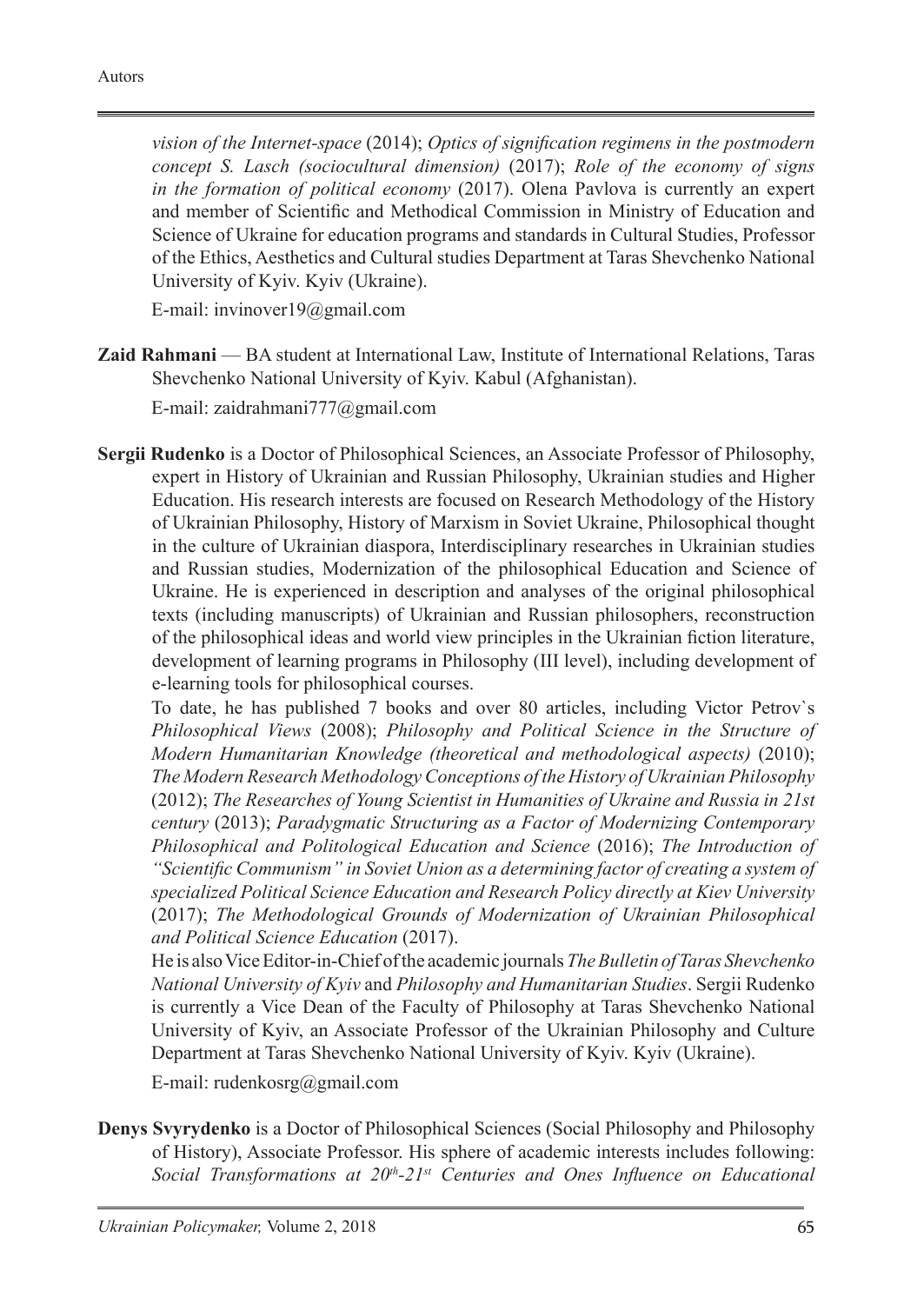*vision of the Internet-space* (2014); *Optics of signification regimens in the postmodern concept S. Lasch (sociocultural dimension)* (2017); *Role of the economy of signs in the formation of political economy* (2017). Olena Pavlova is currently an expert and member of Scientific and Methodical Commission in Ministry of Education and Science of Ukraine for education programs and standards in Cultural Studies, Professor of the Ethics, Aesthetics and Cultural studies Department at Taras Shevchenko National University of Kyiv. Kyiv (Ukraine).

E-mail: invinover19@gmail.com

**Zaid Rahmani** — BA student at International Law, Institute of International Relations, Taras Shevchenko National University of Kyiv. Kabul (Afghanistan).

E-mail: zaidrahmani777@gmail.com

**Sergii Rudenko** is a Doctor of Philosophical Sciences, an Associate Professor of Philosophy, expert in History of Ukrainian and Russian Philosophy, Ukrainian studies and Higher Education. His research interests are focused on Research Methodology of the History of Ukrainian Philosophy, History of Marxism in Soviet Ukraine, Philosophical thought in the culture of Ukrainian diaspora, Interdisciplinary researches in Ukrainian studies and Russian studies, Modernization of the philosophical Education and Science of Ukraine. He is experienced in description and analyses of the original philosophical texts (including manuscripts) of Ukrainian and Russian philosophers, reconstruction of the philosophical ideas and world view principles in the Ukrainian fiction literature, development of learning programs in Philosophy (III level), including development of e-learning tools for philosophical courses.

To date, he has published 7 books and over 80 articles, including Victor Petrov`s *Philosophical Views* (2008); *Philosophy and Political Science in the Structure of Modern Humanitarian Knowledge (theoretical and methodological aspects)* (2010); *The Modern Research Methodology Conceptions of the History of Ukrainian Philosophy* (2012); *The Researches of Young Scientist in Humanities of Ukraine and Russia in 21st century* (2013); *Paradygmatic Structuring as a Factor of Modernizing Contemporary Philosophical and Politological Education and Science* (2016); *The Introduction of "Scientific Communism" in Soviet Union as a determining factor of creating a system of specialized Political Science Education and Research Policy directly at Kiev University* (2017); *The Methodological Grounds of Modernization of Ukrainian Philosophical and Political Science Education* (2017).

He is also Vice Editor-in-Chief of the academic journals *The Bulletin of Taras Shevchenko National University of Kyiv* and *Philosophy and Humanitarian Studies*. Sergii Rudenko is currently a Vice Dean of the Faculty of Philosophy at Taras Shevchenko National University of Kyiv, an Associate Professor of the Ukrainian Philosophy and Culture Department at Taras Shevchenko National University of Kyiv. Kyiv (Ukraine).

E-mail: rudenkosrg@gmail.com

**Denys Svyrydenko** is a Doctor of Philosophical Sciences (Social Philosophy and Philosophy of History), Associate Professor. His sphere of academic interests includes following: *Social Transformations at 20th-21st Centuries and Ones Influence on Educational*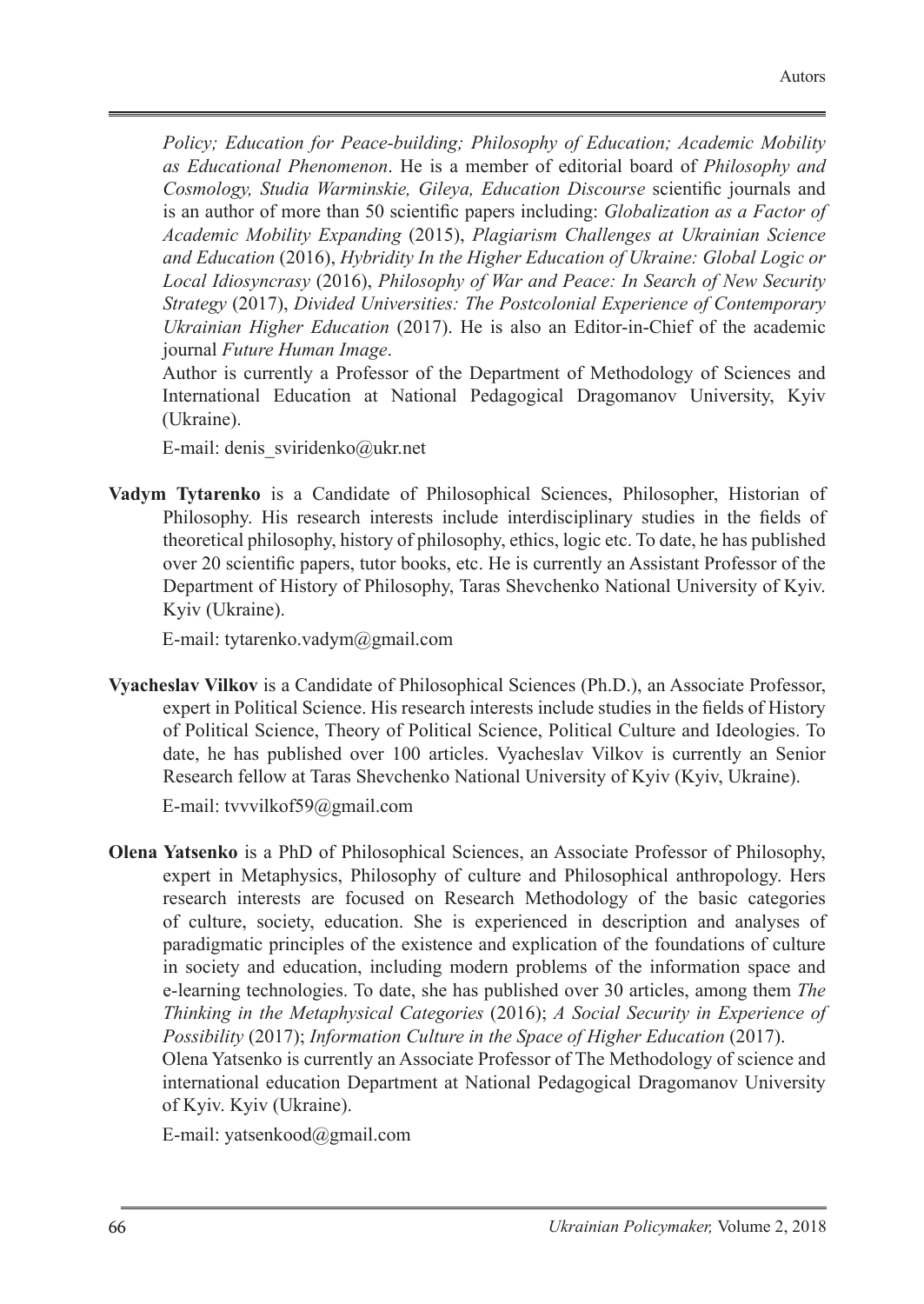*Policy; Education for Peace-building; Philosophy of Education; Academic Mobility as Educational Phenomenon*. He is a member of editorial board of *Philosophy and Cosmology, Studia Warminskie, Gileya, Education Discourse* scientific journals and is an author of more than 50 scientific papers including: *Globalization as a Factor of Academic Mobility Expanding* (2015), *Plagiarism Challenges at Ukrainian Science and Education* (2016), *Hybridity In the Higher Education of Ukraine: Global Logic or Local Idiosyncrasy* (2016), *Philosophy of War and Peace: In Search of New Security Strategy* (2017), *Divided Universities: The Postcolonial Experience of Contemporary Ukrainian Higher Education* (2017). He is also an Editor-in-Chief of the academic journal *Future Human Image*.

Author is currently a Professor of the Department of Methodology of Sciences and International Education at National Pedagogical Dragomanov University, Kyiv (Ukraine).

E-mail: denis_sviridenko@ukr.net

**Vadym Tytarenko** is a Candidate of Philosophical Sciences, Philosopher, Historian of Philosophy. His research interests include interdisciplinary studies in the fields of theoretical philosophy, history of philosophy, ethics, logic etc. To date, he has published over 20 scientific papers, tutor books, etc. He is currently an Assistant Professor of the Department of History of Philosophy, Taras Shevchenko National University of Kyiv. Kyiv (Ukraine).

E-mail: tytarenko.vadym@gmail.com

**Vyacheslav Vilkov** is a Candidate of Philosophical Sciences (Ph.D.), an Associate Professor, expert in Political Science. His research interests include studies in the fields of History of Political Science, Theory of Political Science, Political Culture and Ideologies. To date, he has published over 100 articles. Vyacheslav Vilkov is currently an Senior Research fellow at Taras Shevchenko National University of Kyiv (Kyiv, Ukraine).

E-mail: tvvvilkof59@gmail.com

**Olena Yatsenko** is a PhD of Philosophical Sciences, an Associate Professor of Philosophy, expert in Metaphysics, Philosophy of culture and Philosophical anthropology. Hers research interests are focused on Research Methodology of the basic categories of culture, society, education. She is experienced in description and analyses of paradigmatic principles of the existence and explication of the foundations of culture in society and education, including modern problems of the information space and e-learning technologies. To date, she has published over 30 articles, among them *The Thinking in the Metaphysical Categories* (2016); *A Social Security in Experience of Possibility* (2017); *Information Culture in the Space of Higher Education* (2017).

Olena Yatsenko is currently an Associate Professor of The Methodology of science and international education Department at National Pedagogical Dragomanov University of Kyiv. Kyiv (Ukraine).

E-mail: yatsenkood@gmail.com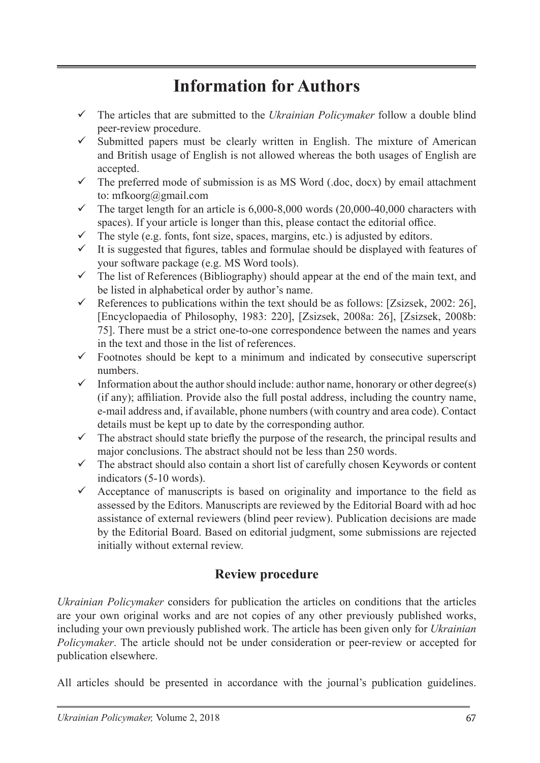# Information for Authors

- ✓ The articles that are submitted to the *Ukrainian Policymaker* follow a double blind peer-review procedure.
- ✓ Submitted papers must be clearly written in English. The mixture of American and British usage of English is not allowed whereas the both usages of English are accepted.
- ✓ The preferred mode of submission is as MS Word (.doc, docx) by email attachment to: mfkoorg@gmail.com
- ✓ The target length for an article is 6,000-8,000 words (20,000-40,000 characters with spaces). If your article is longer than this, please contact the editorial office.
- ✓ The style (e.g. fonts, font size, spaces, margins, etc.) is adjusted by editors.
- ✓ It is suggested that figures, tables and formulae should be displayed with features of your software package (e.g. MS Word tools).
- ✓ The list of References (Bibliography) should appear at the end of the main text, and be listed in alphabetical order by author's name.
- ✓ References to publications within the text should be as follows: [Zsizsek, 2002: 26], [Encyclopaedia of Philosophy, 1983: 220], [Zsizsek, 2008a: 26], [Zsizsek, 2008b: 75]. There must be a strict one-to-one correspondence between the names and years in the text and those in the list of references.
- ✓ Footnotes should be kept to a minimum and indicated by consecutive superscript numbers.
- ✓ Information about the author should include: author name, honorary or other degree(s) (if any); affiliation. Provide also the full postal address, including the country name, e-mail address and, if available, phone numbers (with country and area code). Contact details must be kept up to date by the corresponding author.
- ✓ The abstract should state briefly the purpose of the research, the principal results and major conclusions. The abstract should not be less than 250 words.
- ✓ The abstract should also contain a short list of carefully chosen Keywords or content indicators (5-10 words).
- ✓ Acceptance of manuscripts is based on originality and importance to the field as assessed by the Editors. Manuscripts are reviewed by the Editorial Board with ad hoc assistance of external reviewers (blind peer review). Publication decisions are made by the Editorial Board. Based on editorial judgment, some submissions are rejected initially without external review.

## Review procedure

*Ukrainian Policymaker* considers for publication the articles on conditions that the articles are your own original works and are not copies of any other previously published works, including your own previously published work. The article has been given only for *Ukrainian Policymaker*. The article should not be under consideration or peer-review or accepted for publication elsewhere.

All articles should be presented in accordance with the journal's publication guidelines.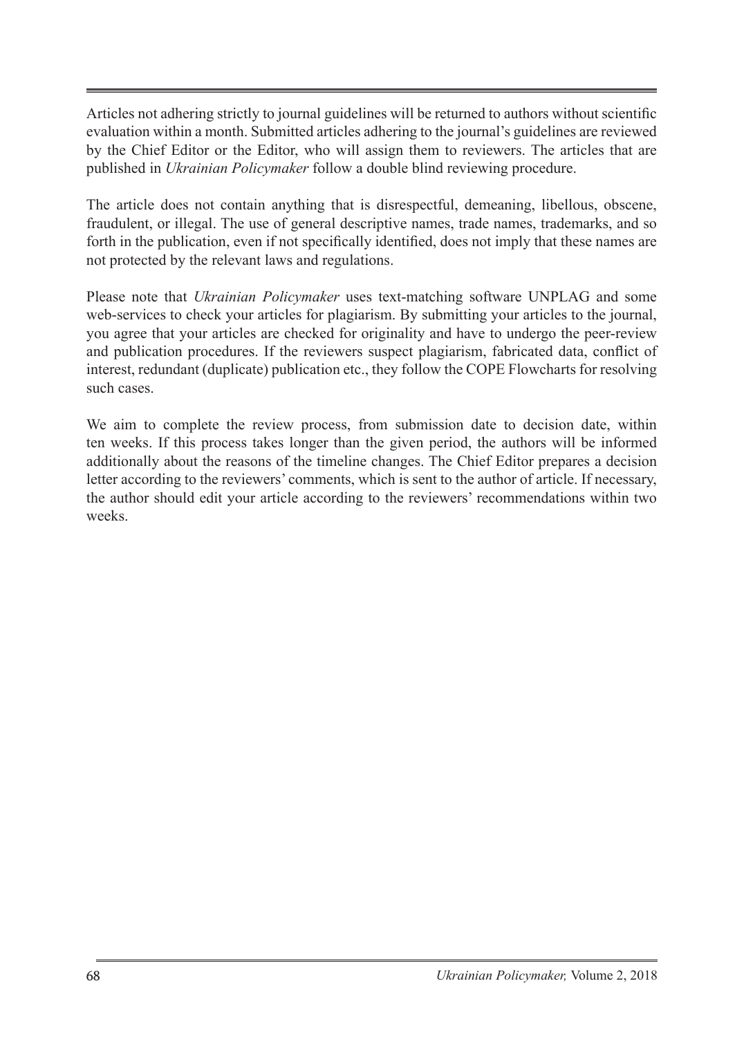Articles not adhering strictly to journal guidelines will be returned to authors without scientific evaluation within a month. Submitted articles adhering to the journal's guidelines are reviewed by the Chief Editor or the Editor, who will assign them to reviewers. The articles that are published in *Ukrainian Policymaker* follow a double blind reviewing procedure.

The article does not contain anything that is disrespectful, demeaning, libellous, obscene, fraudulent, or illegal. The use of general descriptive names, trade names, trademarks, and so forth in the publication, even if not specifically identified, does not imply that these names are not protected by the relevant laws and regulations.

Please note that *Ukrainian Policymaker* uses text-matching software UNPLAG and some web-services to check your articles for plagiarism. By submitting your articles to the journal, you agree that your articles are checked for originality and have to undergo the peer-review and publication procedures. If the reviewers suspect plagiarism, fabricated data, conflict of interest, redundant (duplicate) publication etc., they follow the COPE Flowcharts for resolving such cases.

We aim to complete the review process, from submission date to decision date, within ten weeks. If this process takes longer than the given period, the authors will be informed additionally about the reasons of the timeline changes. The Chief Editor prepares a decision letter according to the reviewers' comments, which is sent to the author of article. If necessary, the author should edit your article according to the reviewers' recommendations within two weeks.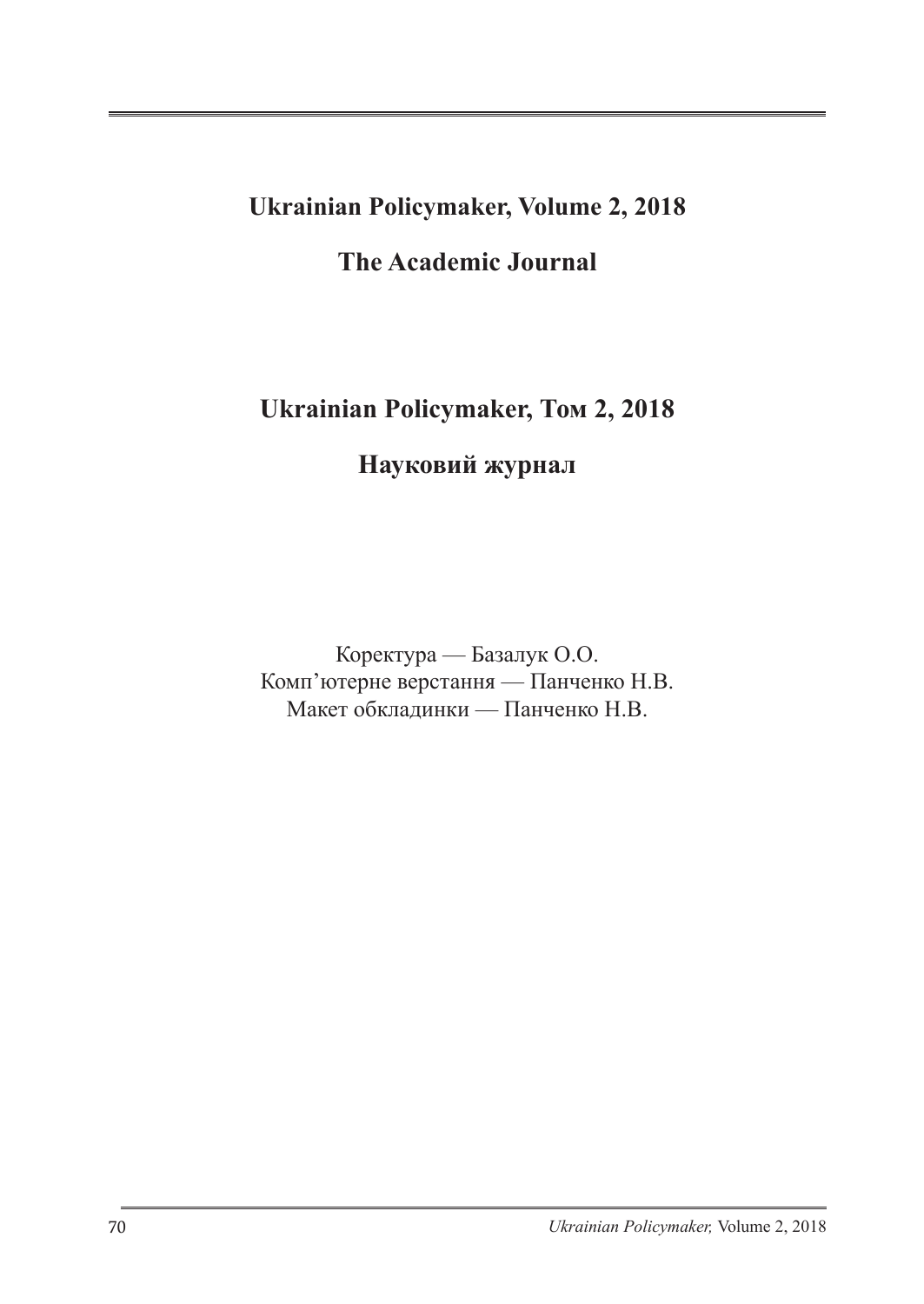**Ukrainian Policymaker, Volume 2, 2018**

**The Academic Journal**

**Ukrainian Policymaker, Том 2, 2018**

**Науковий журнал**

Коректура — Базалук О.О.
Комп'ютерне верстання — Панченко Н.В.
Макет обкладинки — Панченко Н.В.